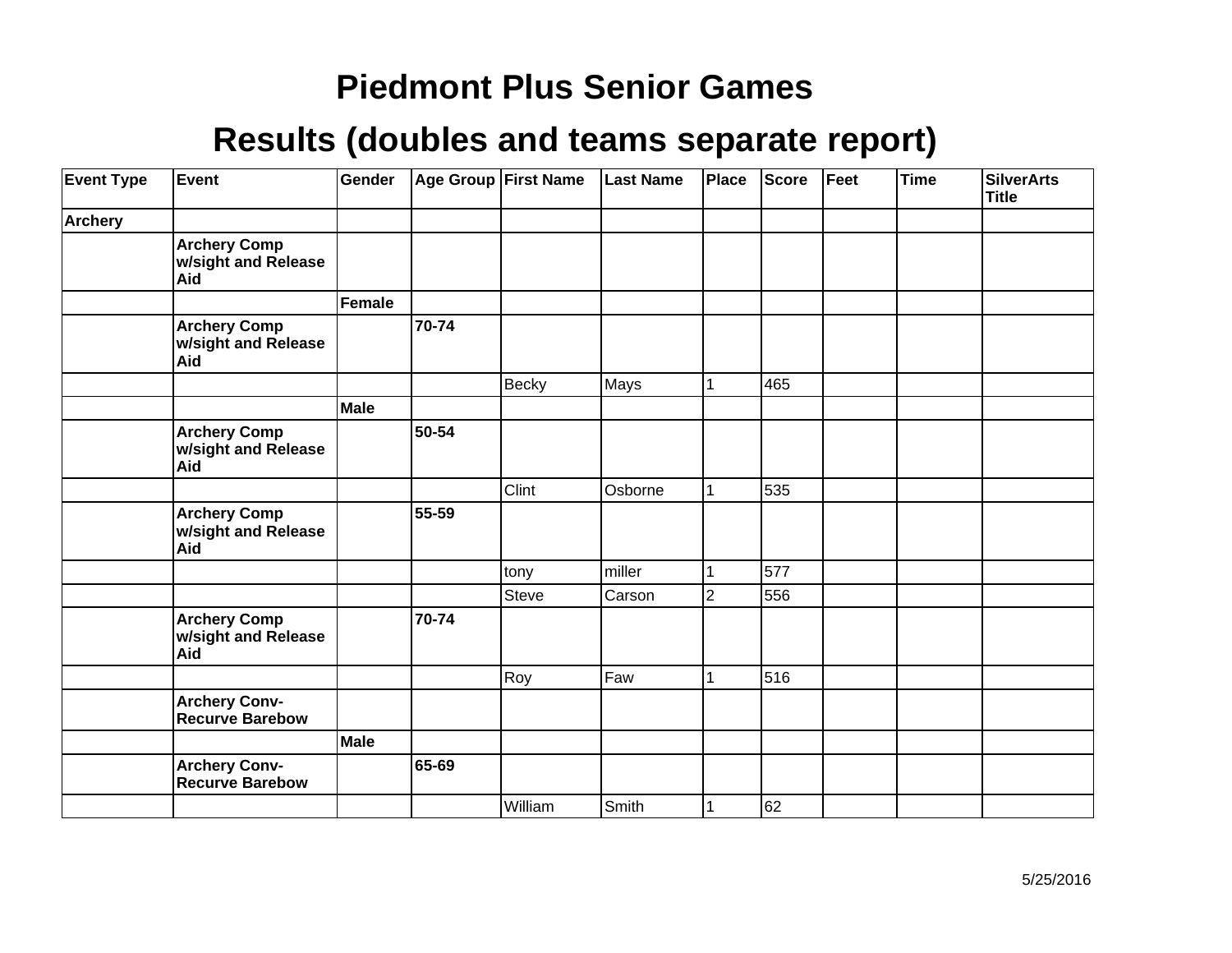# Piedmont Plus Senior Games

## Results (doubles and teams separate report)

| Event Type | Event | Gender | Age Group | First Name | Last Name | Place | Score | Feet | Time | SilverArts Title |
|---|---|---|---|---|---|---|---|---|---|---|
| **Archery** | | | | | | | | | | |
| | **Archery Comp w/sight and Release Aid** | | | | | | | | | |
| | | **Female** | | | | | | | | |
| | **Archery Comp w/sight and Release Aid** | | **70-74** | | | | | | | |
| | | | | Becky | Mays | 1 | 465 | | | |
| | | **Male** | | | | | | | | |
| | **Archery Comp w/sight and Release Aid** | | **50-54** | | | | | | | |
| | | | | Clint | Osborne | 1 | 535 | | | |
| | **Archery Comp w/sight and Release Aid** | | **55-59** | | | | | | | |
| | | | | tony | miller | 1 | 577 | | | |
| | | | | Steve | Carson | 2 | 556 | | | |
| | **Archery Comp w/sight and Release Aid** | | **70-74** | | | | | | | |
| | | | | Roy | Faw | 1 | 516 | | | |
| | **Archery Conv-Recurve Barebow** | | | | | | | | | |
| | | **Male** | | | | | | | | |
| | **Archery Conv-Recurve Barebow** | | **65-69** | | | | | | | |
| | | | | William | Smith | 1 | 62 | | | |

5/25/2016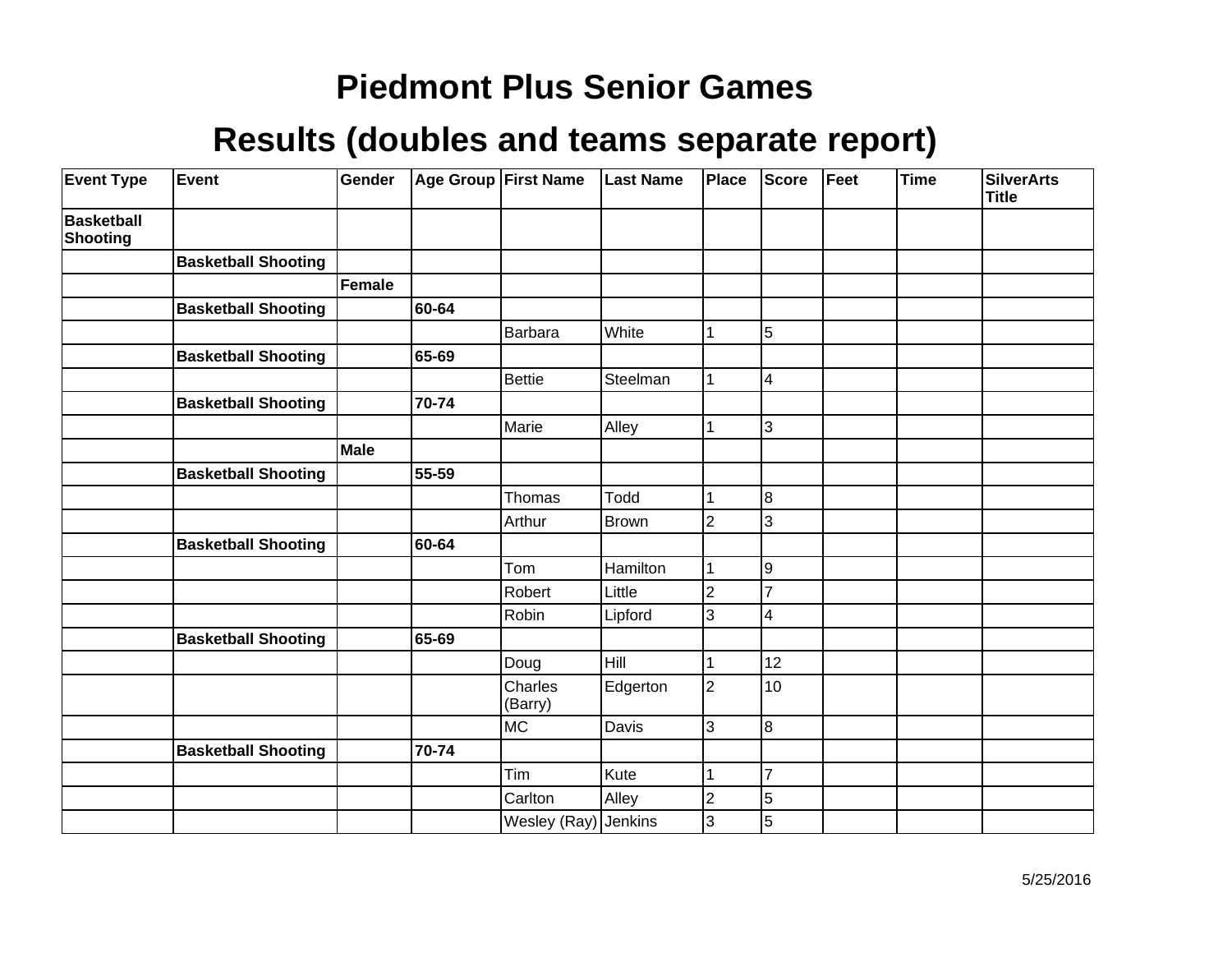# Piedmont Plus Senior Games

## Results (doubles and teams separate report)

| Event Type | Event | Gender | Age Group | First Name | Last Name | Place | Score | Feet | Time | SilverArts Title |
|---|---|---|---|---|---|---|---|---|---|---|
| **Basketball Shooting** | | | | | | | | | | |
| | **Basketball Shooting** | | | | | | | | | |
| | | **Female** | | | | | | | | |
| | **Basketball Shooting** | | **60-64** | | | | | | | |
| | | | | Barbara | White | 1 | 5 | | | |
| | **Basketball Shooting** | | **65-69** | | | | | | | |
| | | | | Bettie | Steelman | 1 | 4 | | | |
| | **Basketball Shooting** | | **70-74** | | | | | | | |
| | | | | Marie | Alley | 1 | 3 | | | |
| | | **Male** | | | | | | | | |
| | **Basketball Shooting** | | **55-59** | | | | | | | |
| | | | | Thomas | Todd | 1 | 8 | | | |
| | | | | Arthur | Brown | 2 | 3 | | | |
| | **Basketball Shooting** | | **60-64** | | | | | | | |
| | | | | Tom | Hamilton | 1 | 9 | | | |
| | | | | Robert | Little | 2 | 7 | | | |
| | | | | Robin | Lipford | 3 | 4 | | | |
| | **Basketball Shooting** | | **65-69** | | | | | | | |
| | | | | Doug | Hill | 1 | 12 | | | |
| | | | | Charles (Barry) | Edgerton | 2 | 10 | | | |
| | | | | MC | Davis | 3 | 8 | | | |
| | **Basketball Shooting** | | **70-74** | | | | | | | |
| | | | | Tim | Kute | 1 | 7 | | | |
| | | | | Carlton | Alley | 2 | 5 | | | |
| | | | | Wesley (Ray) | Jenkins | 3 | 5 | | | |

5/25/2016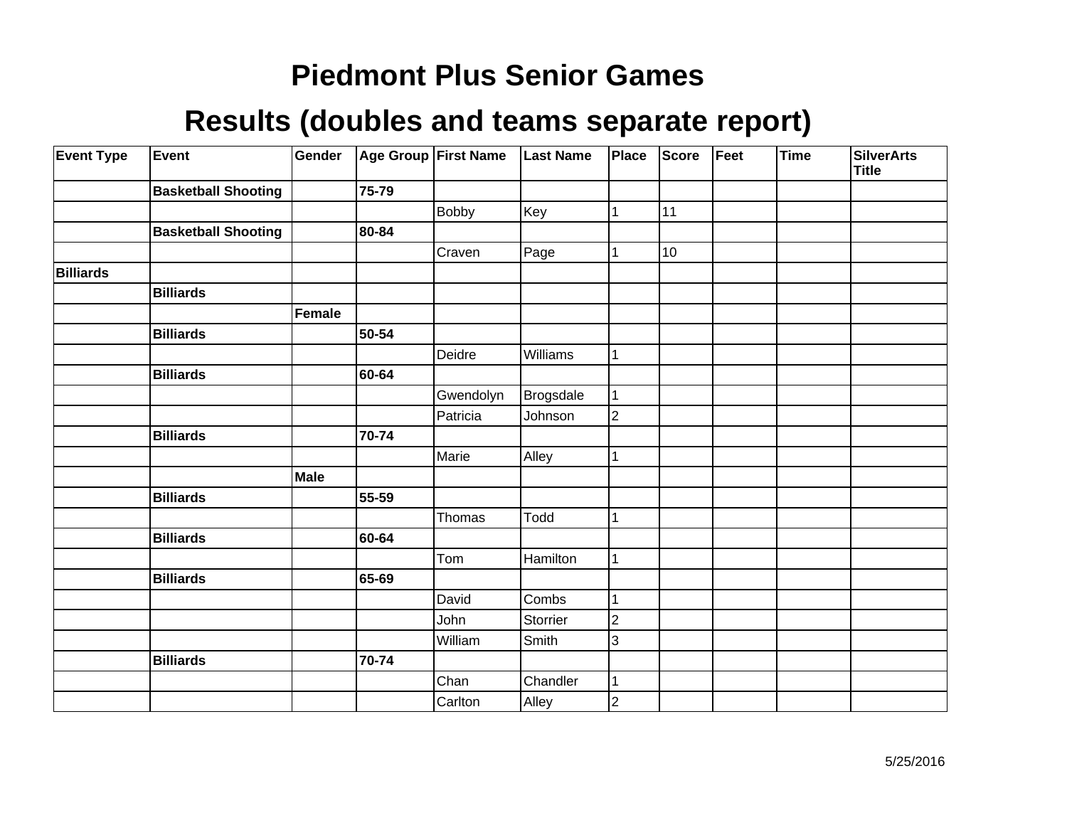# Piedmont Plus Senior Games

## Results (doubles and teams separate report)

| Event Type | Event | Gender | Age Group | First Name | Last Name | Place | Score | Feet | Time | SilverArts Title |
|---|---|---|---|---|---|---|---|---|---|---|
| | **Basketball Shooting** | | **75-79** | | | | | | | |
| | | | | Bobby | Key | 1 | 11 | | | |
| | **Basketball Shooting** | | **80-84** | | | | | | | |
| | | | | Craven | Page | 1 | 10 | | | |
| **Billiards** | | | | | | | | | | |
| | **Billiards** | | | | | | | | | |
| | | **Female** | | | | | | | | |
| | **Billiards** | | **50-54** | | | | | | | |
| | | | | Deidre | Williams | 1 | | | | |
| | **Billiards** | | **60-64** | | | | | | | |
| | | | | Gwendolyn | Brogsdale | 1 | | | | |
| | | | | Patricia | Johnson | 2 | | | | |
| | **Billiards** | | **70-74** | | | | | | | |
| | | | | Marie | Alley | 1 | | | | |
| | | **Male** | | | | | | | | |
| | **Billiards** | | **55-59** | | | | | | | |
| | | | | Thomas | Todd | 1 | | | | |
| | **Billiards** | | **60-64** | | | | | | | |
| | | | | Tom | Hamilton | 1 | | | | |
| | **Billiards** | | **65-69** | | | | | | | |
| | | | | David | Combs | 1 | | | | |
| | | | | John | Storrier | 2 | | | | |
| | | | | William | Smith | 3 | | | | |
| | **Billiards** | | **70-74** | | | | | | | |
| | | | | Chan | Chandler | 1 | | | | |
| | | | | Carlton | Alley | 2 | | | | |

5/25/2016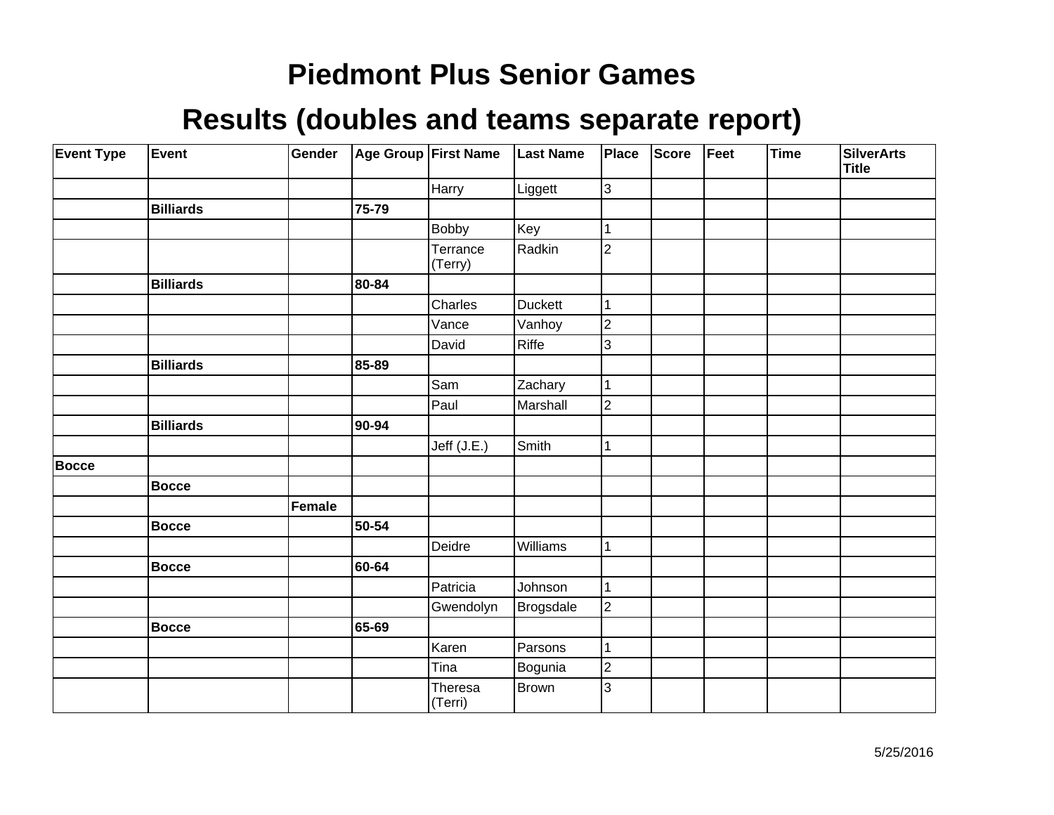# Piedmont Plus Senior Games

## Results (doubles and teams separate report)

| Event Type | Event | Gender | Age Group | First Name | Last Name | Place | Score | Feet | Time | SilverArts Title |
|---|---|---|---|---|---|---|---|---|---|---|
| | | | | Harry | Liggett | 3 | | | | |
| | **Billiards** | | **75-79** | | | | | | | |
| | | | | Bobby | Key | 1 | | | | |
| | | | | Terrance (Terry) | Radkin | 2 | | | | |
| | **Billiards** | | **80-84** | | | | | | | |
| | | | | Charles | Duckett | 1 | | | | |
| | | | | Vance | Vanhoy | 2 | | | | |
| | | | | David | Riffe | 3 | | | | |
| | **Billiards** | | **85-89** | | | | | | | |
| | | | | Sam | Zachary | 1 | | | | |
| | | | | Paul | Marshall | 2 | | | | |
| | **Billiards** | | **90-94** | | | | | | | |
| | | | | Jeff (J.E.) | Smith | 1 | | | | |
| **Bocce** | | | | | | | | | | |
| | **Bocce** | | | | | | | | | |
| | | **Female** | | | | | | | | |
| | **Bocce** | | **50-54** | | | | | | | |
| | | | | Deidre | Williams | 1 | | | | |
| | **Bocce** | | **60-64** | | | | | | | |
| | | | | Patricia | Johnson | 1 | | | | |
| | | | | Gwendolyn | Brogsdale | 2 | | | | |
| | **Bocce** | | **65-69** | | | | | | | |
| | | | | Karen | Parsons | 1 | | | | |
| | | | | Tina | Bogunia | 2 | | | | |
| | | | | Theresa (Terri) | Brown | 3 | | | | |

5/25/2016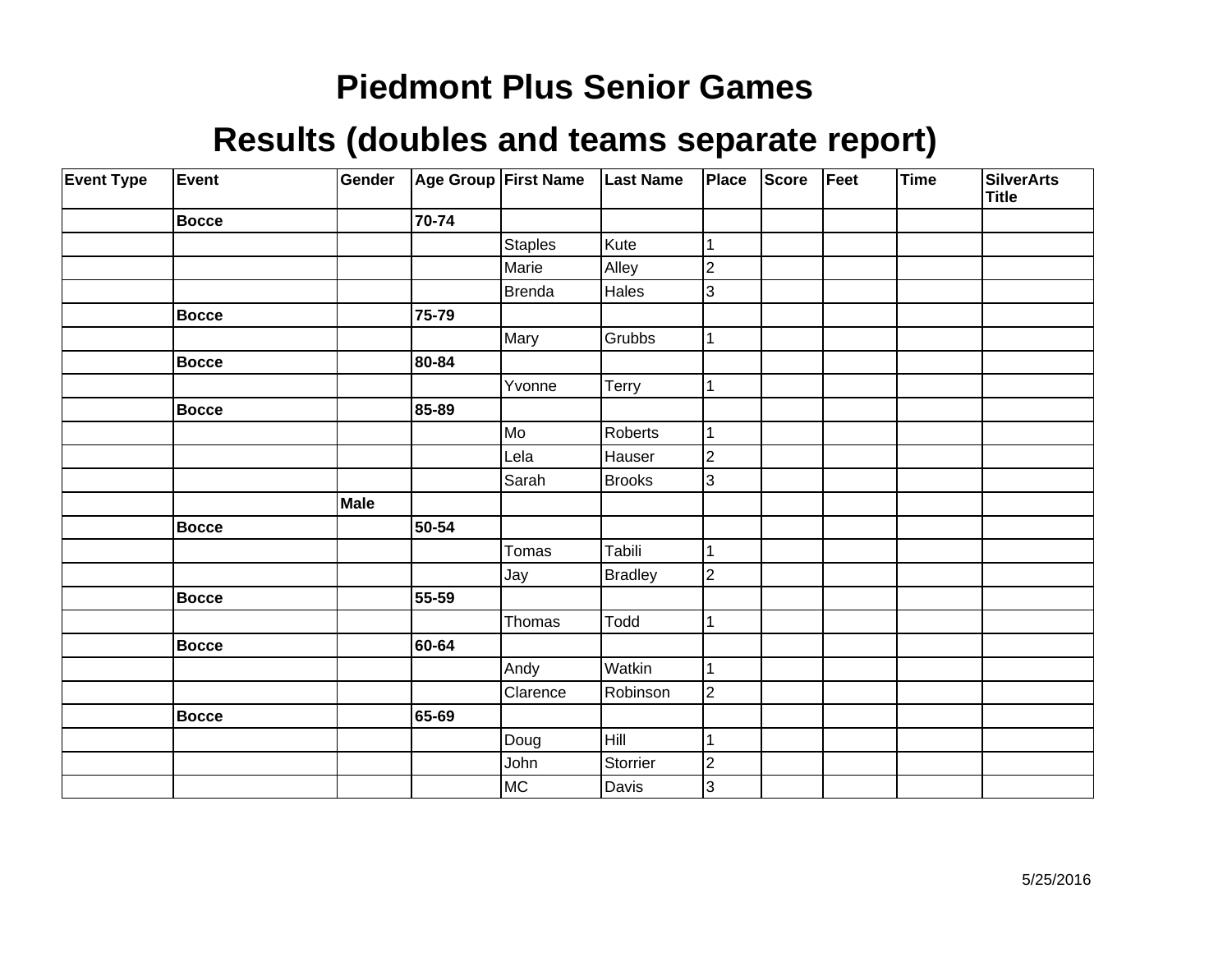# Piedmont Plus Senior Games

## Results (doubles and teams separate report)

| Event Type | Event | Gender | Age Group | First Name | Last Name | Place | Score | Feet | Time | SilverArts Title |
|---|---|---|---|---|---|---|---|---|---|---|
| | **Bocce** | | **70-74** | | | | | | | |
| | | | | Staples | Kute | 1 | | | | |
| | | | | Marie | Alley | 2 | | | | |
| | | | | Brenda | Hales | 3 | | | | |
| | **Bocce** | | **75-79** | | | | | | | |
| | | | | Mary | Grubbs | 1 | | | | |
| | **Bocce** | | **80-84** | | | | | | | |
| | | | | Yvonne | Terry | 1 | | | | |
| | **Bocce** | | **85-89** | | | | | | | |
| | | | | Mo | Roberts | 1 | | | | |
| | | | | Lela | Hauser | 2 | | | | |
| | | | | Sarah | Brooks | 3 | | | | |
| | | **Male** | | | | | | | | |
| | **Bocce** | | **50-54** | | | | | | | |
| | | | | Tomas | Tabili | 1 | | | | |
| | | | | Jay | Bradley | 2 | | | | |
| | **Bocce** | | **55-59** | | | | | | | |
| | | | | Thomas | Todd | 1 | | | | |
| | **Bocce** | | **60-64** | | | | | | | |
| | | | | Andy | Watkin | 1 | | | | |
| | | | | Clarence | Robinson | 2 | | | | |
| | **Bocce** | | **65-69** | | | | | | | |
| | | | | Doug | Hill | 1 | | | | |
| | | | | John | Storrier | 2 | | | | |
| | | | | MC | Davis | 3 | | | | |

5/25/2016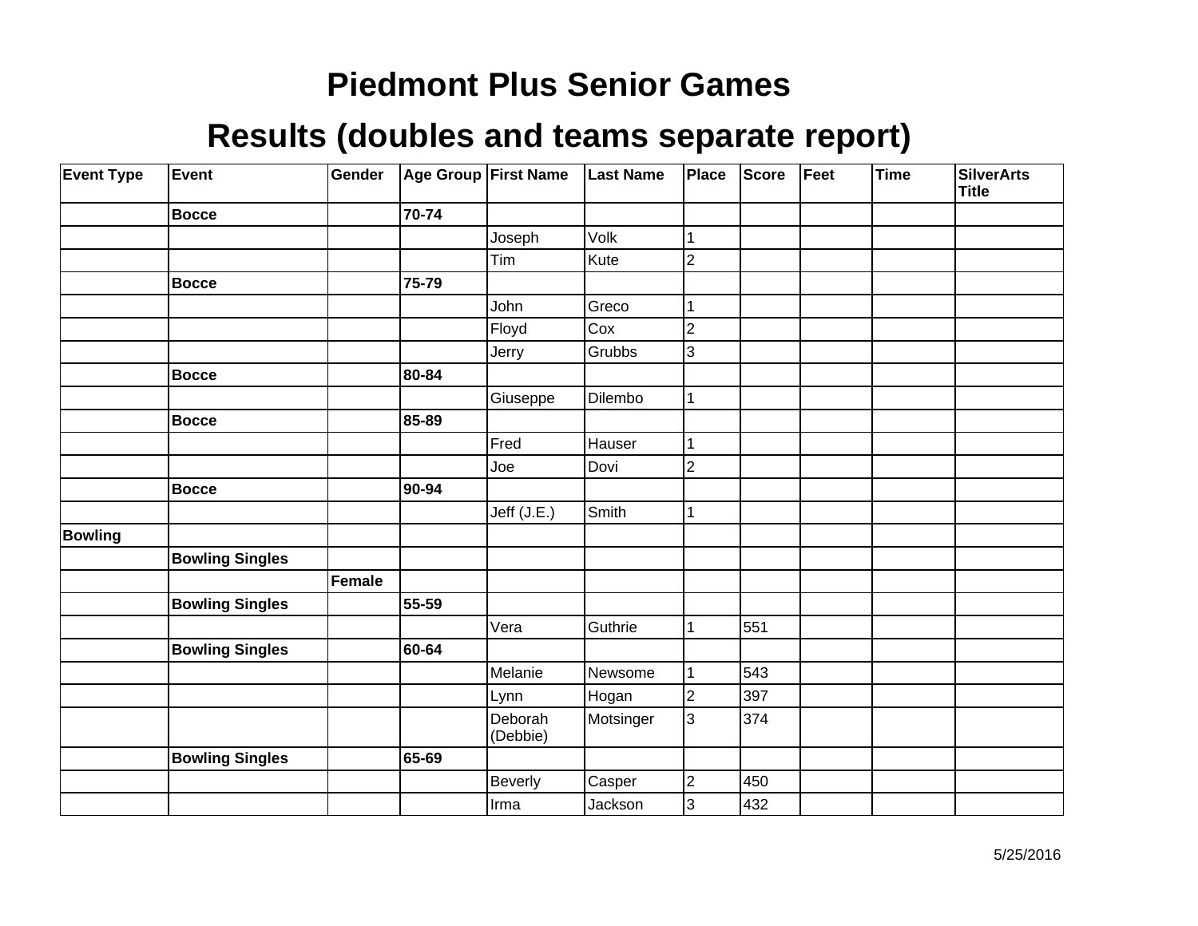# Piedmont Plus Senior Games

# Results (doubles and teams separate report)

| Event Type | Event | Gender | Age Group | First Name | Last Name | Place | Score | Feet | Time | SilverArts Title |
|---|---|---|---|---|---|---|---|---|---|---|
| | **Bocce** | | **70-74** | | | | | | | |
| | | | | Joseph | Volk | 1 | | | | |
| | | | | Tim | Kute | 2 | | | | |
| | **Bocce** | | **75-79** | | | | | | | |
| | | | | John | Greco | 1 | | | | |
| | | | | Floyd | Cox | 2 | | | | |
| | | | | Jerry | Grubbs | 3 | | | | |
| | **Bocce** | | **80-84** | | | | | | | |
| | | | | Giuseppe | Dilembo | 1 | | | | |
| | **Bocce** | | **85-89** | | | | | | | |
| | | | | Fred | Hauser | 1 | | | | |
| | | | | Joe | Dovi | 2 | | | | |
| | **Bocce** | | **90-94** | | | | | | | |
| | | | | Jeff (J.E.) | Smith | 1 | | | | |
| **Bowling** | | | | | | | | | | |
| | **Bowling Singles** | | | | | | | | | |
| | | **Female** | | | | | | | | |
| | **Bowling Singles** | | **55-59** | | | | | | | |
| | | | | Vera | Guthrie | 1 | 551 | | | |
| | **Bowling Singles** | | **60-64** | | | | | | | |
| | | | | Melanie | Newsome | 1 | 543 | | | |
| | | | | Lynn | Hogan | 2 | 397 | | | |
| | | | | Deborah (Debbie) | Motsinger | 3 | 374 | | | |
| | **Bowling Singles** | | **65-69** | | | | | | | |
| | | | | Beverly | Casper | 2 | 450 | | | |
| | | | | Irma | Jackson | 3 | 432 | | | |

5/25/2016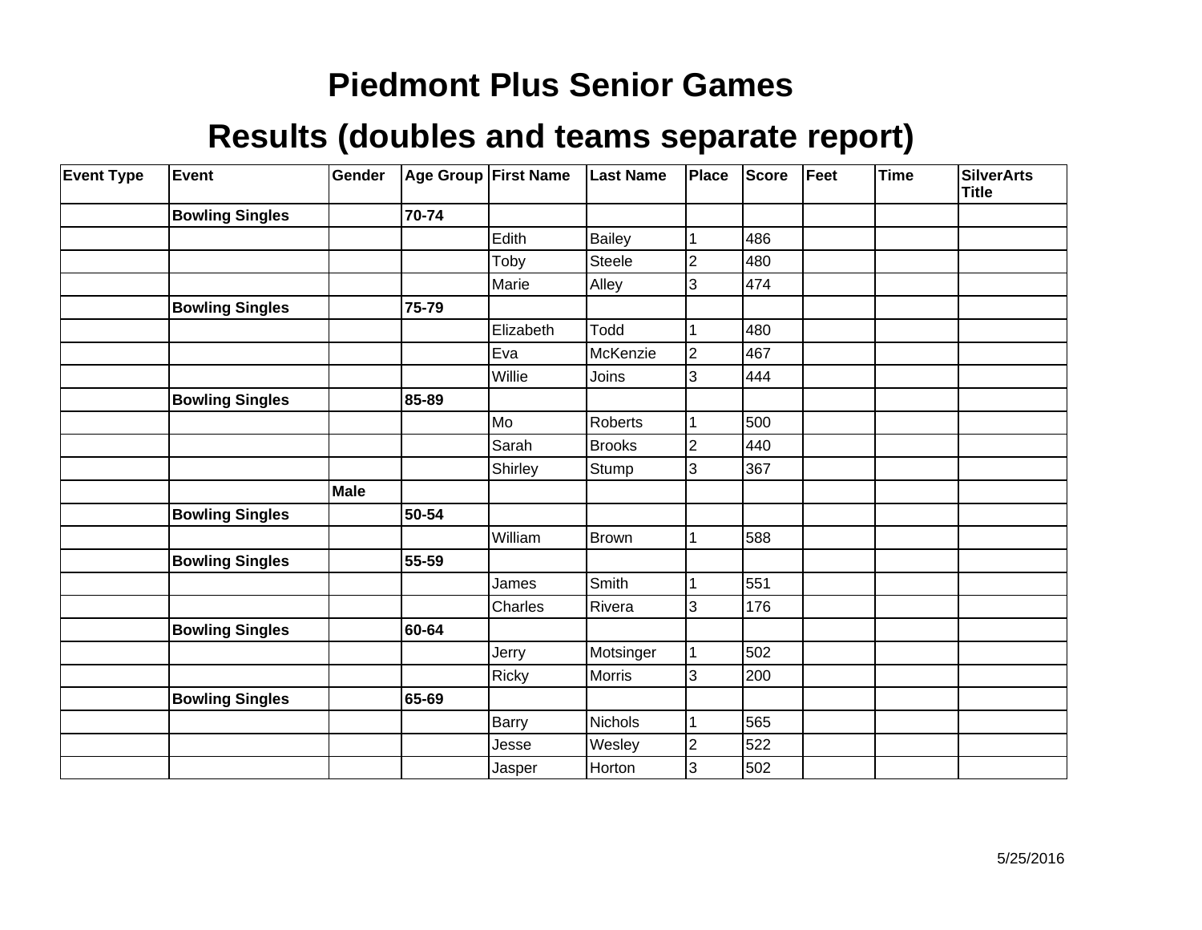# Piedmont Plus Senior Games

## Results (doubles and teams separate report)

| Event Type | Event | Gender | Age Group | First Name | Last Name | Place | Score | Feet | Time | SilverArts Title |
|---|---|---|---|---|---|---|---|---|---|---|
| | **Bowling Singles** | | **70-74** | | | | | | | |
| | | | | Edith | Bailey | 1 | 486 | | | |
| | | | | Toby | Steele | 2 | 480 | | | |
| | | | | Marie | Alley | 3 | 474 | | | |
| | **Bowling Singles** | | **75-79** | | | | | | | |
| | | | | Elizabeth | Todd | 1 | 480 | | | |
| | | | | Eva | McKenzie | 2 | 467 | | | |
| | | | | Willie | Joins | 3 | 444 | | | |
| | **Bowling Singles** | | **85-89** | | | | | | | |
| | | | | Mo | Roberts | 1 | 500 | | | |
| | | | | Sarah | Brooks | 2 | 440 | | | |
| | | | | Shirley | Stump | 3 | 367 | | | |
| | | **Male** | | | | | | | | |
| | **Bowling Singles** | | **50-54** | | | | | | | |
| | | | | William | Brown | 1 | 588 | | | |
| | **Bowling Singles** | | **55-59** | | | | | | | |
| | | | | James | Smith | 1 | 551 | | | |
| | | | | Charles | Rivera | 3 | 176 | | | |
| | **Bowling Singles** | | **60-64** | | | | | | | |
| | | | | Jerry | Motsinger | 1 | 502 | | | |
| | | | | Ricky | Morris | 3 | 200 | | | |
| | **Bowling Singles** | | **65-69** | | | | | | | |
| | | | | Barry | Nichols | 1 | 565 | | | |
| | | | | Jesse | Wesley | 2 | 522 | | | |
| | | | | Jasper | Horton | 3 | 502 | | | |

5/25/2016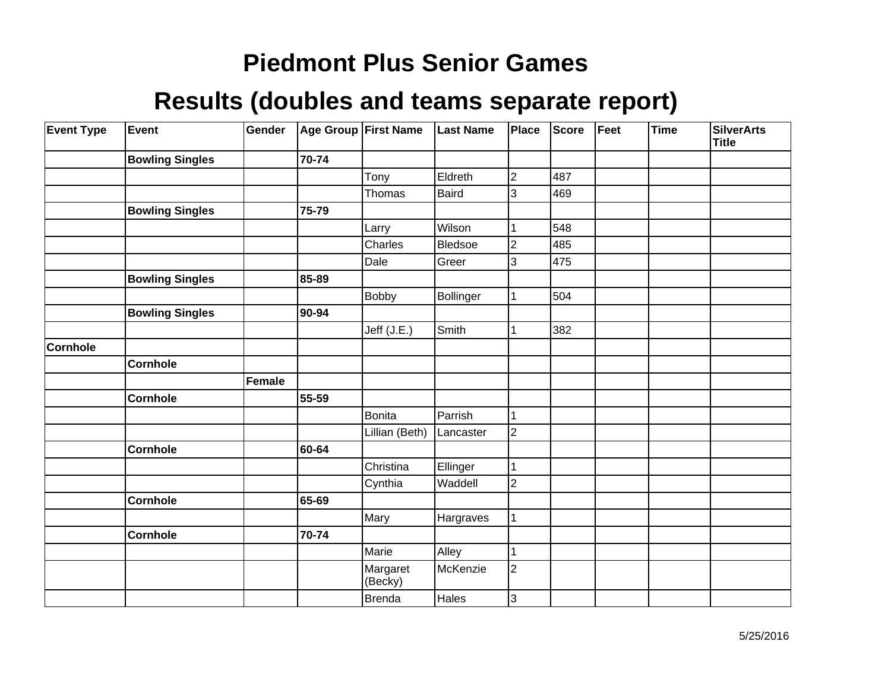# Piedmont Plus Senior Games

## Results (doubles and teams separate report)

| Event Type | Event | Gender | Age Group | First Name | Last Name | Place | Score | Feet | Time | SilverArts Title |
|---|---|---|---|---|---|---|---|---|---|---|
| | **Bowling Singles** | | **70-74** | | | | | | | |
| | | | | Tony | Eldreth | 2 | 487 | | | |
| | | | | Thomas | Baird | 3 | 469 | | | |
| | **Bowling Singles** | | **75-79** | | | | | | | |
| | | | | Larry | Wilson | 1 | 548 | | | |
| | | | | Charles | Bledsoe | 2 | 485 | | | |
| | | | | Dale | Greer | 3 | 475 | | | |
| | **Bowling Singles** | | **85-89** | | | | | | | |
| | | | | Bobby | Bollinger | 1 | 504 | | | |
| | **Bowling Singles** | | **90-94** | | | | | | | |
| | | | | Jeff (J.E.) | Smith | 1 | 382 | | | |
| **Cornhole** | | | | | | | | | | |
| | **Cornhole** | | | | | | | | | |
| | | **Female** | | | | | | | | |
| | **Cornhole** | | **55-59** | | | | | | | |
| | | | | Bonita | Parrish | 1 | | | | |
| | | | | Lillian (Beth) | Lancaster | 2 | | | | |
| | **Cornhole** | | **60-64** | | | | | | | |
| | | | | Christina | Ellinger | 1 | | | | |
| | | | | Cynthia | Waddell | 2 | | | | |
| | **Cornhole** | | **65-69** | | | | | | | |
| | | | | Mary | Hargraves | 1 | | | | |
| | **Cornhole** | | **70-74** | | | | | | | |
| | | | | Marie | Alley | 1 | | | | |
| | | | | Margaret (Becky) | McKenzie | 2 | | | | |
| | | | | Brenda | Hales | 3 | | | | |

5/25/2016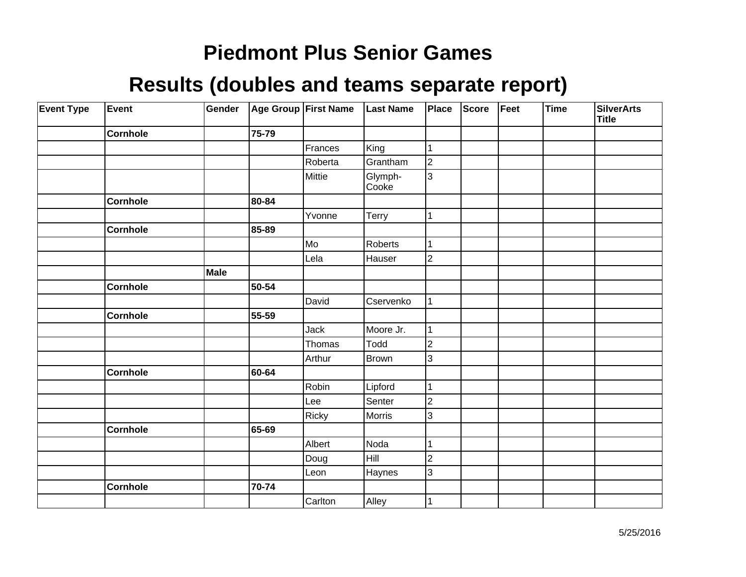# Piedmont Plus Senior Games

## Results (doubles and teams separate report)

| Event Type | Event | Gender | Age Group | First Name | Last Name | Place | Score | Feet | Time | SilverArts Title |
|---|---|---|---|---|---|---|---|---|---|---|
| | **Cornhole** | | **75-79** | | | | | | | |
| | | | | Frances | King | 1 | | | | |
| | | | | Roberta | Grantham | 2 | | | | |
| | | | | Mittie | Glymph-Cooke | 3 | | | | |
| | **Cornhole** | | **80-84** | | | | | | | |
| | | | | Yvonne | Terry | 1 | | | | |
| | **Cornhole** | | **85-89** | | | | | | | |
| | | | | Mo | Roberts | 1 | | | | |
| | | | | Lela | Hauser | 2 | | | | |
| | | **Male** | | | | | | | | |
| | **Cornhole** | | **50-54** | | | | | | | |
| | | | | David | Cservenko | 1 | | | | |
| | **Cornhole** | | **55-59** | | | | | | | |
| | | | | Jack | Moore Jr. | 1 | | | | |
| | | | | Thomas | Todd | 2 | | | | |
| | | | | Arthur | Brown | 3 | | | | |
| | **Cornhole** | | **60-64** | | | | | | | |
| | | | | Robin | Lipford | 1 | | | | |
| | | | | Lee | Senter | 2 | | | | |
| | | | | Ricky | Morris | 3 | | | | |
| | **Cornhole** | | **65-69** | | | | | | | |
| | | | | Albert | Noda | 1 | | | | |
| | | | | Doug | Hill | 2 | | | | |
| | | | | Leon | Haynes | 3 | | | | |
| | **Cornhole** | | **70-74** | | | | | | | |
| | | | | Carlton | Alley | 1 | | | | |

5/25/2016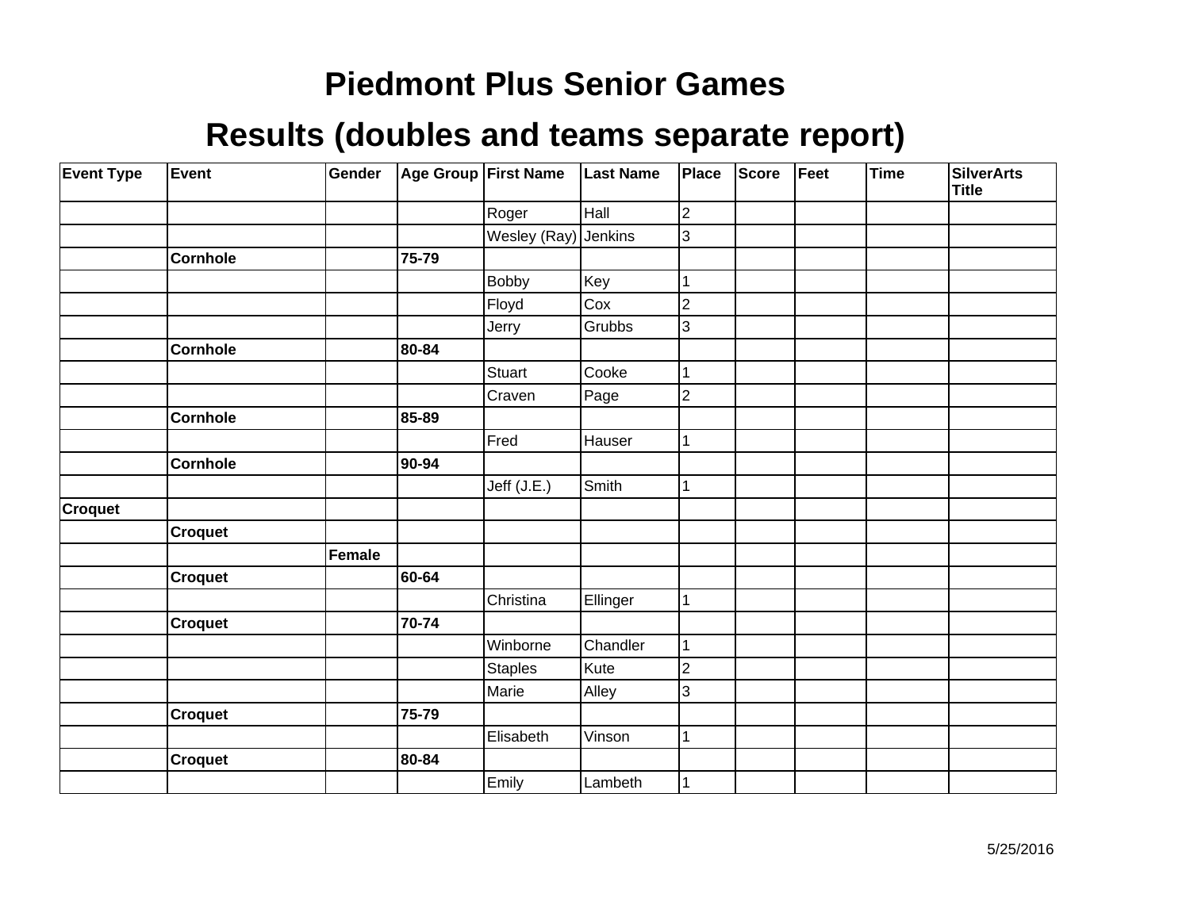# Piedmont Plus Senior Games

## Results (doubles and teams separate report)

| Event Type | Event | Gender | Age Group | First Name | Last Name | Place | Score | Feet | Time | SilverArts Title |
|---|---|---|---|---|---|---|---|---|---|---|
| | | | | Roger | Hall | 2 | | | | |
| | | | | Wesley (Ray) | Jenkins | 3 | | | | |
| | **Cornhole** | | **75-79** | | | | | | | |
| | | | | Bobby | Key | 1 | | | | |
| | | | | Floyd | Cox | 2 | | | | |
| | | | | Jerry | Grubbs | 3 | | | | |
| | **Cornhole** | | **80-84** | | | | | | | |
| | | | | Stuart | Cooke | 1 | | | | |
| | | | | Craven | Page | 2 | | | | |
| | **Cornhole** | | **85-89** | | | | | | | |
| | | | | Fred | Hauser | 1 | | | | |
| | **Cornhole** | | **90-94** | | | | | | | |
| | | | | Jeff (J.E.) | Smith | 1 | | | | |
| **Croquet** | | | | | | | | | | |
| | **Croquet** | | | | | | | | | |
| | | **Female** | | | | | | | | |
| | **Croquet** | | **60-64** | | | | | | | |
| | | | | Christina | Ellinger | 1 | | | | |
| | **Croquet** | | **70-74** | | | | | | | |
| | | | | Winborne | Chandler | 1 | | | | |
| | | | | Staples | Kute | 2 | | | | |
| | | | | Marie | Alley | 3 | | | | |
| | **Croquet** | | **75-79** | | | | | | | |
| | | | | Elisabeth | Vinson | 1 | | | | |
| | **Croquet** | | **80-84** | | | | | | | |
| | | | | Emily | Lambeth | 1 | | | | |

5/25/2016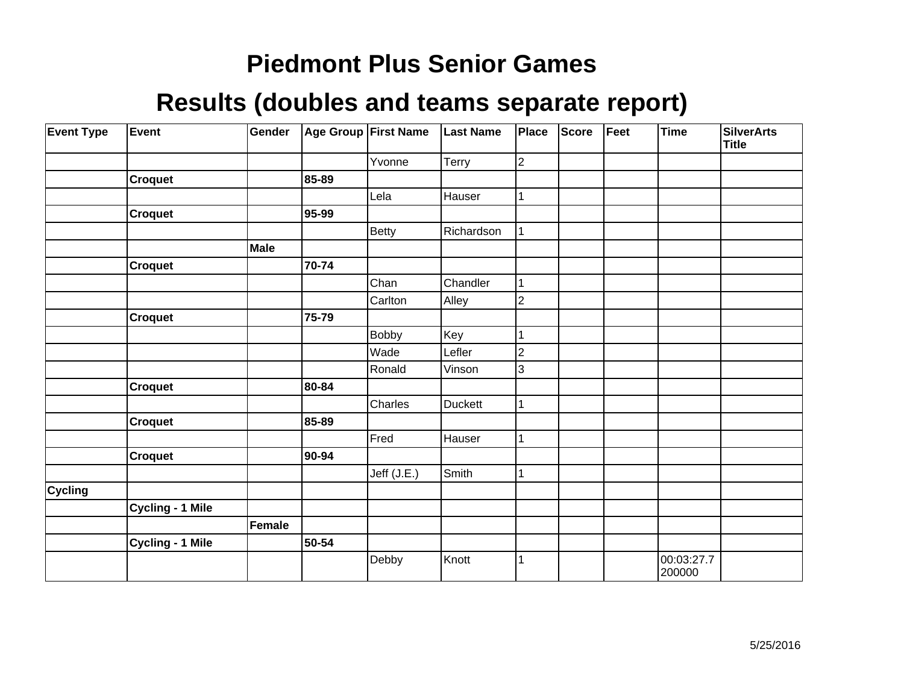# Piedmont Plus Senior Games

## Results (doubles and teams separate report)

| Event Type | Event | Gender | Age Group | First Name | Last Name | Place | Score | Feet | Time | SilverArts Title |
|---|---|---|---|---|---|---|---|---|---|---|
| | | | | Yvonne | Terry | 2 | | | | |
| | **Croquet** | | **85-89** | | | | | | | |
| | | | | Lela | Hauser | 1 | | | | |
| | **Croquet** | | **95-99** | | | | | | | |
| | | | | Betty | Richardson | 1 | | | | |
| | | **Male** | | | | | | | | |
| | **Croquet** | | **70-74** | | | | | | | |
| | | | | Chan | Chandler | 1 | | | | |
| | | | | Carlton | Alley | 2 | | | | |
| | **Croquet** | | **75-79** | | | | | | | |
| | | | | Bobby | Key | 1 | | | | |
| | | | | Wade | Lefler | 2 | | | | |
| | | | | Ronald | Vinson | 3 | | | | |
| | **Croquet** | | **80-84** | | | | | | | |
| | | | | Charles | Duckett | 1 | | | | |
| | **Croquet** | | **85-89** | | | | | | | |
| | | | | Fred | Hauser | 1 | | | | |
| | **Croquet** | | **90-94** | | | | | | | |
| | | | | Jeff (J.E.) | Smith | 1 | | | | |
| **Cycling** | | | | | | | | | | |
| | **Cycling - 1 Mile** | | | | | | | | | |
| | | **Female** | | | | | | | | |
| | **Cycling - 1 Mile** | | **50-54** | | | | | | | |
| | | | | Debby | Knott | 1 | | | 00:03:27.7200000 | |

5/25/2016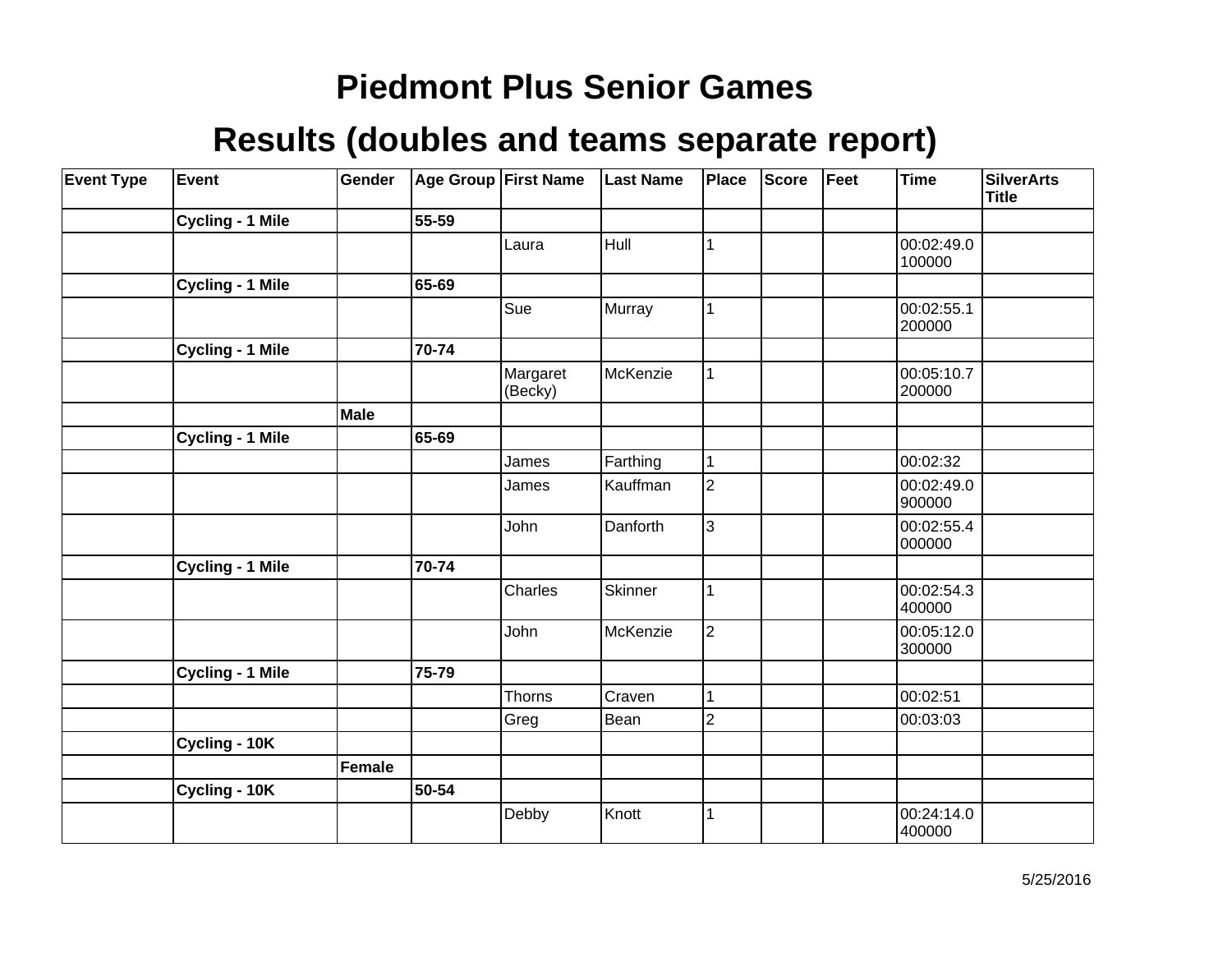# Piedmont Plus Senior Games

## Results (doubles and teams separate report)

| Event Type | Event | Gender | Age Group | First Name | Last Name | Place | Score | Feet | Time | SilverArts Title |
|---|---|---|---|---|---|---|---|---|---|---|
| | **Cycling - 1 Mile** | | **55-59** | | | | | | | |
| | | | | Laura | Hull | 1 | | | 00:02:49.0100000 | |
| | **Cycling - 1 Mile** | | **65-69** | | | | | | | |
| | | | | Sue | Murray | 1 | | | 00:02:55.1200000 | |
| | **Cycling - 1 Mile** | | **70-74** | | | | | | | |
| | | | | Margaret (Becky) | McKenzie | 1 | | | 00:05:10.7200000 | |
| | | **Male** | | | | | | | | |
| | **Cycling - 1 Mile** | | **65-69** | | | | | | | |
| | | | | James | Farthing | 1 | | | 00:02:32 | |
| | | | | James | Kauffman | 2 | | | 00:02:49.0900000 | |
| | | | | John | Danforth | 3 | | | 00:02:55.4000000 | |
| | **Cycling - 1 Mile** | | **70-74** | | | | | | | |
| | | | | Charles | Skinner | 1 | | | 00:02:54.3400000 | |
| | | | | John | McKenzie | 2 | | | 00:05:12.0300000 | |
| | **Cycling - 1 Mile** | | **75-79** | | | | | | | |
| | | | | Thorns | Craven | 1 | | | 00:02:51 | |
| | | | | Greg | Bean | 2 | | | 00:03:03 | |
| | **Cycling - 10K** | | | | | | | | | |
| | | **Female** | | | | | | | | |
| | **Cycling - 10K** | | **50-54** | | | | | | | |
| | | | | Debby | Knott | 1 | | | 00:24:14.0400000 | |

5/25/2016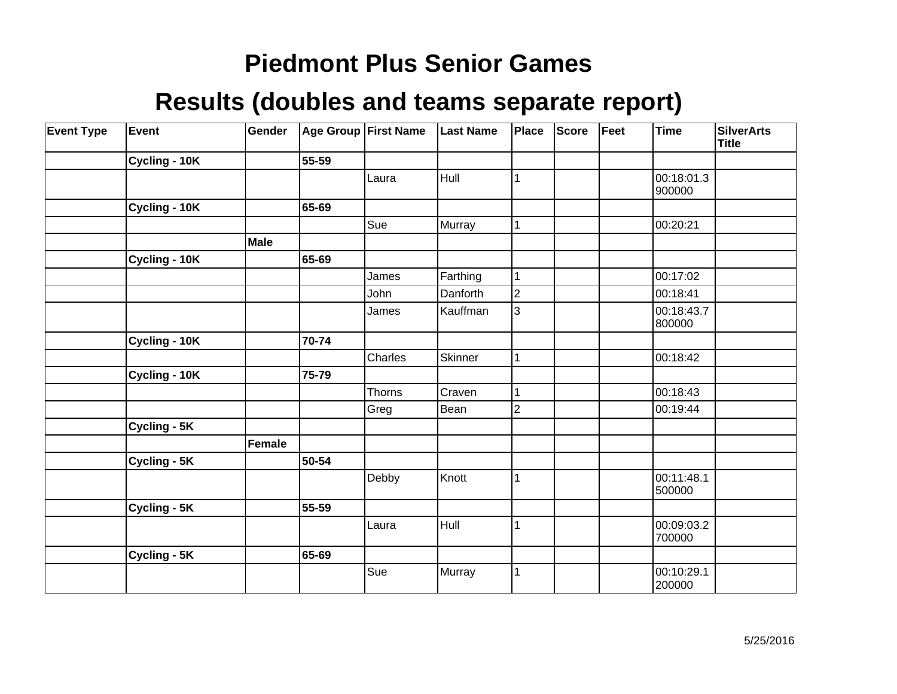# Piedmont Plus Senior Games

## Results (doubles and teams separate report)

| Event Type | Event | Gender | Age Group | First Name | Last Name | Place | Score | Feet | Time | SilverArts Title |
|---|---|---|---|---|---|---|---|---|---|---|
| | **Cycling - 10K** | | **55-59** | | | | | | | |
| | | | | Laura | Hull | 1 | | | 00:18:01.3900000 | |
| | **Cycling - 10K** | | **65-69** | | | | | | | |
| | | | | Sue | Murray | 1 | | | 00:20:21 | |
| | | **Male** | | | | | | | | |
| | **Cycling - 10K** | | **65-69** | | | | | | | |
| | | | | James | Farthing | 1 | | | 00:17:02 | |
| | | | | John | Danforth | 2 | | | 00:18:41 | |
| | | | | James | Kauffman | 3 | | | 00:18:43.7800000 | |
| | **Cycling - 10K** | | **70-74** | | | | | | | |
| | | | | Charles | Skinner | 1 | | | 00:18:42 | |
| | **Cycling - 10K** | | **75-79** | | | | | | | |
| | | | | Thorns | Craven | 1 | | | 00:18:43 | |
| | | | | Greg | Bean | 2 | | | 00:19:44 | |
| | **Cycling - 5K** | | | | | | | | | |
| | | **Female** | | | | | | | | |
| | **Cycling - 5K** | | **50-54** | | | | | | | |
| | | | | Debby | Knott | 1 | | | 00:11:48.1500000 | |
| | **Cycling - 5K** | | **55-59** | | | | | | | |
| | | | | Laura | Hull | 1 | | | 00:09:03.2700000 | |
| | **Cycling - 5K** | | **65-69** | | | | | | | |
| | | | | Sue | Murray | 1 | | | 00:10:29.1200000 | |

5/25/2016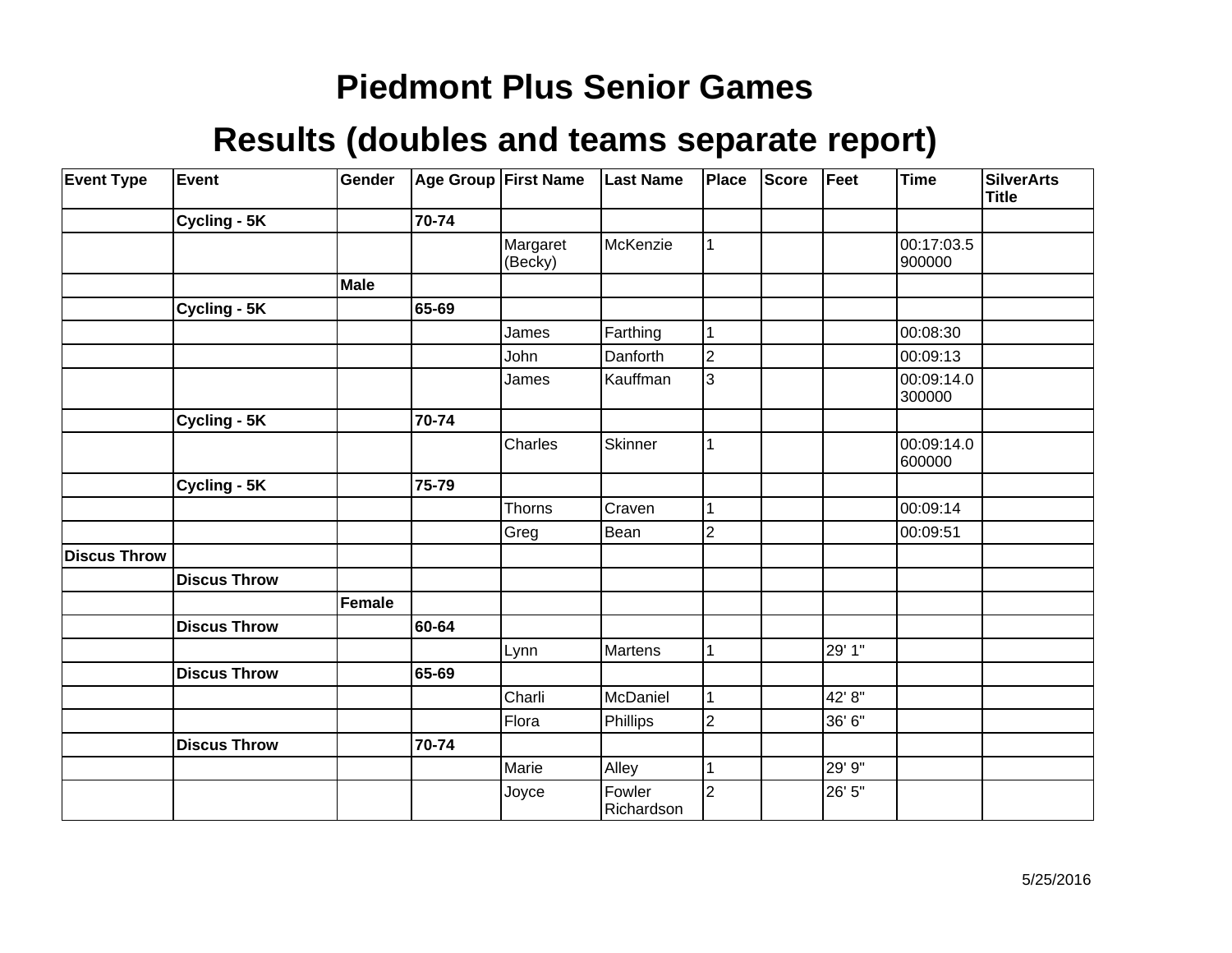# Piedmont Plus Senior Games

## Results (doubles and teams separate report)

| Event Type | Event | Gender | Age Group | First Name | Last Name | Place | Score | Feet | Time | SilverArts Title |
|---|---|---|---|---|---|---|---|---|---|---|
| | **Cycling - 5K** | | **70-74** | | | | | | | |
| | | | | Margaret (Becky) | McKenzie | 1 | | | 00:17:03.5900000 | |
| | | **Male** | | | | | | | | |
| | **Cycling - 5K** | | **65-69** | | | | | | | |
| | | | | James | Farthing | 1 | | | 00:08:30 | |
| | | | | John | Danforth | 2 | | | 00:09:13 | |
| | | | | James | Kauffman | 3 | | | 00:09:14.0300000 | |
| | **Cycling - 5K** | | **70-74** | | | | | | | |
| | | | | Charles | Skinner | 1 | | | 00:09:14.0600000 | |
| | **Cycling - 5K** | | **75-79** | | | | | | | |
| | | | | Thorns | Craven | 1 | | | 00:09:14 | |
| | | | | Greg | Bean | 2 | | | 00:09:51 | |
| **Discus Throw** | | | | | | | | | | |
| | **Discus Throw** | | | | | | | | | |
| | | **Female** | | | | | | | | |
| | **Discus Throw** | | **60-64** | | | | | | | |
| | | | | Lynn | Martens | 1 | | 29' 1" | | |
| | **Discus Throw** | | **65-69** | | | | | | | |
| | | | | Charli | McDaniel | 1 | | 42' 8" | | |
| | | | | Flora | Phillips | 2 | | 36' 6" | | |
| | **Discus Throw** | | **70-74** | | | | | | | |
| | | | | Marie | Alley | 1 | | 29' 9" | | |
| | | | | Joyce | Fowler Richardson | 2 | | 26' 5" | | |

5/25/2016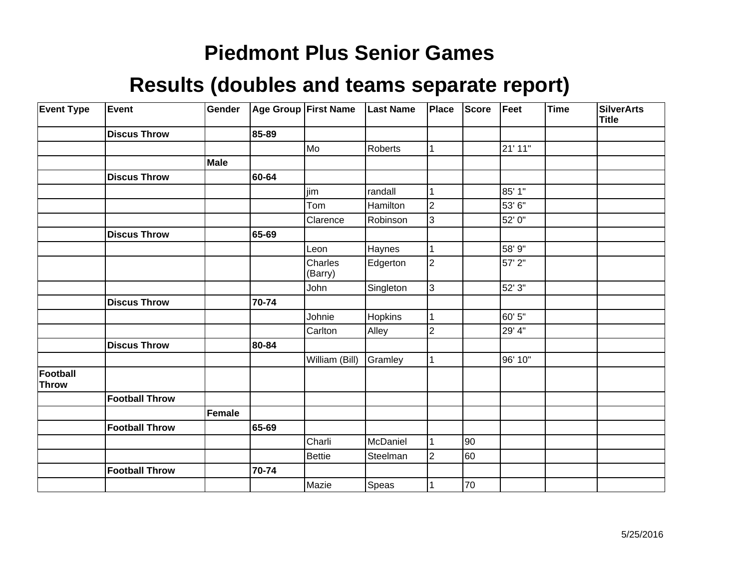# Piedmont Plus Senior Games

## Results (doubles and teams separate report)

| Event Type | Event | Gender | Age Group | First Name | Last Name | Place | Score | Feet | Time | SilverArts Title |
|---|---|---|---|---|---|---|---|---|---|---|
| | **Discus Throw** | | **85-89** | | | | | | | |
| | | | | Mo | Roberts | 1 | | 21' 11" | | |
| | | **Male** | | | | | | | | |
| | **Discus Throw** | | **60-64** | | | | | | | |
| | | | | jim | randall | 1 | | 85' 1" | | |
| | | | | Tom | Hamilton | 2 | | 53' 6" | | |
| | | | | Clarence | Robinson | 3 | | 52' 0" | | |
| | **Discus Throw** | | **65-69** | | | | | | | |
| | | | | Leon | Haynes | 1 | | 58' 9" | | |
| | | | | Charles (Barry) | Edgerton | 2 | | 57' 2" | | |
| | | | | John | Singleton | 3 | | 52' 3" | | |
| | **Discus Throw** | | **70-74** | | | | | | | |
| | | | | Johnie | Hopkins | 1 | | 60' 5" | | |
| | | | | Carlton | Alley | 2 | | 29' 4" | | |
| | **Discus Throw** | | **80-84** | | | | | | | |
| | | | | William (Bill) | Gramley | 1 | | 96' 10" | | |
| **Football Throw** | | | | | | | | | | |
| | **Football Throw** | | | | | | | | | |
| | | **Female** | | | | | | | | |
| | **Football Throw** | | **65-69** | | | | | | | |
| | | | | Charli | McDaniel | 1 | 90 | | | |
| | | | | Bettie | Steelman | 2 | 60 | | | |
| | **Football Throw** | | **70-74** | | | | | | | |
| | | | | Mazie | Speas | 1 | 70 | | | |

5/25/2016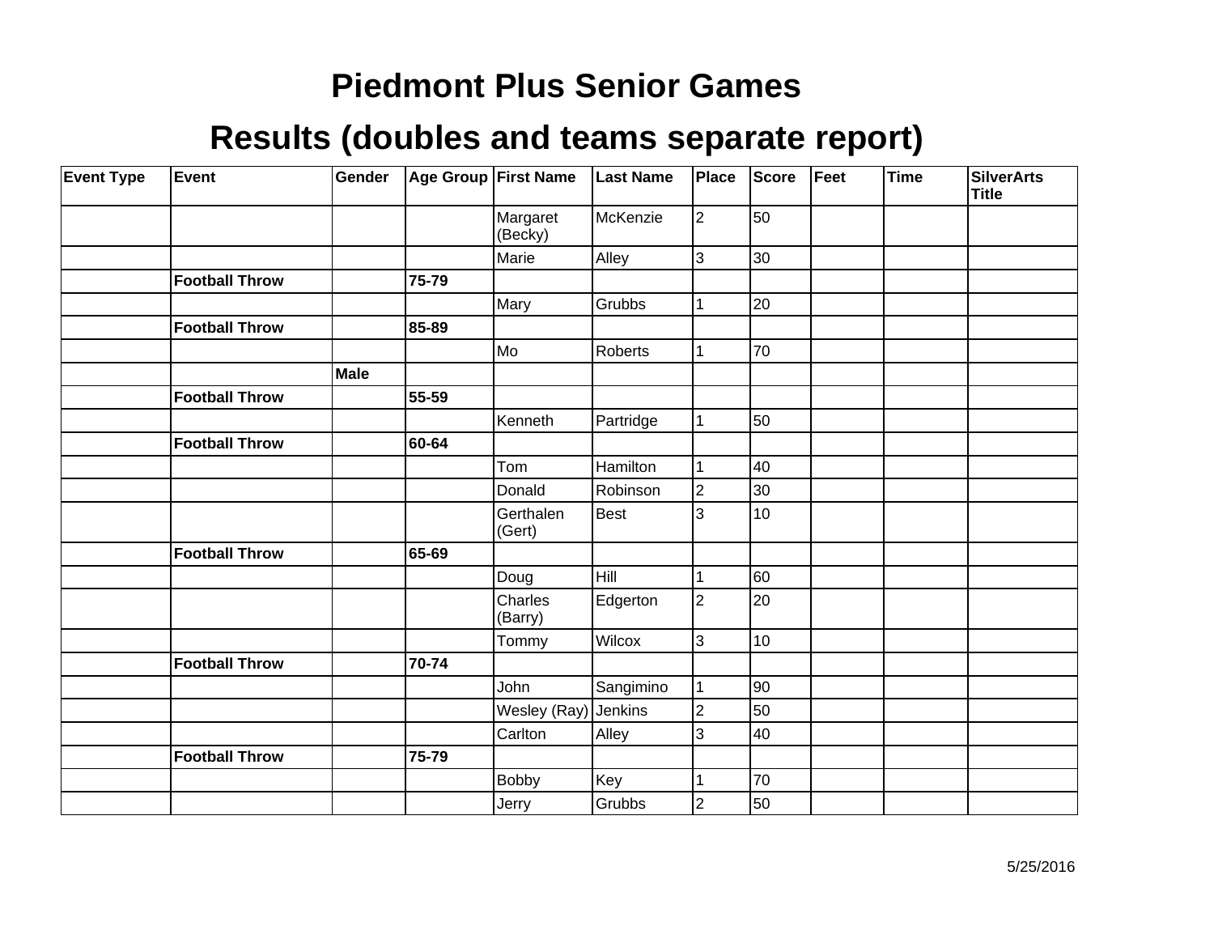# Piedmont Plus Senior Games

## Results (doubles and teams separate report)

| Event Type | Event | Gender | Age Group | First Name | Last Name | Place | Score | Feet | Time | SilverArts Title |
|---|---|---|---|---|---|---|---|---|---|---|
| | | | | Margaret (Becky) | McKenzie | 2 | 50 | | | |
| | | | | Marie | Alley | 3 | 30 | | | |
| | **Football Throw** | | **75-79** | | | | | | | |
| | | | | Mary | Grubbs | 1 | 20 | | | |
| | **Football Throw** | | **85-89** | | | | | | | |
| | | | | Mo | Roberts | 1 | 70 | | | |
| | | **Male** | | | | | | | | |
| | **Football Throw** | | **55-59** | | | | | | | |
| | | | | Kenneth | Partridge | 1 | 50 | | | |
| | **Football Throw** | | **60-64** | | | | | | | |
| | | | | Tom | Hamilton | 1 | 40 | | | |
| | | | | Donald | Robinson | 2 | 30 | | | |
| | | | | Gerthalen (Gert) | Best | 3 | 10 | | | |
| | **Football Throw** | | **65-69** | | | | | | | |
| | | | | Doug | Hill | 1 | 60 | | | |
| | | | | Charles (Barry) | Edgerton | 2 | 20 | | | |
| | | | | Tommy | Wilcox | 3 | 10 | | | |
| | **Football Throw** | | **70-74** | | | | | | | |
| | | | | John | Sangimino | 1 | 90 | | | |
| | | | | Wesley (Ray) | Jenkins | 2 | 50 | | | |
| | | | | Carlton | Alley | 3 | 40 | | | |
| | **Football Throw** | | **75-79** | | | | | | | |
| | | | | Bobby | Key | 1 | 70 | | | |
| | | | | Jerry | Grubbs | 2 | 50 | | | |

5/25/2016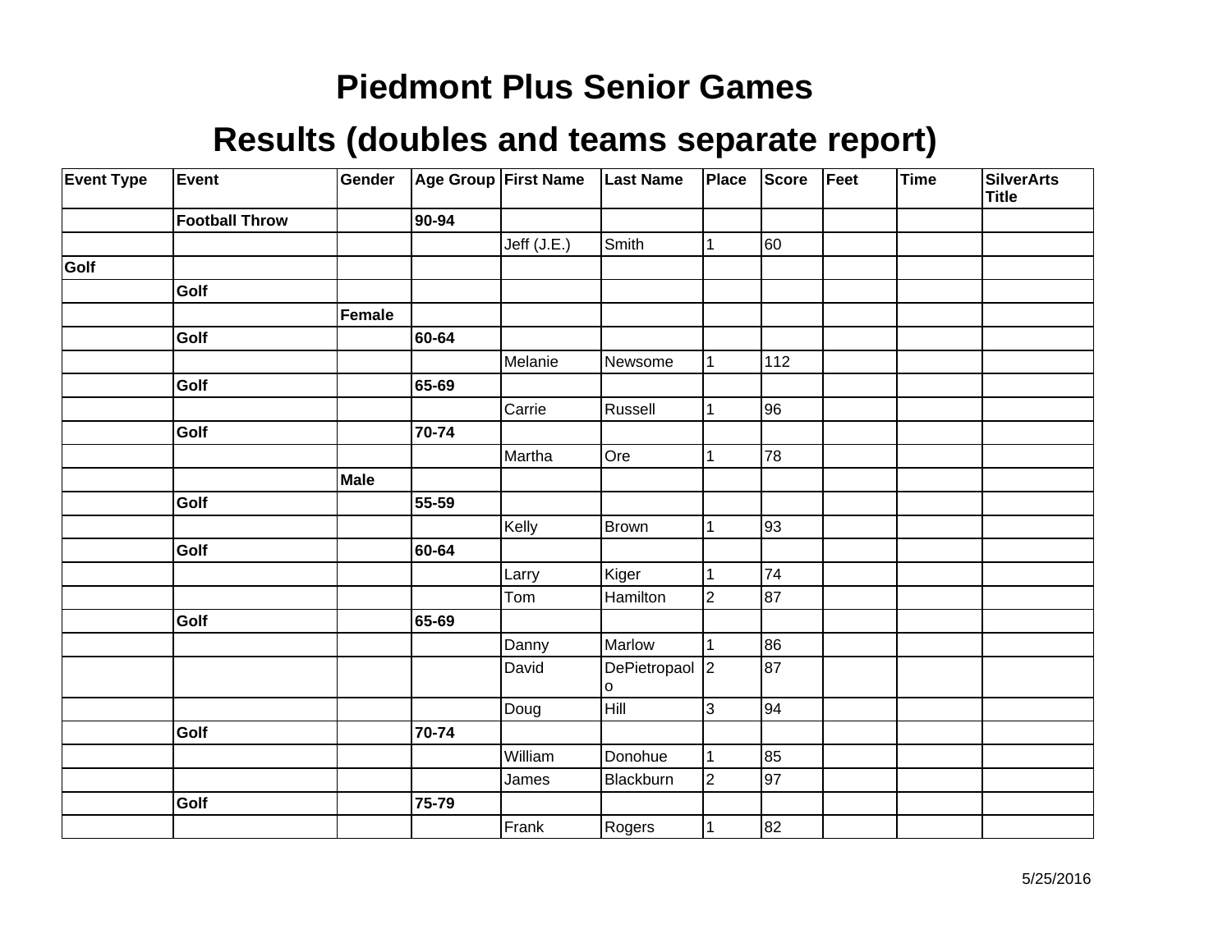# Piedmont Plus Senior Games

# Results (doubles and teams separate report)

| Event Type | Event | Gender | Age Group | First Name | Last Name | Place | Score | Feet | Time | SilverArts Title |
|---|---|---|---|---|---|---|---|---|---|---|
| | **Football Throw** | | **90-94** | | | | | | | |
| | | | | Jeff (J.E.) | Smith | 1 | 60 | | | |
| **Golf** | | | | | | | | | | |
| | **Golf** | | | | | | | | | |
| | | **Female** | | | | | | | | |
| | **Golf** | | **60-64** | | | | | | | |
| | | | | Melanie | Newsome | 1 | 112 | | | |
| | **Golf** | | **65-69** | | | | | | | |
| | | | | Carrie | Russell | 1 | 96 | | | |
| | **Golf** | | **70-74** | | | | | | | |
| | | | | Martha | Ore | 1 | 78 | | | |
| | | **Male** | | | | | | | | |
| | **Golf** | | **55-59** | | | | | | | |
| | | | | Kelly | Brown | 1 | 93 | | | |
| | **Golf** | | **60-64** | | | | | | | |
| | | | | Larry | Kiger | 1 | 74 | | | |
| | | | | Tom | Hamilton | 2 | 87 | | | |
| | **Golf** | | **65-69** | | | | | | | |
| | | | | Danny | Marlow | 1 | 86 | | | |
| | | | | David | DePietropaolo | 2 | 87 | | | |
| | | | | Doug | Hill | 3 | 94 | | | |
| | **Golf** | | **70-74** | | | | | | | |
| | | | | William | Donohue | 1 | 85 | | | |
| | | | | James | Blackburn | 2 | 97 | | | |
| | **Golf** | | **75-79** | | | | | | | |
| | | | | Frank | Rogers | 1 | 82 | | | |

5/25/2016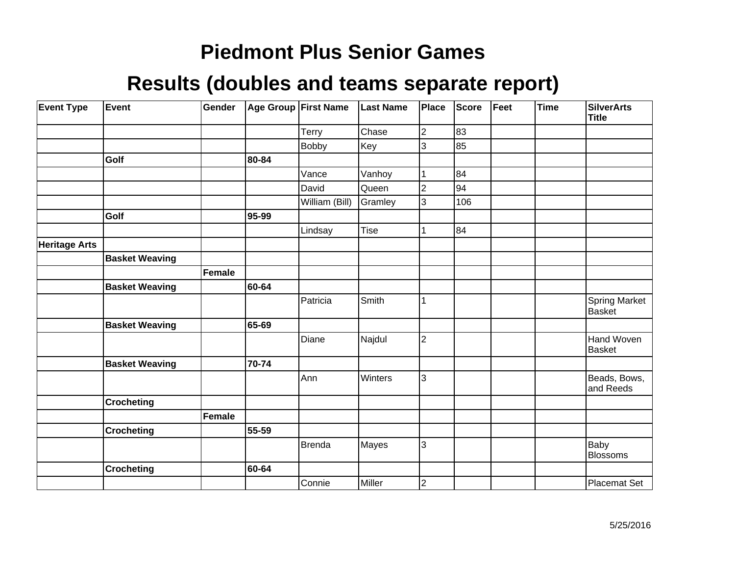# Piedmont Plus Senior Games

## Results (doubles and teams separate report)

| Event Type | Event | Gender | Age Group | First Name | Last Name | Place | Score | Feet | Time | SilverArts Title |
|---|---|---|---|---|---|---|---|---|---|---|
| | | | | Terry | Chase | 2 | 83 | | | |
| | | | | Bobby | Key | 3 | 85 | | | |
| | **Golf** | | **80-84** | | | | | | | |
| | | | | Vance | Vanhoy | 1 | 84 | | | |
| | | | | David | Queen | 2 | 94 | | | |
| | | | | William (Bill) | Gramley | 3 | 106 | | | |
| | **Golf** | | **95-99** | | | | | | | |
| | | | | Lindsay | Tise | 1 | 84 | | | |
| **Heritage Arts** | | | | | | | | | | |
| | **Basket Weaving** | | | | | | | | | |
| | | **Female** | | | | | | | | |
| | **Basket Weaving** | | **60-64** | | | | | | | |
| | | | | Patricia | Smith | 1 | | | | Spring Market Basket |
| | **Basket Weaving** | | **65-69** | | | | | | | |
| | | | | Diane | Najdul | 2 | | | | Hand Woven Basket |
| | **Basket Weaving** | | **70-74** | | | | | | | |
| | | | | Ann | Winters | 3 | | | | Beads, Bows, and Reeds |
| | **Crocheting** | | | | | | | | | |
| | | **Female** | | | | | | | | |
| | **Crocheting** | | **55-59** | | | | | | | |
| | | | | Brenda | Mayes | 3 | | | | Baby Blossoms |
| | **Crocheting** | | **60-64** | | | | | | | |
| | | | | Connie | Miller | 2 | | | | Placemat Set |

5/25/2016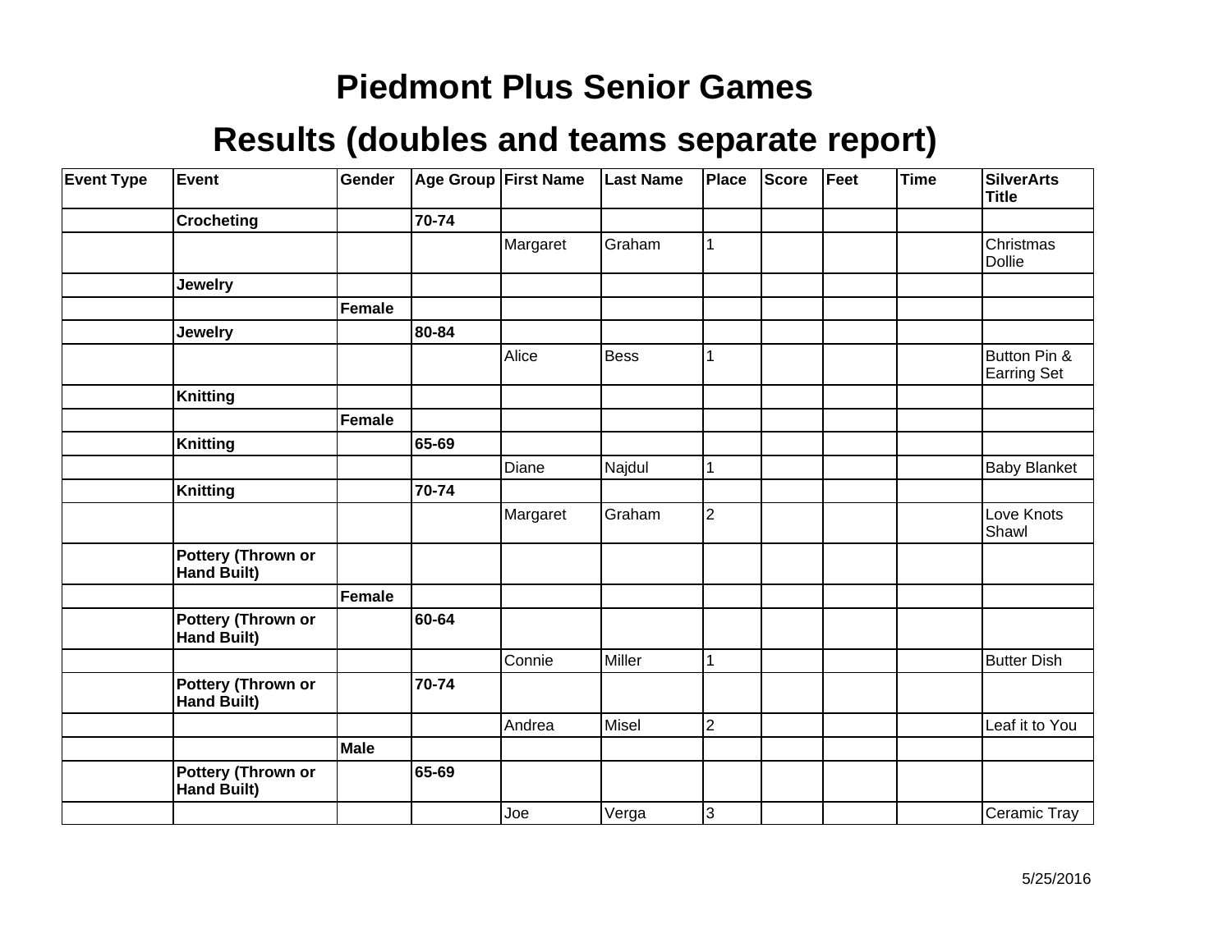# Piedmont Plus Senior Games

## Results (doubles and teams separate report)

| Event Type | Event | Gender | Age Group | First Name | Last Name | Place | Score | Feet | Time | SilverArts Title |
|---|---|---|---|---|---|---|---|---|---|---|
| | **Crocheting** | | **70-74** | | | | | | | |
| | | | | Margaret | Graham | 1 | | | | Christmas Dollie |
| | **Jewelry** | | | | | | | | | |
| | | **Female** | | | | | | | | |
| | **Jewelry** | | **80-84** | | | | | | | |
| | | | | Alice | Bess | 1 | | | | Button Pin & Earring Set |
| | **Knitting** | | | | | | | | | |
| | | **Female** | | | | | | | | |
| | **Knitting** | | **65-69** | | | | | | | |
| | | | | Diane | Najdul | 1 | | | | Baby Blanket |
| | **Knitting** | | **70-74** | | | | | | | |
| | | | | Margaret | Graham | 2 | | | | Love Knots Shawl |
| | **Pottery (Thrown or Hand Built)** | | | | | | | | | |
| | | **Female** | | | | | | | | |
| | **Pottery (Thrown or Hand Built)** | | **60-64** | | | | | | | |
| | | | | Connie | Miller | 1 | | | | Butter Dish |
| | **Pottery (Thrown or Hand Built)** | | **70-74** | | | | | | | |
| | | | | Andrea | Misel | 2 | | | | Leaf it to You |
| | | **Male** | | | | | | | | |
| | **Pottery (Thrown or Hand Built)** | | **65-69** | | | | | | | |
| | | | | Joe | Verga | 3 | | | | Ceramic Tray |

5/25/2016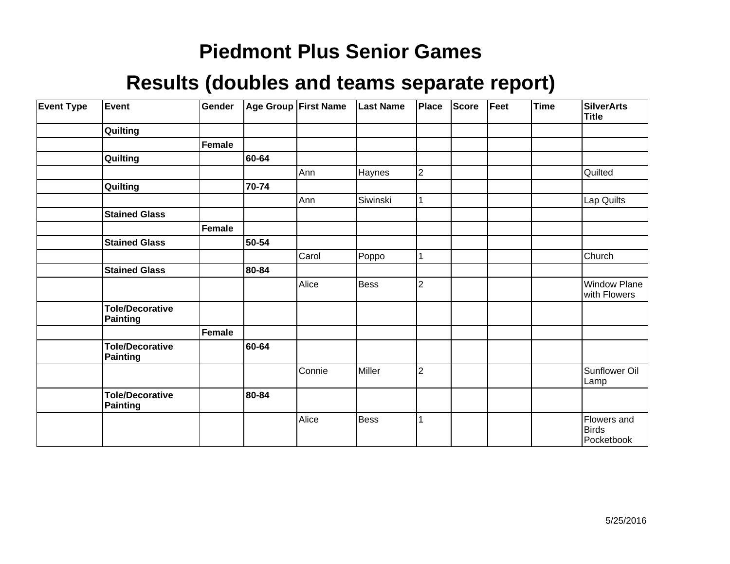# Piedmont Plus Senior Games

## Results (doubles and teams separate report)

| Event Type | Event | Gender | Age Group | First Name | Last Name | Place | Score | Feet | Time | SilverArts Title |
|---|---|---|---|---|---|---|---|---|---|---|
| | **Quilting** | | | | | | | | | |
| | | **Female** | | | | | | | | |
| | **Quilting** | | **60-64** | | | | | | | |
| | | | | Ann | Haynes | 2 | | | | Quilted |
| | **Quilting** | | **70-74** | | | | | | | |
| | | | | Ann | Siwinski | 1 | | | | Lap Quilts |
| | **Stained Glass** | | | | | | | | | |
| | | **Female** | | | | | | | | |
| | **Stained Glass** | | **50-54** | | | | | | | |
| | | | | Carol | Poppo | 1 | | | | Church |
| | **Stained Glass** | | **80-84** | | | | | | | |
| | | | | Alice | Bess | 2 | | | | Window Plane with Flowers |
| | **Tole/Decorative Painting** | | | | | | | | | |
| | | **Female** | | | | | | | | |
| | **Tole/Decorative Painting** | | **60-64** | | | | | | | |
| | | | | Connie | Miller | 2 | | | | Sunflower Oil Lamp |
| | **Tole/Decorative Painting** | | **80-84** | | | | | | | |
| | | | | Alice | Bess | 1 | | | | Flowers and Birds Pocketbook |

5/25/2016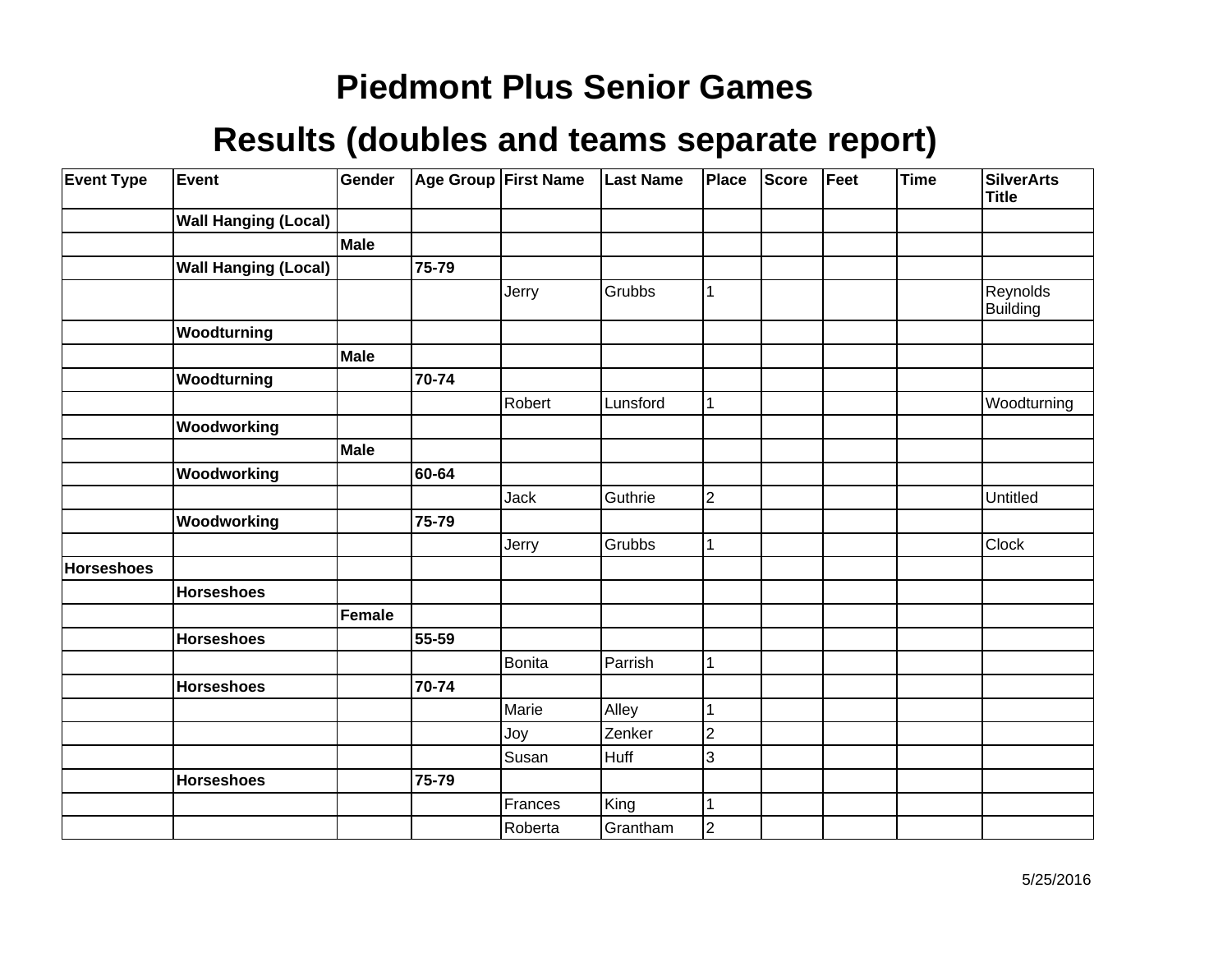# Piedmont Plus Senior Games

## Results (doubles and teams separate report)

| Event Type | Event | Gender | Age Group | First Name | Last Name | Place | Score | Feet | Time | SilverArts Title |
|---|---|---|---|---|---|---|---|---|---|---|
| | **Wall Hanging (Local)** | | | | | | | | | |
| | | **Male** | | | | | | | | |
| | **Wall Hanging (Local)** | | **75-79** | | | | | | | |
| | | | | Jerry | Grubbs | 1 | | | | Reynolds Building |
| | **Woodturning** | | | | | | | | | |
| | | **Male** | | | | | | | | |
| | **Woodturning** | | **70-74** | | | | | | | |
| | | | | Robert | Lunsford | 1 | | | | Woodturning |
| | **Woodworking** | | | | | | | | | |
| | | **Male** | | | | | | | | |
| | **Woodworking** | | **60-64** | | | | | | | |
| | | | | Jack | Guthrie | 2 | | | | Untitled |
| | **Woodworking** | | **75-79** | | | | | | | |
| | | | | Jerry | Grubbs | 1 | | | | Clock |
| **Horseshoes** | | | | | | | | | | |
| | **Horseshoes** | | | | | | | | | |
| | | **Female** | | | | | | | | |
| | **Horseshoes** | | **55-59** | | | | | | | |
| | | | | Bonita | Parrish | 1 | | | | |
| | **Horseshoes** | | **70-74** | | | | | | | |
| | | | | Marie | Alley | 1 | | | | |
| | | | | Joy | Zenker | 2 | | | | |
| | | | | Susan | Huff | 3 | | | | |
| | **Horseshoes** | | **75-79** | | | | | | | |
| | | | | Frances | King | 1 | | | | |
| | | | | Roberta | Grantham | 2 | | | | |

5/25/2016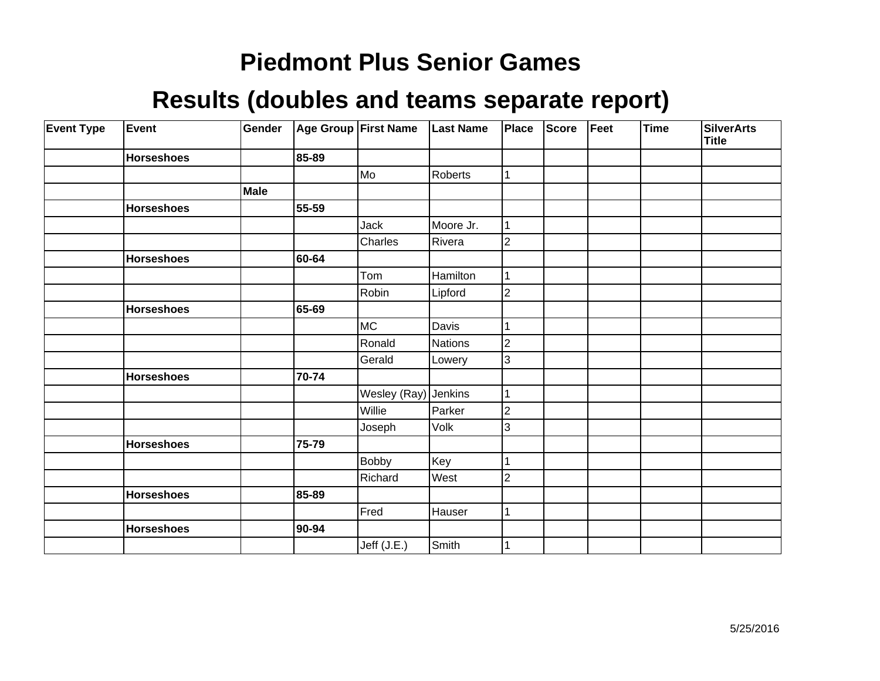# Piedmont Plus Senior Games

## Results (doubles and teams separate report)

| Event Type | Event | Gender | Age Group | First Name | Last Name | Place | Score | Feet | Time | SilverArts Title |
|---|---|---|---|---|---|---|---|---|---|---|
| | **Horseshoes** | | **85-89** | | | | | | | |
| | | | | Mo | Roberts | 1 | | | | |
| | | **Male** | | | | | | | | |
| | **Horseshoes** | | **55-59** | | | | | | | |
| | | | | Jack | Moore Jr. | 1 | | | | |
| | | | | Charles | Rivera | 2 | | | | |
| | **Horseshoes** | | **60-64** | | | | | | | |
| | | | | Tom | Hamilton | 1 | | | | |
| | | | | Robin | Lipford | 2 | | | | |
| | **Horseshoes** | | **65-69** | | | | | | | |
| | | | | MC | Davis | 1 | | | | |
| | | | | Ronald | Nations | 2 | | | | |
| | | | | Gerald | Lowery | 3 | | | | |
| | **Horseshoes** | | **70-74** | | | | | | | |
| | | | | Wesley (Ray) | Jenkins | 1 | | | | |
| | | | | Willie | Parker | 2 | | | | |
| | | | | Joseph | Volk | 3 | | | | |
| | **Horseshoes** | | **75-79** | | | | | | | |
| | | | | Bobby | Key | 1 | | | | |
| | | | | Richard | West | 2 | | | | |
| | **Horseshoes** | | **85-89** | | | | | | | |
| | | | | Fred | Hauser | 1 | | | | |
| | **Horseshoes** | | **90-94** | | | | | | | |
| | | | | Jeff (J.E.) | Smith | 1 | | | | |

5/25/2016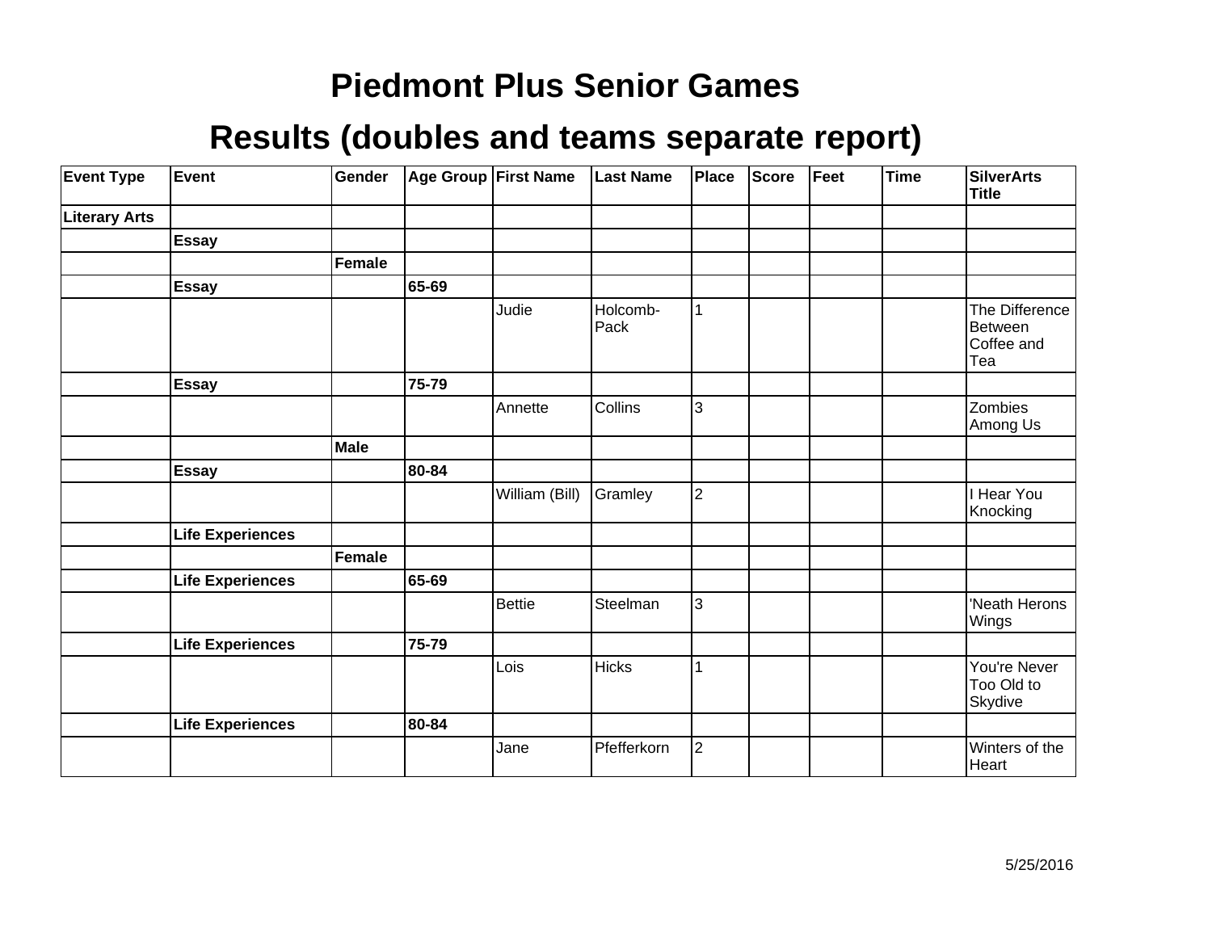# Piedmont Plus Senior Games

## Results (doubles and teams separate report)

| Event Type | Event | Gender | Age Group | First Name | Last Name | Place | Score | Feet | Time | SilverArts Title |
|---|---|---|---|---|---|---|---|---|---|---|
| **Literary Arts** | | | | | | | | | | |
| | **Essay** | | | | | | | | | |
| | | **Female** | | | | | | | | |
| | **Essay** | | **65-69** | | | | | | | |
| | | | | Judie | Holcomb-Pack | 1 | | | | The Difference Between Coffee and Tea |
| | **Essay** | | **75-79** | | | | | | | |
| | | | | Annette | Collins | 3 | | | | Zombies Among Us |
| | | **Male** | | | | | | | | |
| | **Essay** | | **80-84** | | | | | | | |
| | | | | William (Bill) | Gramley | 2 | | | | I Hear You Knocking |
| | **Life Experiences** | | | | | | | | | |
| | | **Female** | | | | | | | | |
| | **Life Experiences** | | **65-69** | | | | | | | |
| | | | | Bettie | Steelman | 3 | | | | 'Neath Herons Wings |
| | **Life Experiences** | | **75-79** | | | | | | | |
| | | | | Lois | Hicks | 1 | | | | You're Never Too Old to Skydive |
| | **Life Experiences** | | **80-84** | | | | | | | |
| | | | | Jane | Pfefferkorn | 2 | | | | Winters of the Heart |

5/25/2016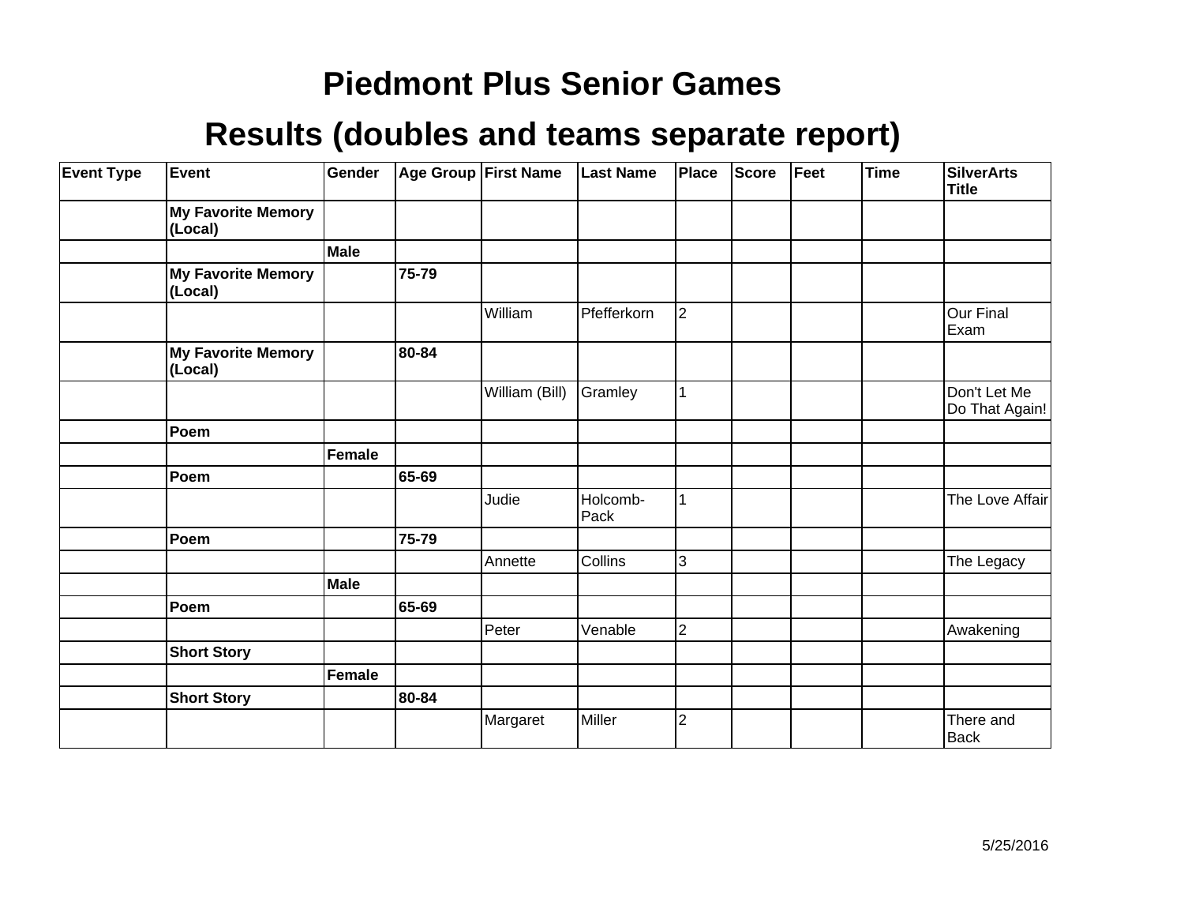# Piedmont Plus Senior Games

## Results (doubles and teams separate report)

| Event Type | Event | Gender | Age Group | First Name | Last Name | Place | Score | Feet | Time | SilverArts Title |
|---|---|---|---|---|---|---|---|---|---|---|
| | **My Favorite Memory (Local)** | | | | | | | | | |
| | | **Male** | | | | | | | | |
| | **My Favorite Memory (Local)** | | **75-79** | | | | | | | |
| | | | | William | Pfefferkorn | 2 | | | | Our Final Exam |
| | **My Favorite Memory (Local)** | | **80-84** | | | | | | | |
| | | | | William (Bill) | Gramley | 1 | | | | Don't Let Me Do That Again! |
| | **Poem** | | | | | | | | | |
| | | **Female** | | | | | | | | |
| | **Poem** | | **65-69** | | | | | | | |
| | | | | Judie | Holcomb-Pack | 1 | | | | The Love Affair |
| | **Poem** | | **75-79** | | | | | | | |
| | | | | Annette | Collins | 3 | | | | The Legacy |
| | | **Male** | | | | | | | | |
| | **Poem** | | **65-69** | | | | | | | |
| | | | | Peter | Venable | 2 | | | | Awakening |
| | **Short Story** | | | | | | | | | |
| | | **Female** | | | | | | | | |
| | **Short Story** | | **80-84** | | | | | | | |
| | | | | Margaret | Miller | 2 | | | | There and Back |

5/25/2016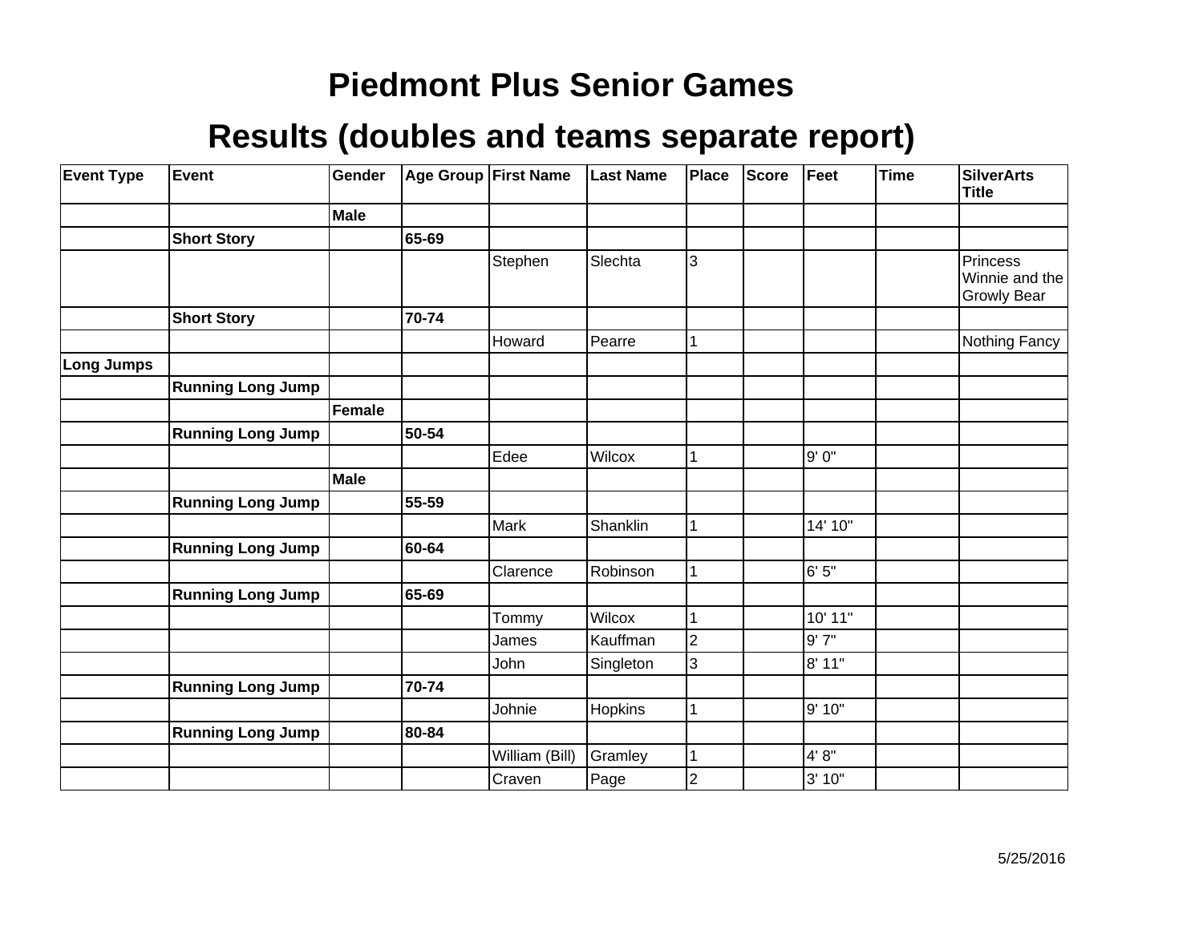# Piedmont Plus Senior Games

## Results (doubles and teams separate report)

| Event Type | Event | Gender | Age Group | First Name | Last Name | Place | Score | Feet | Time | SilverArts Title |
|---|---|---|---|---|---|---|---|---|---|---|
| | | **Male** | | | | | | | | |
| | **Short Story** | | **65-69** | | | | | | | |
| | | | | Stephen | Slechta | 3 | | | | Princess Winnie and the Growly Bear |
| | **Short Story** | | **70-74** | | | | | | | |
| | | | | Howard | Pearre | 1 | | | | Nothing Fancy |
| **Long Jumps** | | | | | | | | | | |
| | **Running Long Jump** | | | | | | | | | |
| | | **Female** | | | | | | | | |
| | **Running Long Jump** | | **50-54** | | | | | | | |
| | | | | Edee | Wilcox | 1 | | 9' 0" | | |
| | | **Male** | | | | | | | | |
| | **Running Long Jump** | | **55-59** | | | | | | | |
| | | | | Mark | Shanklin | 1 | | 14' 10" | | |
| | **Running Long Jump** | | **60-64** | | | | | | | |
| | | | | Clarence | Robinson | 1 | | 6' 5" | | |
| | **Running Long Jump** | | **65-69** | | | | | | | |
| | | | | Tommy | Wilcox | 1 | | 10' 11" | | |
| | | | | James | Kauffman | 2 | | 9' 7" | | |
| | | | | John | Singleton | 3 | | 8' 11" | | |
| | **Running Long Jump** | | **70-74** | | | | | | | |
| | | | | Johnie | Hopkins | 1 | | 9' 10" | | |
| | **Running Long Jump** | | **80-84** | | | | | | | |
| | | | | William (Bill) | Gramley | 1 | | 4' 8" | | |
| | | | | Craven | Page | 2 | | 3' 10" | | |

5/25/2016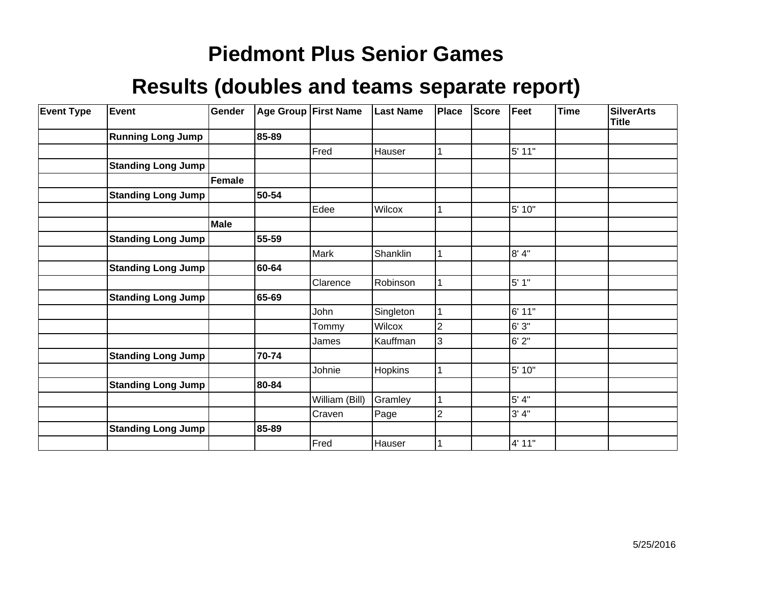# Piedmont Plus Senior Games

## Results (doubles and teams separate report)

| Event Type | Event | Gender | Age Group | First Name | Last Name | Place | Score | Feet | Time | SilverArts Title |
|---|---|---|---|---|---|---|---|---|---|---|
| | **Running Long Jump** | | **85-89** | | | | | | | |
| | | | | Fred | Hauser | 1 | | 5' 11" | | |
| | **Standing Long Jump** | | | | | | | | | |
| | | **Female** | | | | | | | | |
| | **Standing Long Jump** | | **50-54** | | | | | | | |
| | | | | Edee | Wilcox | 1 | | 5' 10" | | |
| | | **Male** | | | | | | | | |
| | **Standing Long Jump** | | **55-59** | | | | | | | |
| | | | | Mark | Shanklin | 1 | | 8' 4" | | |
| | **Standing Long Jump** | | **60-64** | | | | | | | |
| | | | | Clarence | Robinson | 1 | | 5' 1" | | |
| | **Standing Long Jump** | | **65-69** | | | | | | | |
| | | | | John | Singleton | 1 | | 6' 11" | | |
| | | | | Tommy | Wilcox | 2 | | 6' 3" | | |
| | | | | James | Kauffman | 3 | | 6' 2" | | |
| | **Standing Long Jump** | | **70-74** | | | | | | | |
| | | | | Johnie | Hopkins | 1 | | 5' 10" | | |
| | **Standing Long Jump** | | **80-84** | | | | | | | |
| | | | | William (Bill) | Gramley | 1 | | 5' 4" | | |
| | | | | Craven | Page | 2 | | 3' 4" | | |
| | **Standing Long Jump** | | **85-89** | | | | | | | |
| | | | | Fred | Hauser | 1 | | 4' 11" | | |

5/25/2016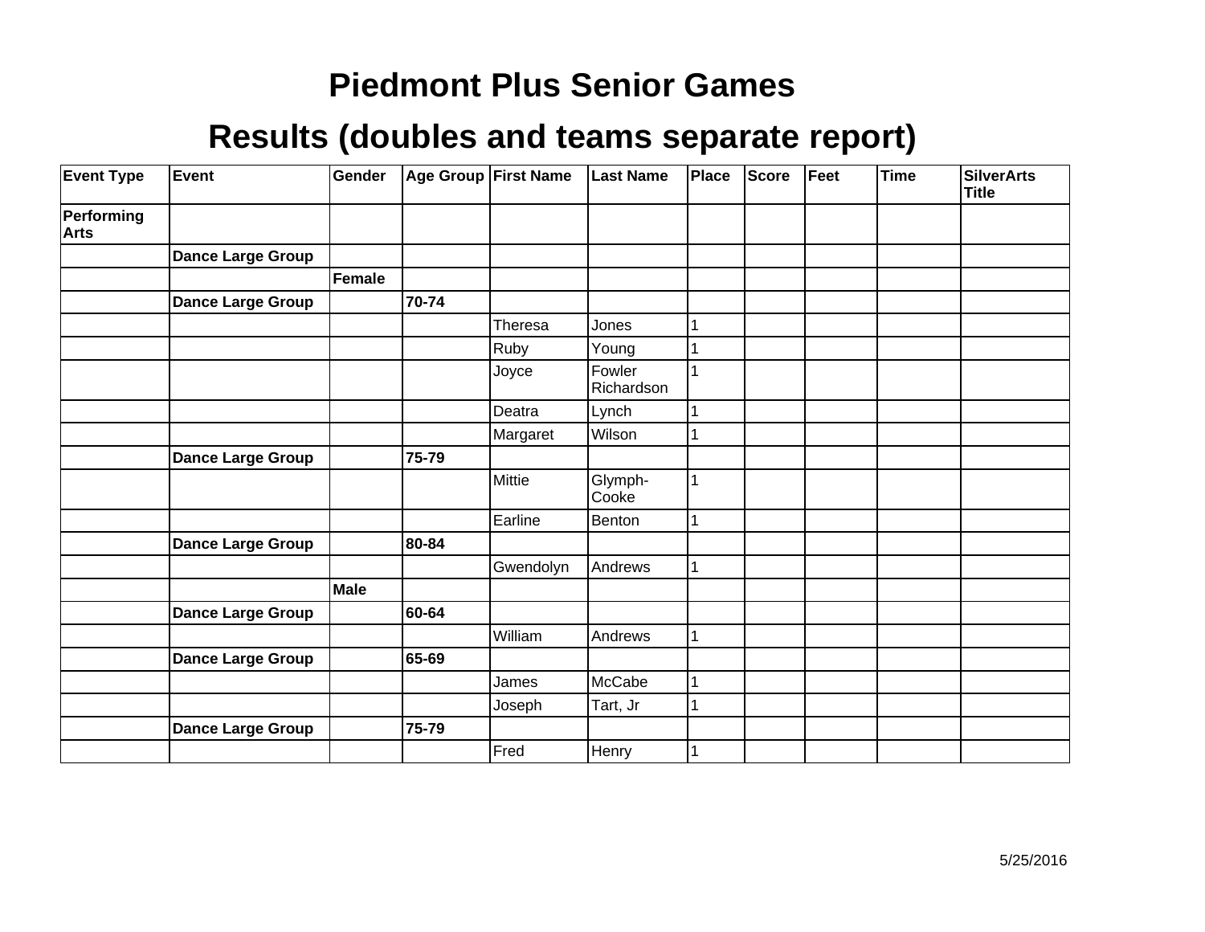# Piedmont Plus Senior Games

## Results (doubles and teams separate report)

| Event Type | Event | Gender | Age Group | First Name | Last Name | Place | Score | Feet | Time | SilverArts Title |
|---|---|---|---|---|---|---|---|---|---|---|
| **Performing Arts** | | | | | | | | | | |
| | **Dance Large Group** | | | | | | | | | |
| | | **Female** | | | | | | | | |
| | **Dance Large Group** | | **70-74** | | | | | | | |
| | | | | Theresa | Jones | 1 | | | | |
| | | | | Ruby | Young | 1 | | | | |
| | | | | Joyce | Fowler Richardson | 1 | | | | |
| | | | | Deatra | Lynch | 1 | | | | |
| | | | | Margaret | Wilson | 1 | | | | |
| | **Dance Large Group** | | **75-79** | | | | | | | |
| | | | | Mittie | Glymph-Cooke | 1 | | | | |
| | | | | Earline | Benton | 1 | | | | |
| | **Dance Large Group** | | **80-84** | | | | | | | |
| | | | | Gwendolyn | Andrews | 1 | | | | |
| | | **Male** | | | | | | | | |
| | **Dance Large Group** | | **60-64** | | | | | | | |
| | | | | William | Andrews | 1 | | | | |
| | **Dance Large Group** | | **65-69** | | | | | | | |
| | | | | James | McCabe | 1 | | | | |
| | | | | Joseph | Tart, Jr | 1 | | | | |
| | **Dance Large Group** | | **75-79** | | | | | | | |
| | | | | Fred | Henry | 1 | | | | |

5/25/2016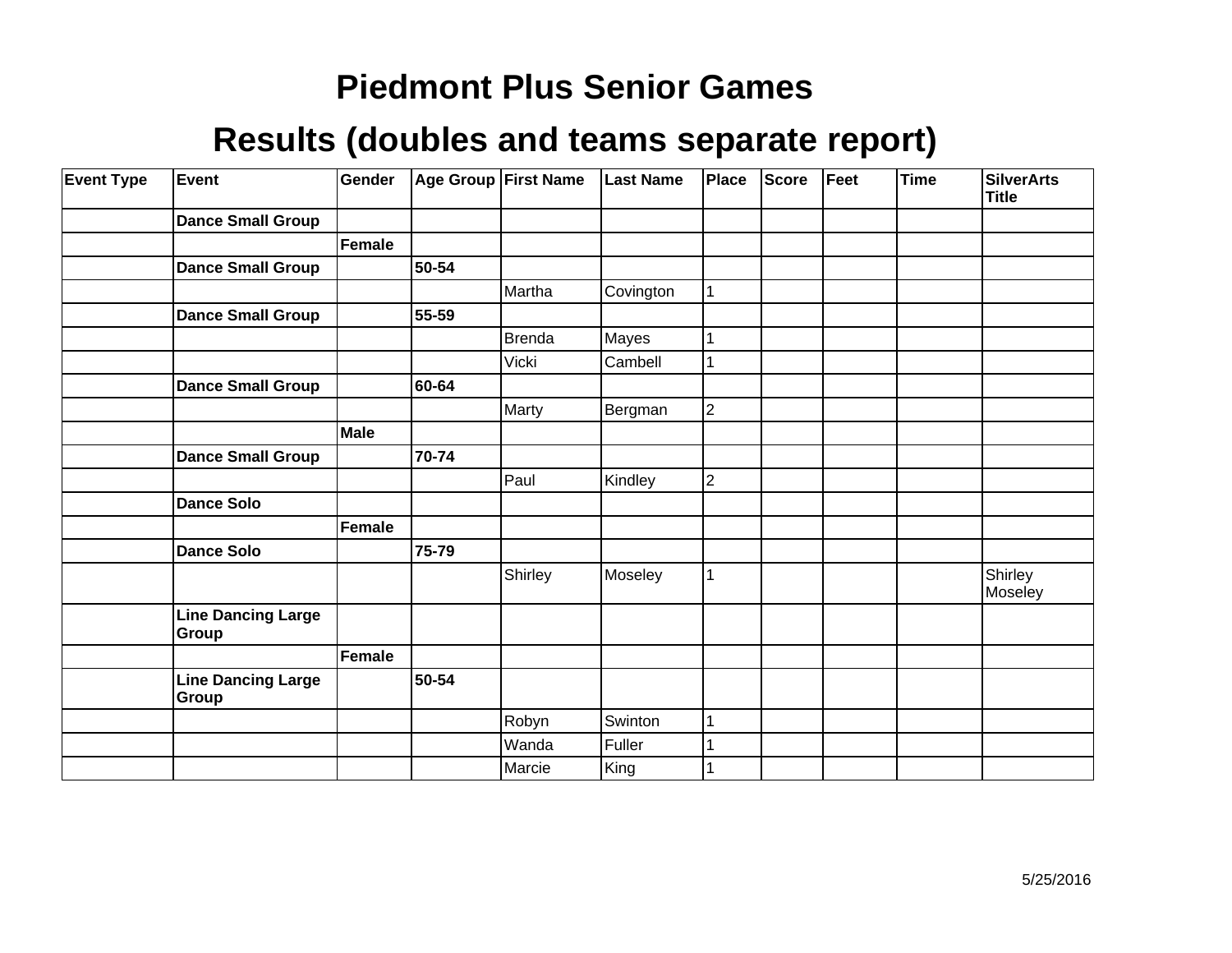# Piedmont Plus Senior Games

## Results (doubles and teams separate report)

| Event Type | Event | Gender | Age Group | First Name | Last Name | Place | Score | Feet | Time | SilverArts Title |
|---|---|---|---|---|---|---|---|---|---|---|
| | **Dance Small Group** | | | | | | | | | |
| | | **Female** | | | | | | | | |
| | **Dance Small Group** | | **50-54** | | | | | | | |
| | | | | Martha | Covington | 1 | | | | |
| | **Dance Small Group** | | **55-59** | | | | | | | |
| | | | | Brenda | Mayes | 1 | | | | |
| | | | | Vicki | Cambell | 1 | | | | |
| | **Dance Small Group** | | **60-64** | | | | | | | |
| | | | | Marty | Bergman | 2 | | | | |
| | | **Male** | | | | | | | | |
| | **Dance Small Group** | | **70-74** | | | | | | | |
| | | | | Paul | Kindley | 2 | | | | |
| | **Dance Solo** | | | | | | | | | |
| | | **Female** | | | | | | | | |
| | **Dance Solo** | | **75-79** | | | | | | | |
| | | | | Shirley | Moseley | 1 | | | | Shirley Moseley |
| | **Line Dancing Large Group** | | | | | | | | | |
| | | **Female** | | | | | | | | |
| | **Line Dancing Large Group** | | **50-54** | | | | | | | |
| | | | | Robyn | Swinton | 1 | | | | |
| | | | | Wanda | Fuller | 1 | | | | |
| | | | | Marcie | King | 1 | | | | |

5/25/2016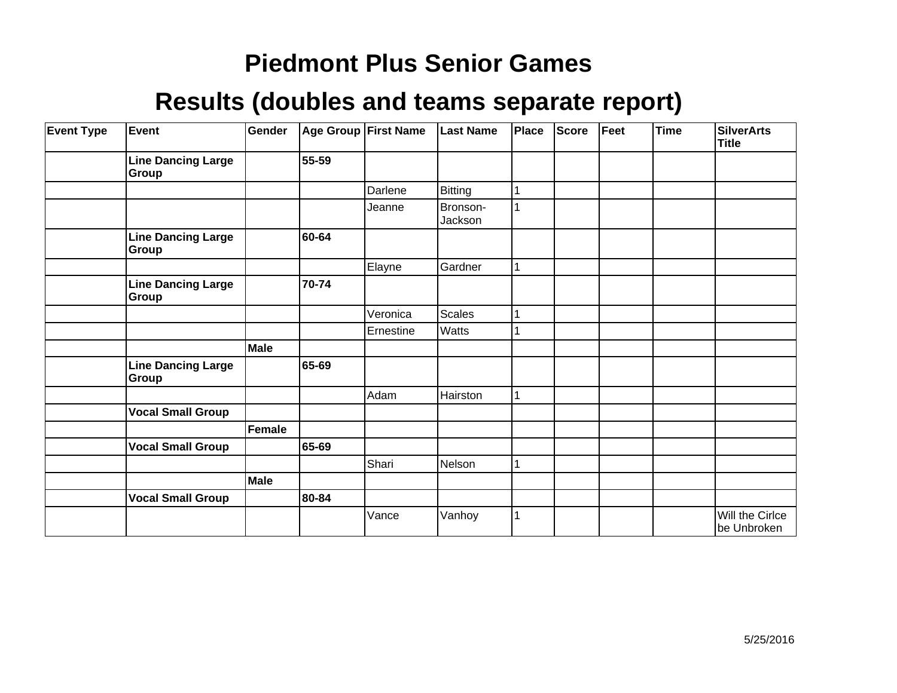# Piedmont Plus Senior Games

## Results (doubles and teams separate report)

| Event Type | Event | Gender | Age Group | First Name | Last Name | Place | Score | Feet | Time | SilverArts Title |
|---|---|---|---|---|---|---|---|---|---|---|
| | **Line Dancing Large Group** | | **55-59** | | | | | | | |
| | | | | Darlene | Bitting | 1 | | | | |
| | | | | Jeanne | Bronson-Jackson | 1 | | | | |
| | **Line Dancing Large Group** | | **60-64** | | | | | | | |
| | | | | Elayne | Gardner | 1 | | | | |
| | **Line Dancing Large Group** | | **70-74** | | | | | | | |
| | | | | Veronica | Scales | 1 | | | | |
| | | | | Ernestine | Watts | 1 | | | | |
| | | **Male** | | | | | | | | |
| | **Line Dancing Large Group** | | **65-69** | | | | | | | |
| | | | | Adam | Hairston | 1 | | | | |
| | **Vocal Small Group** | | | | | | | | | |
| | | **Female** | | | | | | | | |
| | **Vocal Small Group** | | **65-69** | | | | | | | |
| | | | | Shari | Nelson | 1 | | | | |
| | | **Male** | | | | | | | | |
| | **Vocal Small Group** | | **80-84** | | | | | | | |
| | | | | Vance | Vanhoy | 1 | | | | Will the Cirlce be Unbroken |

5/25/2016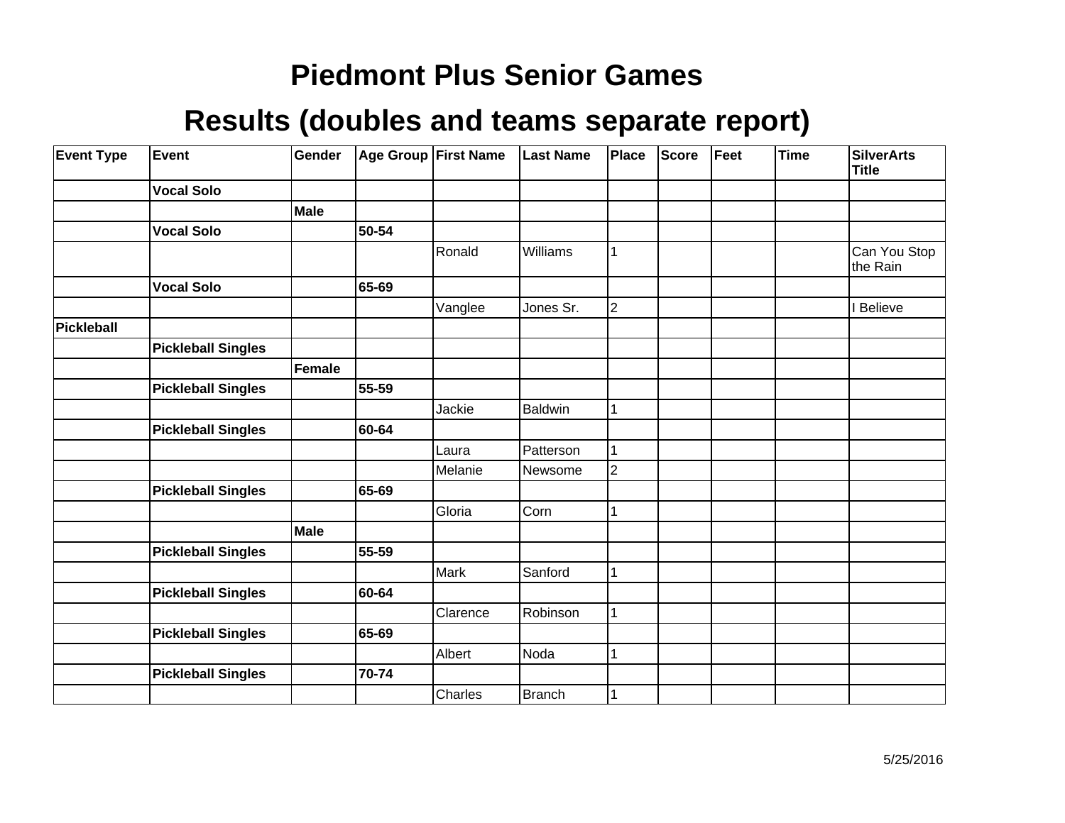# Piedmont Plus Senior Games

## Results (doubles and teams separate report)

| Event Type | Event | Gender | Age Group | First Name | Last Name | Place | Score | Feet | Time | SilverArts Title |
|---|---|---|---|---|---|---|---|---|---|---|
| | **Vocal Solo** | | | | | | | | | |
| | | **Male** | | | | | | | | |
| | **Vocal Solo** | | **50-54** | | | | | | | |
| | | | | Ronald | Williams | 1 | | | | Can You Stop the Rain |
| | **Vocal Solo** | | **65-69** | | | | | | | |
| | | | | Vanglee | Jones Sr. | 2 | | | | I Believe |
| **Pickleball** | | | | | | | | | | |
| | **Pickleball Singles** | | | | | | | | | |
| | | **Female** | | | | | | | | |
| | **Pickleball Singles** | | **55-59** | | | | | | | |
| | | | | Jackie | Baldwin | 1 | | | | |
| | **Pickleball Singles** | | **60-64** | | | | | | | |
| | | | | Laura | Patterson | 1 | | | | |
| | | | | Melanie | Newsome | 2 | | | | |
| | **Pickleball Singles** | | **65-69** | | | | | | | |
| | | | | Gloria | Corn | 1 | | | | |
| | | **Male** | | | | | | | | |
| | **Pickleball Singles** | | **55-59** | | | | | | | |
| | | | | Mark | Sanford | 1 | | | | |
| | **Pickleball Singles** | | **60-64** | | | | | | | |
| | | | | Clarence | Robinson | 1 | | | | |
| | **Pickleball Singles** | | **65-69** | | | | | | | |
| | | | | Albert | Noda | 1 | | | | |
| | **Pickleball Singles** | | **70-74** | | | | | | | |
| | | | | Charles | Branch | 1 | | | | |

5/25/2016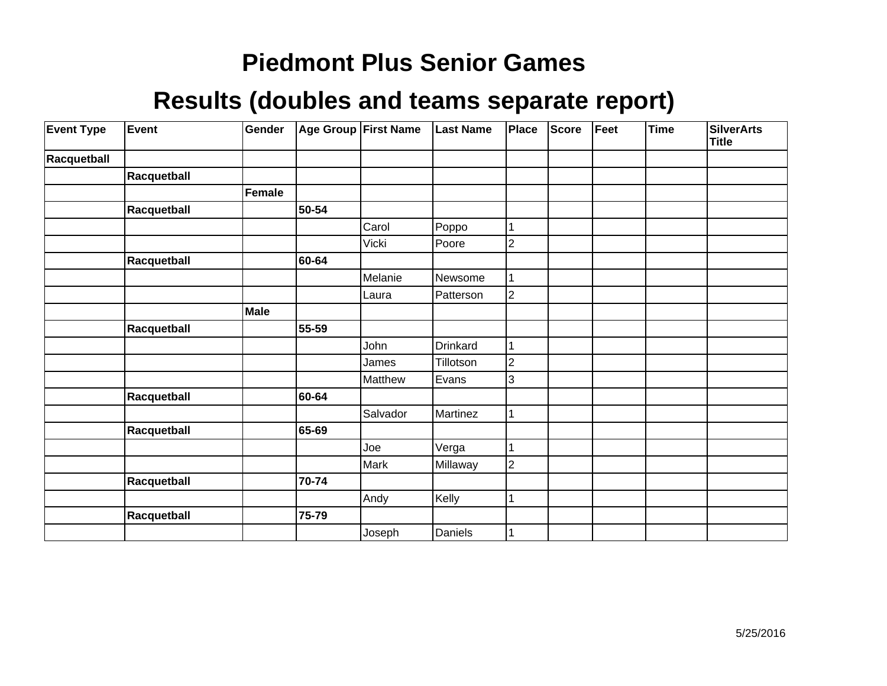# Piedmont Plus Senior Games

## Results (doubles and teams separate report)

| Event Type | Event | Gender | Age Group | First Name | Last Name | Place | Score | Feet | Time | SilverArts Title |
|---|---|---|---|---|---|---|---|---|---|---|
| **Racquetball** | | | | | | | | | | |
| | **Racquetball** | | | | | | | | | |
| | | **Female** | | | | | | | | |
| | **Racquetball** | | **50-54** | | | | | | | |
| | | | | Carol | Poppo | 1 | | | | |
| | | | | Vicki | Poore | 2 | | | | |
| | **Racquetball** | | **60-64** | | | | | | | |
| | | | | Melanie | Newsome | 1 | | | | |
| | | | | Laura | Patterson | 2 | | | | |
| | | **Male** | | | | | | | | |
| | **Racquetball** | | **55-59** | | | | | | | |
| | | | | John | Drinkard | 1 | | | | |
| | | | | James | Tillotson | 2 | | | | |
| | | | | Matthew | Evans | 3 | | | | |
| | **Racquetball** | | **60-64** | | | | | | | |
| | | | | Salvador | Martinez | 1 | | | | |
| | **Racquetball** | | **65-69** | | | | | | | |
| | | | | Joe | Verga | 1 | | | | |
| | | | | Mark | Millaway | 2 | | | | |
| | **Racquetball** | | **70-74** | | | | | | | |
| | | | | Andy | Kelly | 1 | | | | |
| | **Racquetball** | | **75-79** | | | | | | | |
| | | | | Joseph | Daniels | 1 | | | | |

5/25/2016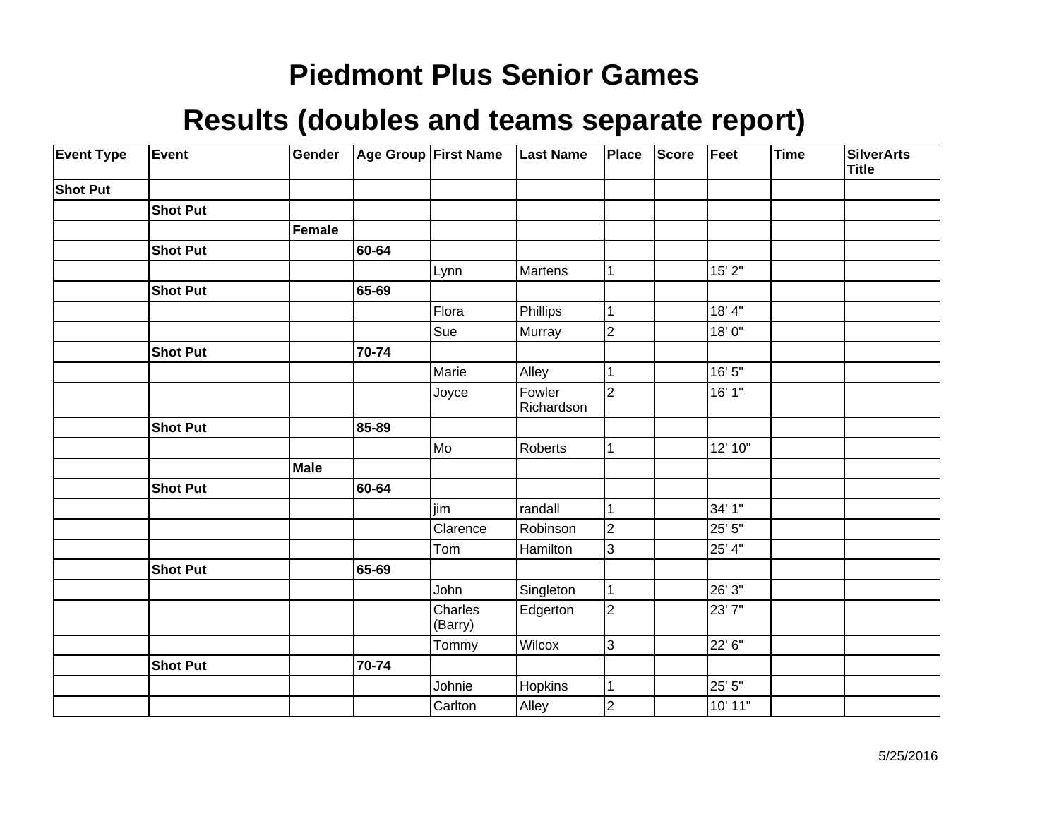# Piedmont Plus Senior Games

## Results (doubles and teams separate report)

| Event Type | Event | Gender | Age Group | First Name | Last Name | Place | Score | Feet | Time | SilverArts Title |
|---|---|---|---|---|---|---|---|---|---|---|
| **Shot Put** | | | | | | | | | | |
| | **Shot Put** | | | | | | | | | |
| | | **Female** | | | | | | | | |
| | **Shot Put** | | **60-64** | | | | | | | |
| | | | | Lynn | Martens | 1 | | 15' 2" | | |
| | **Shot Put** | | **65-69** | | | | | | | |
| | | | | Flora | Phillips | 1 | | 18' 4" | | |
| | | | | Sue | Murray | 2 | | 18' 0" | | |
| | **Shot Put** | | **70-74** | | | | | | | |
| | | | | Marie | Alley | 1 | | 16' 5" | | |
| | | | | Joyce | Fowler Richardson | 2 | | 16' 1" | | |
| | **Shot Put** | | **85-89** | | | | | | | |
| | | | | Mo | Roberts | 1 | | 12' 10" | | |
| | | **Male** | | | | | | | | |
| | **Shot Put** | | **60-64** | | | | | | | |
| | | | | jim | randall | 1 | | 34' 1" | | |
| | | | | Clarence | Robinson | 2 | | 25' 5" | | |
| | | | | Tom | Hamilton | 3 | | 25' 4" | | |
| | **Shot Put** | | **65-69** | | | | | | | |
| | | | | John | Singleton | 1 | | 26' 3" | | |
| | | | | Charles (Barry) | Edgerton | 2 | | 23' 7" | | |
| | | | | Tommy | Wilcox | 3 | | 22' 6" | | |
| | **Shot Put** | | **70-74** | | | | | | | |
| | | | | Johnie | Hopkins | 1 | | 25' 5" | | |
| | | | | Carlton | Alley | 2 | | 10' 11" | | |

5/25/2016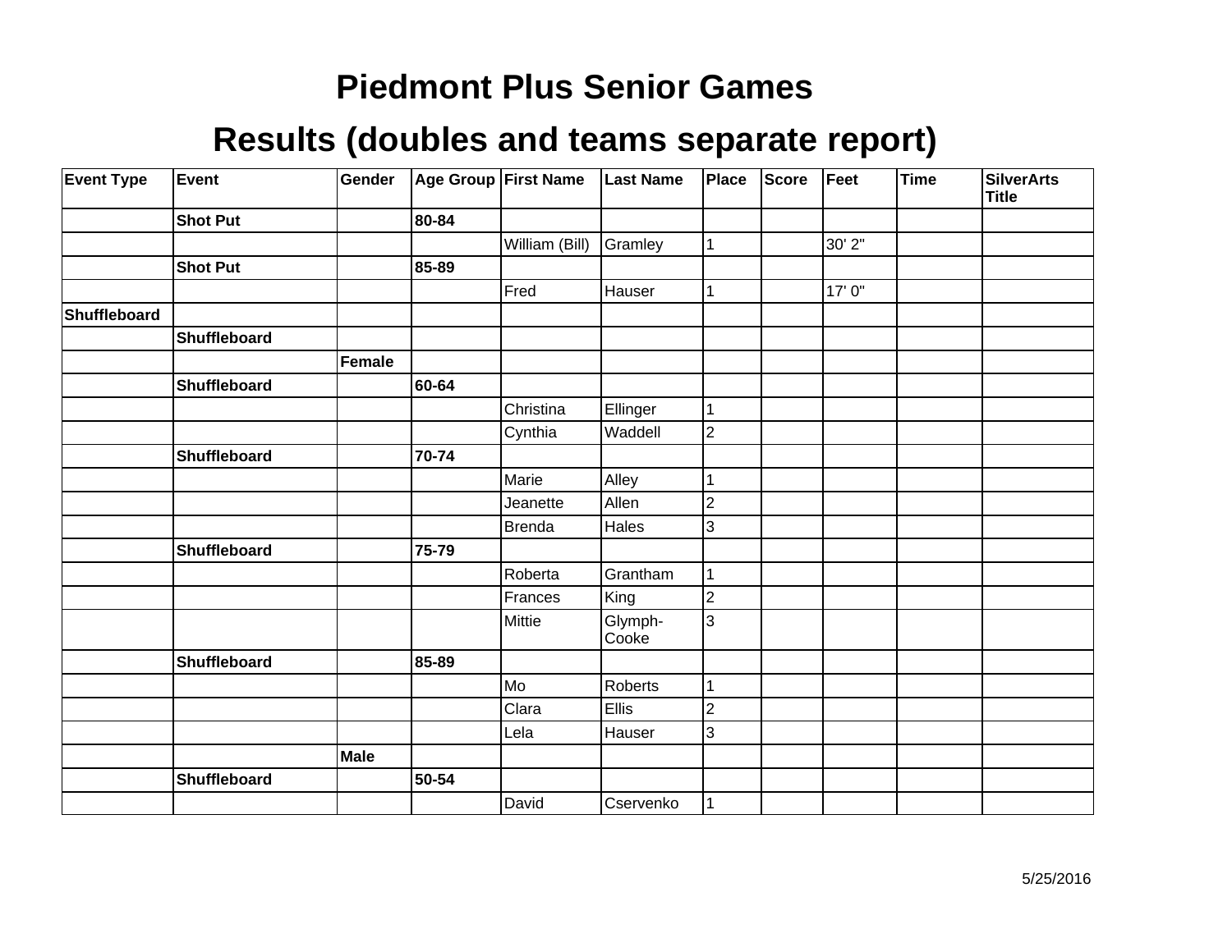# Piedmont Plus Senior Games

## Results (doubles and teams separate report)

| Event Type | Event | Gender | Age Group | First Name | Last Name | Place | Score | Feet | Time | SilverArts Title |
|---|---|---|---|---|---|---|---|---|---|---|
| | **Shot Put** | | **80-84** | | | | | | | |
| | | | | William (Bill) | Gramley | 1 | | 30' 2" | | |
| | **Shot Put** | | **85-89** | | | | | | | |
| | | | | Fred | Hauser | 1 | | 17' 0" | | |
| **Shuffleboard** | | | | | | | | | | |
| | **Shuffleboard** | | | | | | | | | |
| | | **Female** | | | | | | | | |
| | **Shuffleboard** | | **60-64** | | | | | | | |
| | | | | Christina | Ellinger | 1 | | | | |
| | | | | Cynthia | Waddell | 2 | | | | |
| | **Shuffleboard** | | **70-74** | | | | | | | |
| | | | | Marie | Alley | 1 | | | | |
| | | | | Jeanette | Allen | 2 | | | | |
| | | | | Brenda | Hales | 3 | | | | |
| | **Shuffleboard** | | **75-79** | | | | | | | |
| | | | | Roberta | Grantham | 1 | | | | |
| | | | | Frances | King | 2 | | | | |
| | | | | Mittie | Glymph-Cooke | 3 | | | | |
| | **Shuffleboard** | | **85-89** | | | | | | | |
| | | | | Mo | Roberts | 1 | | | | |
| | | | | Clara | Ellis | 2 | | | | |
| | | | | Lela | Hauser | 3 | | | | |
| | | **Male** | | | | | | | | |
| | **Shuffleboard** | | **50-54** | | | | | | | |
| | | | | David | Cservenko | 1 | | | | |

5/25/2016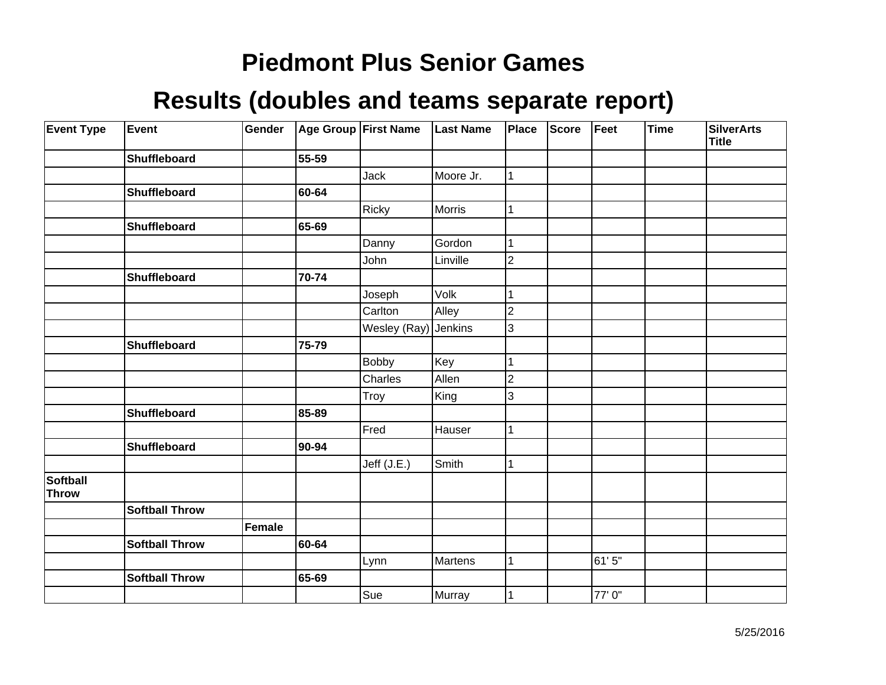# Piedmont Plus Senior Games

## Results (doubles and teams separate report)

| Event Type | Event | Gender | Age Group | First Name | Last Name | Place | Score | Feet | Time | SilverArts Title |
|---|---|---|---|---|---|---|---|---|---|---|
| | **Shuffleboard** | | **55-59** | | | | | | | |
| | | | | Jack | Moore Jr. | 1 | | | | |
| | **Shuffleboard** | | **60-64** | | | | | | | |
| | | | | Ricky | Morris | 1 | | | | |
| | **Shuffleboard** | | **65-69** | | | | | | | |
| | | | | Danny | Gordon | 1 | | | | |
| | | | | John | Linville | 2 | | | | |
| | **Shuffleboard** | | **70-74** | | | | | | | |
| | | | | Joseph | Volk | 1 | | | | |
| | | | | Carlton | Alley | 2 | | | | |
| | | | | Wesley (Ray) | Jenkins | 3 | | | | |
| | **Shuffleboard** | | **75-79** | | | | | | | |
| | | | | Bobby | Key | 1 | | | | |
| | | | | Charles | Allen | 2 | | | | |
| | | | | Troy | King | 3 | | | | |
| | **Shuffleboard** | | **85-89** | | | | | | | |
| | | | | Fred | Hauser | 1 | | | | |
| | **Shuffleboard** | | **90-94** | | | | | | | |
| | | | | Jeff (J.E.) | Smith | 1 | | | | |
| **Softball Throw** | | | | | | | | | | |
| | **Softball Throw** | | | | | | | | | |
| | | **Female** | | | | | | | | |
| | **Softball Throw** | | **60-64** | | | | | | | |
| | | | | Lynn | Martens | 1 | | 61' 5" | | |
| | **Softball Throw** | | **65-69** | | | | | | | |
| | | | | Sue | Murray | 1 | | 77' 0" | | |

5/25/2016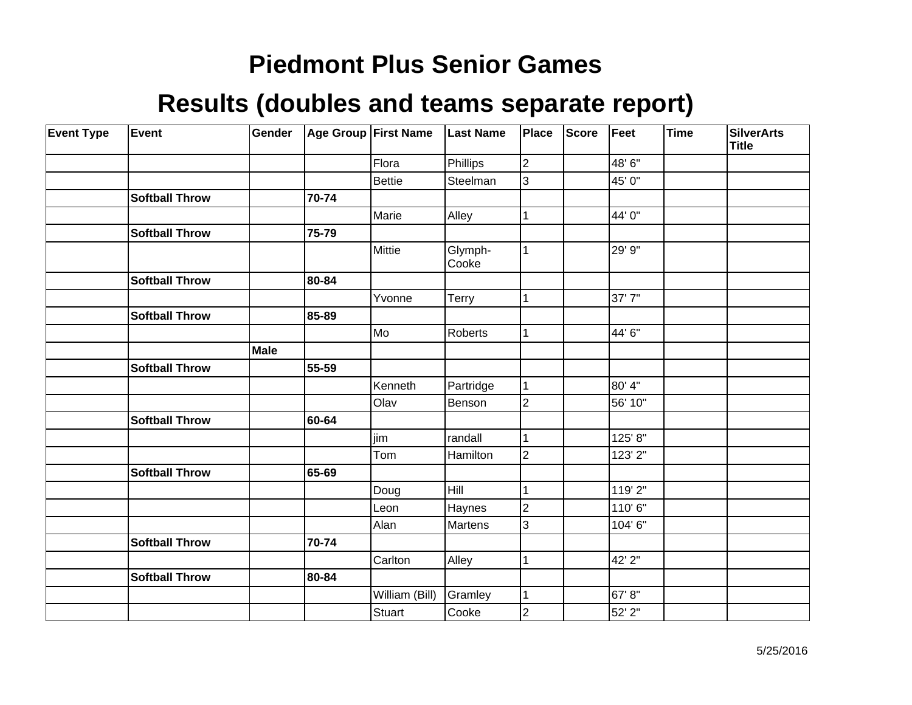# Piedmont Plus Senior Games

## Results (doubles and teams separate report)

| Event Type | Event | Gender | Age Group | First Name | Last Name | Place | Score | Feet | Time | SilverArts Title |
|---|---|---|---|---|---|---|---|---|---|---|
| | | | | Flora | Phillips | 2 | | 48' 6" | | |
| | | | | Bettie | Steelman | 3 | | 45' 0" | | |
| | **Softball Throw** | | **70-74** | | | | | | | |
| | | | | Marie | Alley | 1 | | 44' 0" | | |
| | **Softball Throw** | | **75-79** | | | | | | | |
| | | | | Mittie | Glymph-Cooke | 1 | | 29' 9" | | |
| | **Softball Throw** | | **80-84** | | | | | | | |
| | | | | Yvonne | Terry | 1 | | 37' 7" | | |
| | **Softball Throw** | | **85-89** | | | | | | | |
| | | | | Mo | Roberts | 1 | | 44' 6" | | |
| | | **Male** | | | | | | | | |
| | **Softball Throw** | | **55-59** | | | | | | | |
| | | | | Kenneth | Partridge | 1 | | 80' 4" | | |
| | | | | Olav | Benson | 2 | | 56' 10" | | |
| | **Softball Throw** | | **60-64** | | | | | | | |
| | | | | jim | randall | 1 | | 125' 8" | | |
| | | | | Tom | Hamilton | 2 | | 123' 2" | | |
| | **Softball Throw** | | **65-69** | | | | | | | |
| | | | | Doug | Hill | 1 | | 119' 2" | | |
| | | | | Leon | Haynes | 2 | | 110' 6" | | |
| | | | | Alan | Martens | 3 | | 104' 6" | | |
| | **Softball Throw** | | **70-74** | | | | | | | |
| | | | | Carlton | Alley | 1 | | 42' 2" | | |
| | **Softball Throw** | | **80-84** | | | | | | | |
| | | | | William (Bill) | Gramley | 1 | | 67' 8" | | |
| | | | | Stuart | Cooke | 2 | | 52' 2" | | |

5/25/2016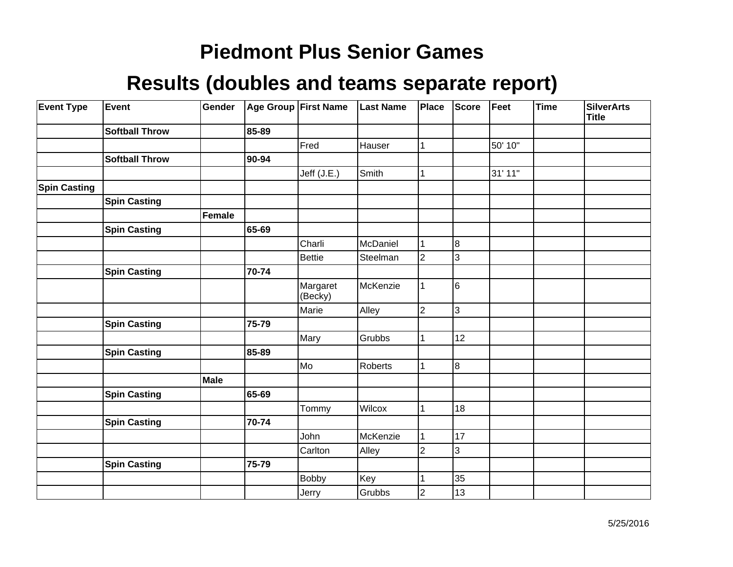# Piedmont Plus Senior Games

## Results (doubles and teams separate report)

| Event Type | Event | Gender | Age Group | First Name | Last Name | Place | Score | Feet | Time | SilverArts Title |
|---|---|---|---|---|---|---|---|---|---|---|
| | **Softball Throw** | | **85-89** | | | | | | | |
| | | | | Fred | Hauser | 1 | | 50' 10" | | |
| | **Softball Throw** | | **90-94** | | | | | | | |
| | | | | Jeff (J.E.) | Smith | 1 | | 31' 11" | | |
| **Spin Casting** | | | | | | | | | | |
| | **Spin Casting** | | | | | | | | | |
| | | **Female** | | | | | | | | |
| | **Spin Casting** | | **65-69** | | | | | | | |
| | | | | Charli | McDaniel | 1 | 8 | | | |
| | | | | Bettie | Steelman | 2 | 3 | | | |
| | **Spin Casting** | | **70-74** | | | | | | | |
| | | | | Margaret (Becky) | McKenzie | 1 | 6 | | | |
| | | | | Marie | Alley | 2 | 3 | | | |
| | **Spin Casting** | | **75-79** | | | | | | | |
| | | | | Mary | Grubbs | 1 | 12 | | | |
| | **Spin Casting** | | **85-89** | | | | | | | |
| | | | | Mo | Roberts | 1 | 8 | | | |
| | | **Male** | | | | | | | | |
| | **Spin Casting** | | **65-69** | | | | | | | |
| | | | | Tommy | Wilcox | 1 | 18 | | | |
| | **Spin Casting** | | **70-74** | | | | | | | |
| | | | | John | McKenzie | 1 | 17 | | | |
| | | | | Carlton | Alley | 2 | 3 | | | |
| | **Spin Casting** | | **75-79** | | | | | | | |
| | | | | Bobby | Key | 1 | 35 | | | |
| | | | | Jerry | Grubbs | 2 | 13 | | | |

5/25/2016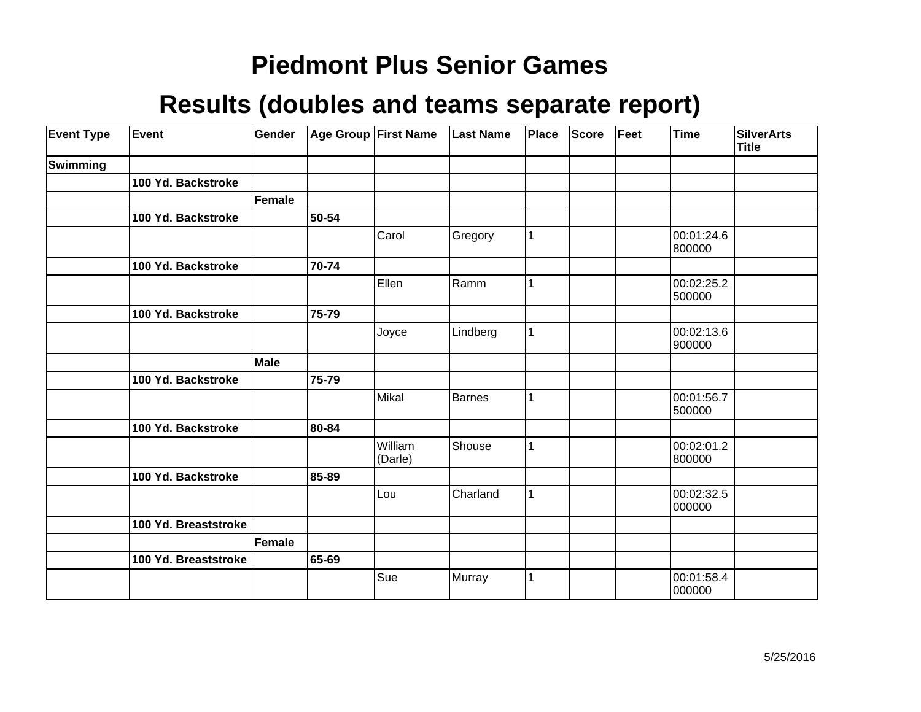# Piedmont Plus Senior Games

## Results (doubles and teams separate report)

| Event Type | Event | Gender | Age Group | First Name | Last Name | Place | Score | Feet | Time | SilverArts Title |
|---|---|---|---|---|---|---|---|---|---|---|
| **Swimming** | | | | | | | | | | |
| | **100 Yd. Backstroke** | | | | | | | | | |
| | | **Female** | | | | | | | | |
| | **100 Yd. Backstroke** | | **50-54** | | | | | | | |
| | | | | Carol | Gregory | 1 | | | 00:01:24.6800000 | |
| | **100 Yd. Backstroke** | | **70-74** | | | | | | | |
| | | | | Ellen | Ramm | 1 | | | 00:02:25.2500000 | |
| | **100 Yd. Backstroke** | | **75-79** | | | | | | | |
| | | | | Joyce | Lindberg | 1 | | | 00:02:13.6900000 | |
| | | **Male** | | | | | | | | |
| | **100 Yd. Backstroke** | | **75-79** | | | | | | | |
| | | | | Mikal | Barnes | 1 | | | 00:01:56.7500000 | |
| | **100 Yd. Backstroke** | | **80-84** | | | | | | | |
| | | | | William (Darle) | Shouse | 1 | | | 00:02:01.2800000 | |
| | **100 Yd. Backstroke** | | **85-89** | | | | | | | |
| | | | | Lou | Charland | 1 | | | 00:02:32.5000000 | |
| | **100 Yd. Breaststroke** | | | | | | | | | |
| | | **Female** | | | | | | | | |
| | **100 Yd. Breaststroke** | | **65-69** | | | | | | | |
| | | | | Sue | Murray | 1 | | | 00:01:58.4000000 | |

5/25/2016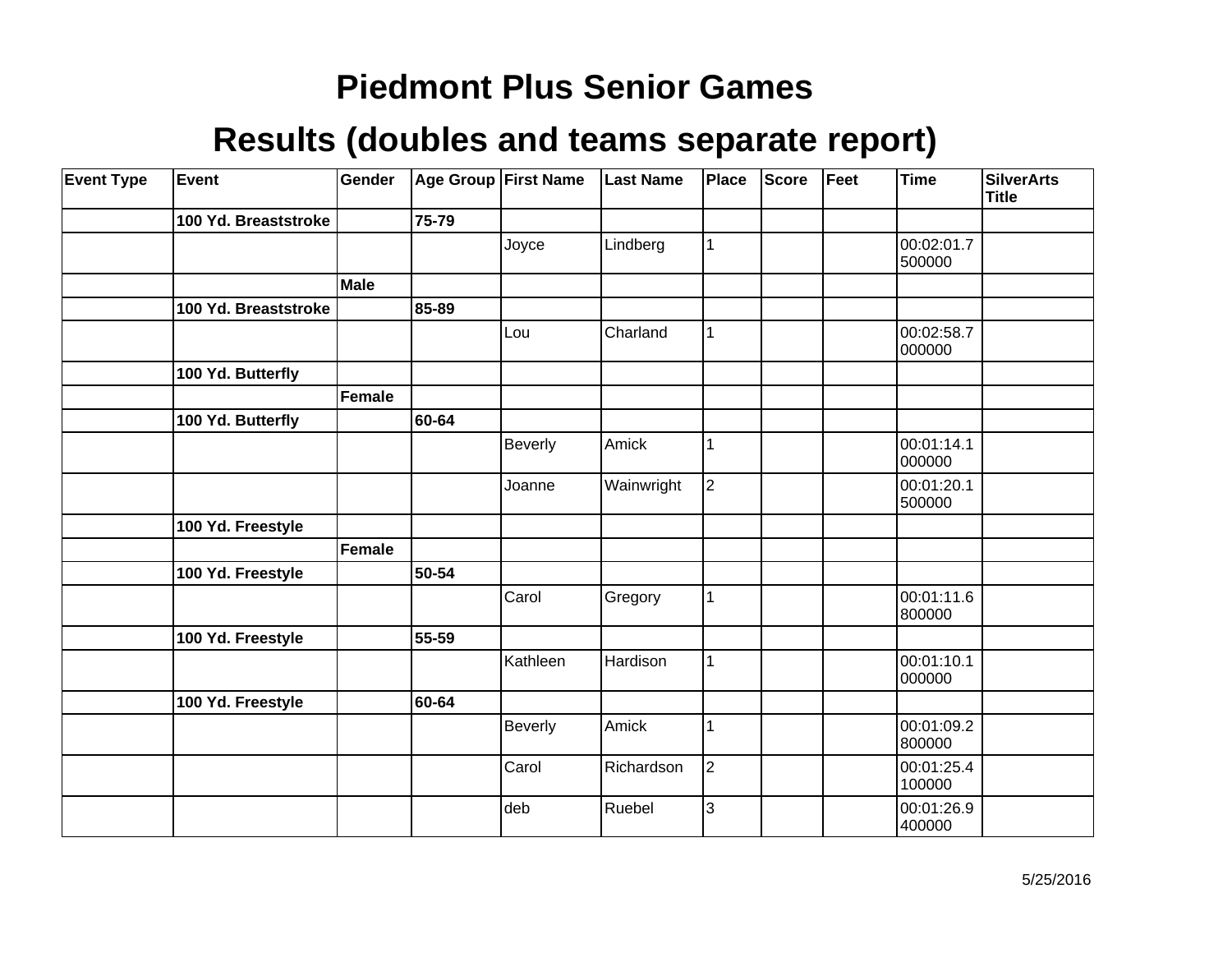# Piedmont Plus Senior Games

## Results (doubles and teams separate report)

| Event Type | Event | Gender | Age Group | First Name | Last Name | Place | Score | Feet | Time | SilverArts Title |
|---|---|---|---|---|---|---|---|---|---|---|
| | **100 Yd. Breaststroke** | | **75-79** | | | | | | | |
| | | | | Joyce | Lindberg | 1 | | | 00:02:01.7500000 | |
| | | **Male** | | | | | | | | |
| | **100 Yd. Breaststroke** | | **85-89** | | | | | | | |
| | | | | Lou | Charland | 1 | | | 00:02:58.7000000 | |
| | **100 Yd. Butterfly** | | | | | | | | | |
| | | **Female** | | | | | | | | |
| | **100 Yd. Butterfly** | | **60-64** | | | | | | | |
| | | | | Beverly | Amick | 1 | | | 00:01:14.1000000 | |
| | | | | Joanne | Wainwright | 2 | | | 00:01:20.1500000 | |
| | **100 Yd. Freestyle** | | | | | | | | | |
| | | **Female** | | | | | | | | |
| | **100 Yd. Freestyle** | | **50-54** | | | | | | | |
| | | | | Carol | Gregory | 1 | | | 00:01:11.6800000 | |
| | **100 Yd. Freestyle** | | **55-59** | | | | | | | |
| | | | | Kathleen | Hardison | 1 | | | 00:01:10.1000000 | |
| | **100 Yd. Freestyle** | | **60-64** | | | | | | | |
| | | | | Beverly | Amick | 1 | | | 00:01:09.2800000 | |
| | | | | Carol | Richardson | 2 | | | 00:01:25.4100000 | |
| | | | | deb | Ruebel | 3 | | | 00:01:26.9400000 | |

5/25/2016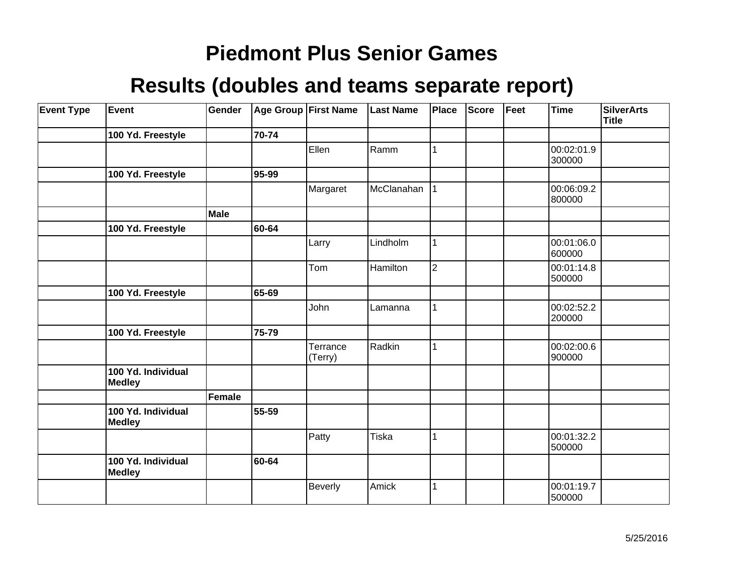# Piedmont Plus Senior Games

## Results (doubles and teams separate report)

| Event Type | Event | Gender | Age Group | First Name | Last Name | Place | Score | Feet | Time | SilverArts Title |
|---|---|---|---|---|---|---|---|---|---|---|
| | **100 Yd. Freestyle** | | **70-74** | | | | | | | |
| | | | | Ellen | Ramm | 1 | | | 00:02:01.9300000 | |
| | **100 Yd. Freestyle** | | **95-99** | | | | | | | |
| | | | | Margaret | McClanahan | 1 | | | 00:06:09.2800000 | |
| | | **Male** | | | | | | | | |
| | **100 Yd. Freestyle** | | **60-64** | | | | | | | |
| | | | | Larry | Lindholm | 1 | | | 00:01:06.0600000 | |
| | | | | Tom | Hamilton | 2 | | | 00:01:14.8500000 | |
| | **100 Yd. Freestyle** | | **65-69** | | | | | | | |
| | | | | John | Lamanna | 1 | | | 00:02:52.2200000 | |
| | **100 Yd. Freestyle** | | **75-79** | | | | | | | |
| | | | | Terrance (Terry) | Radkin | 1 | | | 00:02:00.6900000 | |
| | **100 Yd. Individual Medley** | | | | | | | | | |
| | | **Female** | | | | | | | | |
| | **100 Yd. Individual Medley** | | **55-59** | | | | | | | |
| | | | | Patty | Tiska | 1 | | | 00:01:32.2500000 | |
| | **100 Yd. Individual Medley** | | **60-64** | | | | | | | |
| | | | | Beverly | Amick | 1 | | | 00:01:19.7500000 | |

5/25/2016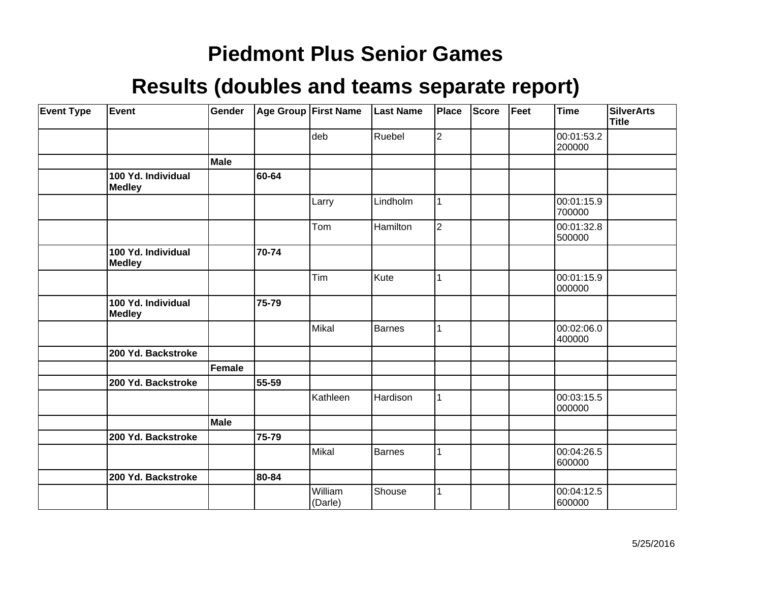# Piedmont Plus Senior Games

## Results (doubles and teams separate report)

| Event Type | Event | Gender | Age Group | First Name | Last Name | Place | Score | Feet | Time | SilverArts Title |
|---|---|---|---|---|---|---|---|---|---|---|
| | | | | deb | Ruebel | 2 | | | 00:01:53.2200000 | |
| | | **Male** | | | | | | | | |
| | **100 Yd. Individual Medley** | | **60-64** | | | | | | | |
| | | | | Larry | Lindholm | 1 | | | 00:01:15.9700000 | |
| | | | | Tom | Hamilton | 2 | | | 00:01:32.8500000 | |
| | **100 Yd. Individual Medley** | | **70-74** | | | | | | | |
| | | | | Tim | Kute | 1 | | | 00:01:15.9000000 | |
| | **100 Yd. Individual Medley** | | **75-79** | | | | | | | |
| | | | | Mikal | Barnes | 1 | | | 00:02:06.0400000 | |
| | **200 Yd. Backstroke** | | | | | | | | | |
| | | **Female** | | | | | | | | |
| | **200 Yd. Backstroke** | | **55-59** | | | | | | | |
| | | | | Kathleen | Hardison | 1 | | | 00:03:15.5000000 | |
| | | **Male** | | | | | | | | |
| | **200 Yd. Backstroke** | | **75-79** | | | | | | | |
| | | | | Mikal | Barnes | 1 | | | 00:04:26.5600000 | |
| | **200 Yd. Backstroke** | | **80-84** | | | | | | | |
| | | | | William (Darle) | Shouse | 1 | | | 00:04:12.5600000 | |

5/25/2016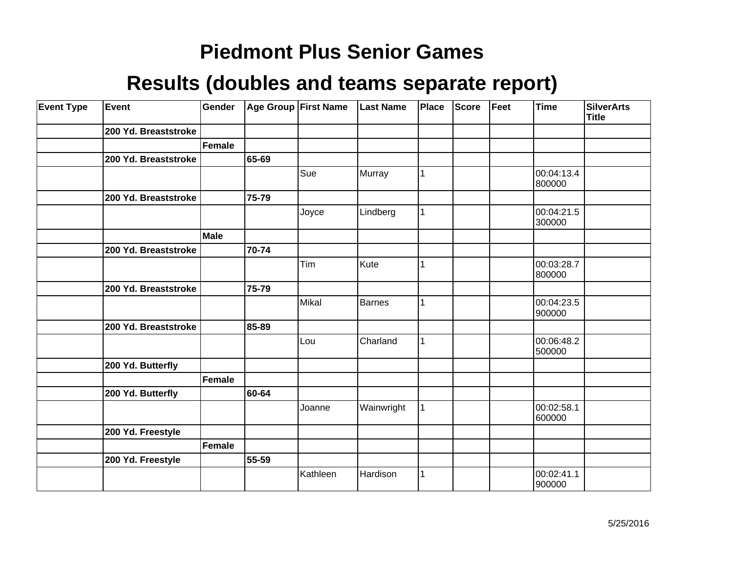# Piedmont Plus Senior Games

## Results (doubles and teams separate report)

| Event Type | Event | Gender | Age Group | First Name | Last Name | Place | Score | Feet | Time | SilverArts Title |
|---|---|---|---|---|---|---|---|---|---|---|
| | **200 Yd. Breaststroke** | | | | | | | | | |
| | | **Female** | | | | | | | | |
| | **200 Yd. Breaststroke** | | **65-69** | | | | | | | |
| | | | | Sue | Murray | 1 | | | 00:04:13.4800000 | |
| | **200 Yd. Breaststroke** | | **75-79** | | | | | | | |
| | | | | Joyce | Lindberg | 1 | | | 00:04:21.5300000 | |
| | | **Male** | | | | | | | | |
| | **200 Yd. Breaststroke** | | **70-74** | | | | | | | |
| | | | | Tim | Kute | 1 | | | 00:03:28.7800000 | |
| | **200 Yd. Breaststroke** | | **75-79** | | | | | | | |
| | | | | Mikal | Barnes | 1 | | | 00:04:23.5900000 | |
| | **200 Yd. Breaststroke** | | **85-89** | | | | | | | |
| | | | | Lou | Charland | 1 | | | 00:06:48.2500000 | |
| | **200 Yd. Butterfly** | | | | | | | | | |
| | | **Female** | | | | | | | | |
| | **200 Yd. Butterfly** | | **60-64** | | | | | | | |
| | | | | Joanne | Wainwright | 1 | | | 00:02:58.1600000 | |
| | **200 Yd. Freestyle** | | | | | | | | | |
| | | **Female** | | | | | | | | |
| | **200 Yd. Freestyle** | | **55-59** | | | | | | | |
| | | | | Kathleen | Hardison | 1 | | | 00:02:41.1900000 | |

5/25/2016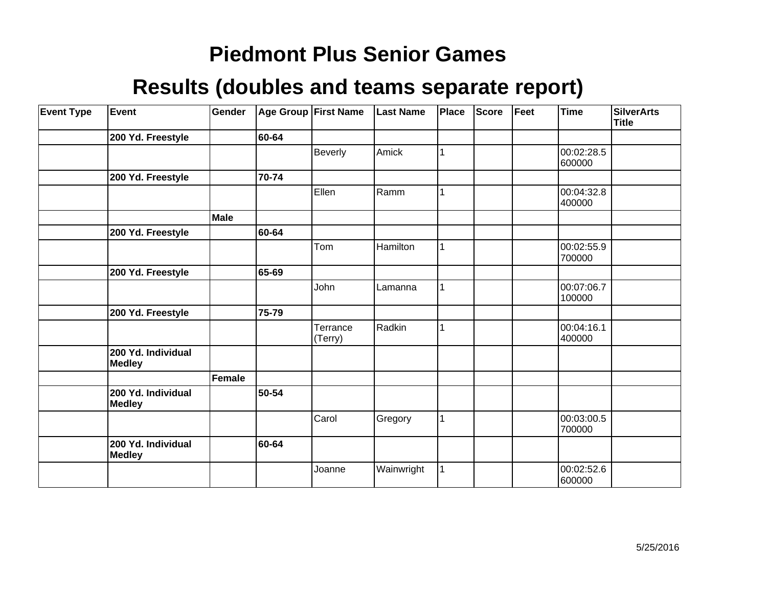# Piedmont Plus Senior Games

## Results (doubles and teams separate report)

| Event Type | Event | Gender | Age Group | First Name | Last Name | Place | Score | Feet | Time | SilverArts Title |
|---|---|---|---|---|---|---|---|---|---|---|
| | **200 Yd. Freestyle** | | **60-64** | | | | | | | |
| | | | | Beverly | Amick | 1 | | | 00:02:28.5600000 | |
| | **200 Yd. Freestyle** | | **70-74** | | | | | | | |
| | | | | Ellen | Ramm | 1 | | | 00:04:32.8400000 | |
| | | **Male** | | | | | | | | |
| | **200 Yd. Freestyle** | | **60-64** | | | | | | | |
| | | | | Tom | Hamilton | 1 | | | 00:02:55.9700000 | |
| | **200 Yd. Freestyle** | | **65-69** | | | | | | | |
| | | | | John | Lamanna | 1 | | | 00:07:06.7100000 | |
| | **200 Yd. Freestyle** | | **75-79** | | | | | | | |
| | | | | Terrance (Terry) | Radkin | 1 | | | 00:04:16.1400000 | |
| | **200 Yd. Individual Medley** | | | | | | | | | |
| | | **Female** | | | | | | | | |
| | **200 Yd. Individual Medley** | | **50-54** | | | | | | | |
| | | | | Carol | Gregory | 1 | | | 00:03:00.5700000 | |
| | **200 Yd. Individual Medley** | | **60-64** | | | | | | | |
| | | | | Joanne | Wainwright | 1 | | | 00:02:52.6600000 | |

5/25/2016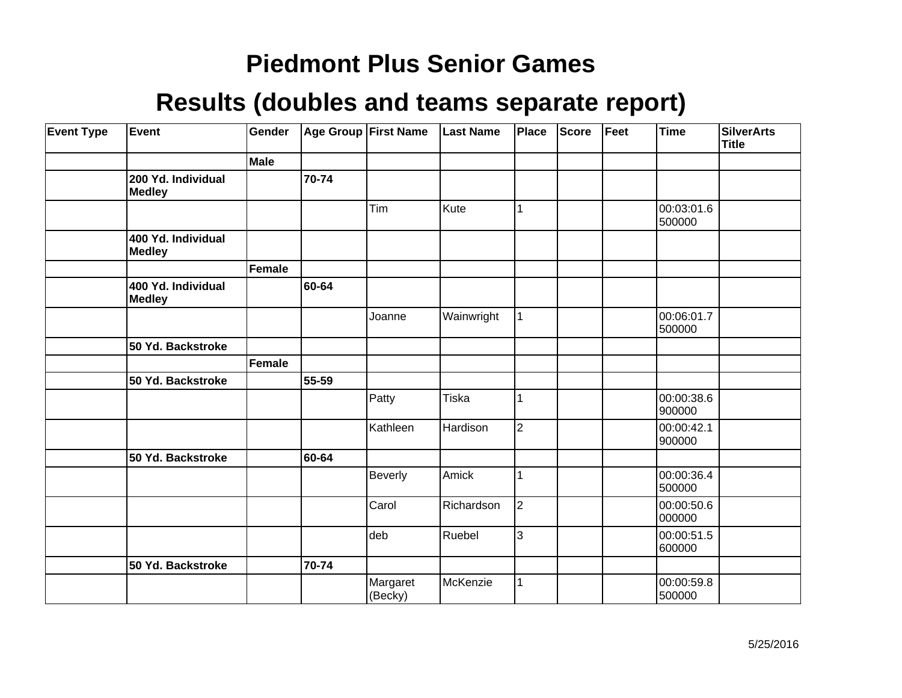# Piedmont Plus Senior Games

## Results (doubles and teams separate report)

| Event Type | Event | Gender | Age Group | First Name | Last Name | Place | Score | Feet | Time | SilverArts Title |
|---|---|---|---|---|---|---|---|---|---|---|
| | | **Male** | | | | | | | | |
| | **200 Yd. Individual Medley** | | **70-74** | | | | | | | |
| | | | | Tim | Kute | 1 | | | 00:03:01.6500000 | |
| | **400 Yd. Individual Medley** | | | | | | | | | |
| | | **Female** | | | | | | | | |
| | **400 Yd. Individual Medley** | | **60-64** | | | | | | | |
| | | | | Joanne | Wainwright | 1 | | | 00:06:01.7500000 | |
| | **50 Yd. Backstroke** | | | | | | | | | |
| | | **Female** | | | | | | | | |
| | **50 Yd. Backstroke** | | **55-59** | | | | | | | |
| | | | | Patty | Tiska | 1 | | | 00:00:38.6900000 | |
| | | | | Kathleen | Hardison | 2 | | | 00:00:42.1900000 | |
| | **50 Yd. Backstroke** | | **60-64** | | | | | | | |
| | | | | Beverly | Amick | 1 | | | 00:00:36.4500000 | |
| | | | | Carol | Richardson | 2 | | | 00:00:50.6000000 | |
| | | | | deb | Ruebel | 3 | | | 00:00:51.5600000 | |
| | **50 Yd. Backstroke** | | **70-74** | | | | | | | |
| | | | | Margaret (Becky) | McKenzie | 1 | | | 00:00:59.8500000 | |

5/25/2016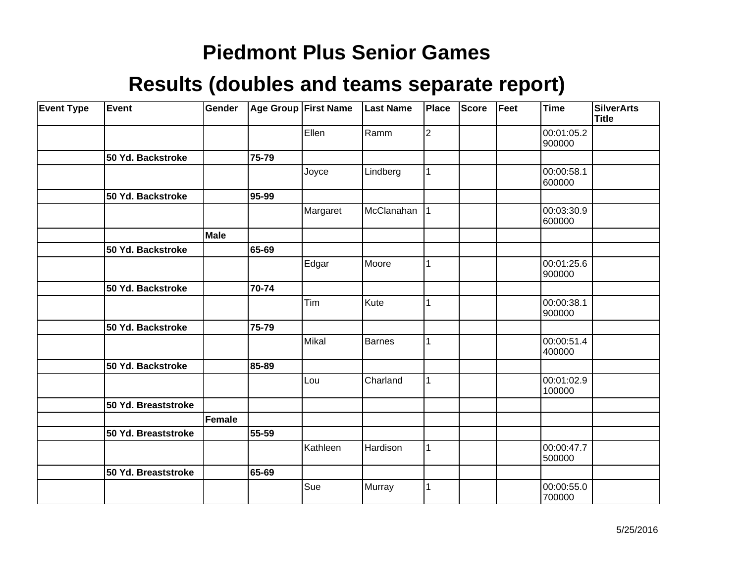# Piedmont Plus Senior Games

## Results (doubles and teams separate report)

| Event Type | Event | Gender | Age Group | First Name | Last Name | Place | Score | Feet | Time | SilverArts Title |
|---|---|---|---|---|---|---|---|---|---|---|
| | | | | Ellen | Ramm | 2 | | | 00:01:05.2900000 | |
| | **50 Yd. Backstroke** | | **75-79** | | | | | | | |
| | | | | Joyce | Lindberg | 1 | | | 00:00:58.1600000 | |
| | **50 Yd. Backstroke** | | **95-99** | | | | | | | |
| | | | | Margaret | McClanahan | 1 | | | 00:03:30.9600000 | |
| | | **Male** | | | | | | | | |
| | **50 Yd. Backstroke** | | **65-69** | | | | | | | |
| | | | | Edgar | Moore | 1 | | | 00:01:25.6900000 | |
| | **50 Yd. Backstroke** | | **70-74** | | | | | | | |
| | | | | Tim | Kute | 1 | | | 00:00:38.1900000 | |
| | **50 Yd. Backstroke** | | **75-79** | | | | | | | |
| | | | | Mikal | Barnes | 1 | | | 00:00:51.4400000 | |
| | **50 Yd. Backstroke** | | **85-89** | | | | | | | |
| | | | | Lou | Charland | 1 | | | 00:01:02.9100000 | |
| | **50 Yd. Breaststroke** | | | | | | | | | |
| | | **Female** | | | | | | | | |
| | **50 Yd. Breaststroke** | | **55-59** | | | | | | | |
| | | | | Kathleen | Hardison | 1 | | | 00:00:47.7500000 | |
| | **50 Yd. Breaststroke** | | **65-69** | | | | | | | |
| | | | | Sue | Murray | 1 | | | 00:00:55.0700000 | |

5/25/2016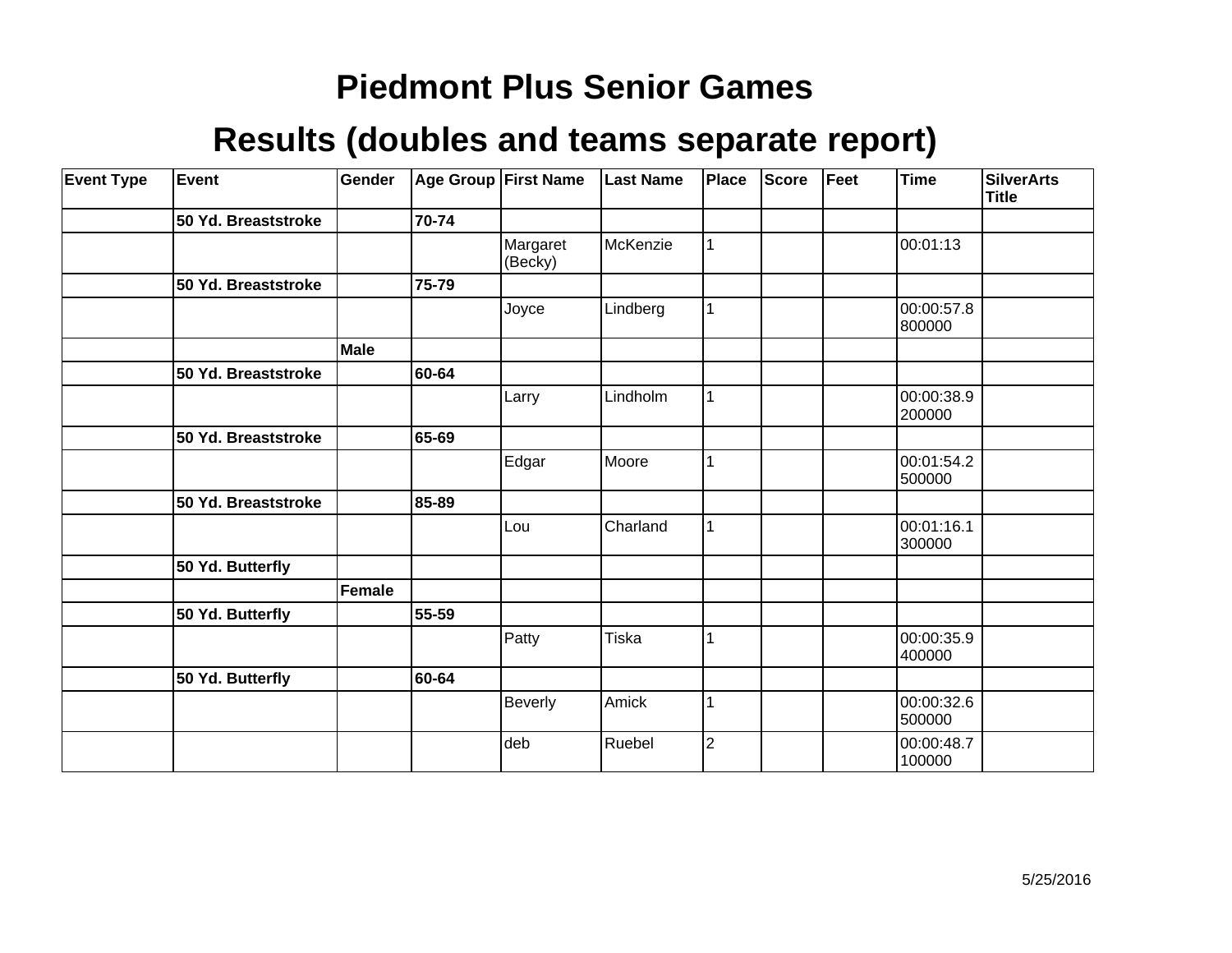# Piedmont Plus Senior Games

## Results (doubles and teams separate report)

| Event Type | Event | Gender | Age Group | First Name | Last Name | Place | Score | Feet | Time | SilverArts Title |
|---|---|---|---|---|---|---|---|---|---|---|
| | **50 Yd. Breaststroke** | | **70-74** | | | | | | | |
| | | | | Margaret (Becky) | McKenzie | 1 | | | 00:01:13 | |
| | **50 Yd. Breaststroke** | | **75-79** | | | | | | | |
| | | | | Joyce | Lindberg | 1 | | | 00:00:57.8800000 | |
| | | **Male** | | | | | | | | |
| | **50 Yd. Breaststroke** | | **60-64** | | | | | | | |
| | | | | Larry | Lindholm | 1 | | | 00:00:38.9200000 | |
| | **50 Yd. Breaststroke** | | **65-69** | | | | | | | |
| | | | | Edgar | Moore | 1 | | | 00:01:54.2500000 | |
| | **50 Yd. Breaststroke** | | **85-89** | | | | | | | |
| | | | | Lou | Charland | 1 | | | 00:01:16.1300000 | |
| | **50 Yd. Butterfly** | | | | | | | | | |
| | | **Female** | | | | | | | | |
| | **50 Yd. Butterfly** | | **55-59** | | | | | | | |
| | | | | Patty | Tiska | 1 | | | 00:00:35.9400000 | |
| | **50 Yd. Butterfly** | | **60-64** | | | | | | | |
| | | | | Beverly | Amick | 1 | | | 00:00:32.6500000 | |
| | | | | deb | Ruebel | 2 | | | 00:00:48.7100000 | |

5/25/2016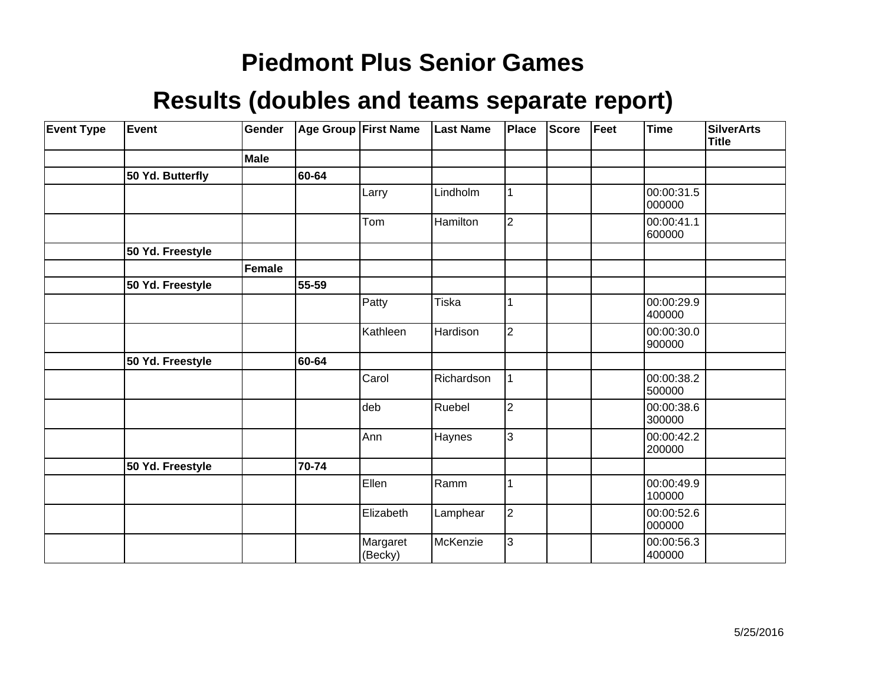# Piedmont Plus Senior Games

# Results (doubles and teams separate report)

| Event Type | Event | Gender | Age Group | First Name | Last Name | Place | Score | Feet | Time | SilverArts Title |
|---|---|---|---|---|---|---|---|---|---|---|
| | | **Male** | | | | | | | | |
| | **50 Yd. Butterfly** | | **60-64** | | | | | | | |
| | | | | Larry | Lindholm | 1 | | | 00:00:31.5000000 | |
| | | | | Tom | Hamilton | 2 | | | 00:00:41.1600000 | |
| | **50 Yd. Freestyle** | | | | | | | | | |
| | | **Female** | | | | | | | | |
| | **50 Yd. Freestyle** | | **55-59** | | | | | | | |
| | | | | Patty | Tiska | 1 | | | 00:00:29.9400000 | |
| | | | | Kathleen | Hardison | 2 | | | 00:00:30.0900000 | |
| | **50 Yd. Freestyle** | | **60-64** | | | | | | | |
| | | | | Carol | Richardson | 1 | | | 00:00:38.2500000 | |
| | | | | deb | Ruebel | 2 | | | 00:00:38.6300000 | |
| | | | | Ann | Haynes | 3 | | | 00:00:42.2200000 | |
| | **50 Yd. Freestyle** | | **70-74** | | | | | | | |
| | | | | Ellen | Ramm | 1 | | | 00:00:49.9100000 | |
| | | | | Elizabeth | Lamphear | 2 | | | 00:00:52.6000000 | |
| | | | | Margaret (Becky) | McKenzie | 3 | | | 00:00:56.3400000 | |

5/25/2016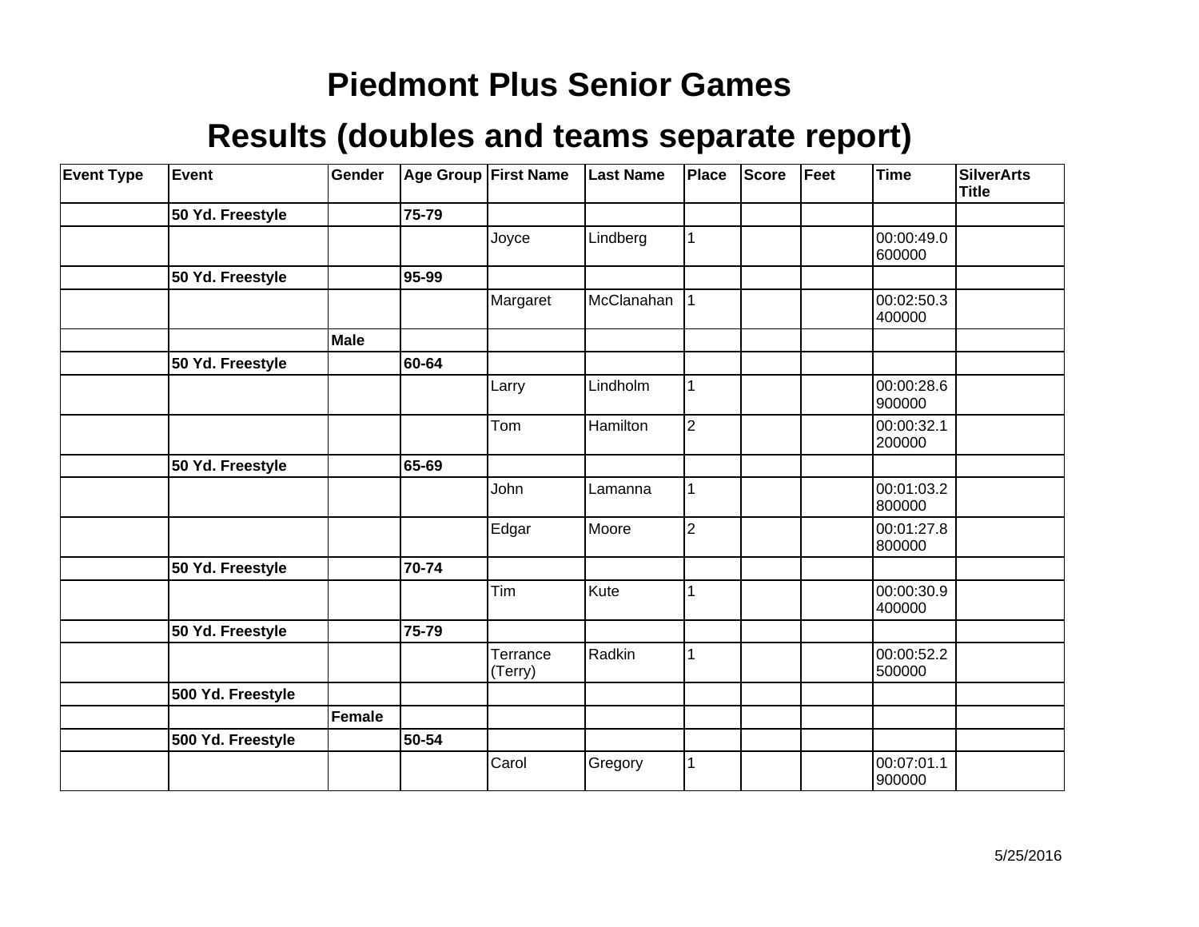# Piedmont Plus Senior Games

## Results (doubles and teams separate report)

| Event Type | Event | Gender | Age Group | First Name | Last Name | Place | Score | Feet | Time | SilverArts Title |
|---|---|---|---|---|---|---|---|---|---|---|
| | **50 Yd. Freestyle** | | **75-79** | | | | | | | |
| | | | | Joyce | Lindberg | 1 | | | 00:00:49.0600000 | |
| | **50 Yd. Freestyle** | | **95-99** | | | | | | | |
| | | | | Margaret | McClanahan | 1 | | | 00:02:50.3400000 | |
| | | **Male** | | | | | | | | |
| | **50 Yd. Freestyle** | | **60-64** | | | | | | | |
| | | | | Larry | Lindholm | 1 | | | 00:00:28.6900000 | |
| | | | | Tom | Hamilton | 2 | | | 00:00:32.1200000 | |
| | **50 Yd. Freestyle** | | **65-69** | | | | | | | |
| | | | | John | Lamanna | 1 | | | 00:01:03.2800000 | |
| | | | | Edgar | Moore | 2 | | | 00:01:27.8800000 | |
| | **50 Yd. Freestyle** | | **70-74** | | | | | | | |
| | | | | Tim | Kute | 1 | | | 00:00:30.9400000 | |
| | **50 Yd. Freestyle** | | **75-79** | | | | | | | |
| | | | | Terrance (Terry) | Radkin | 1 | | | 00:00:52.2500000 | |
| | **500 Yd. Freestyle** | | | | | | | | | |
| | | **Female** | | | | | | | | |
| | **500 Yd. Freestyle** | | **50-54** | | | | | | | |
| | | | | Carol | Gregory | 1 | | | 00:07:01.1900000 | |

5/25/2016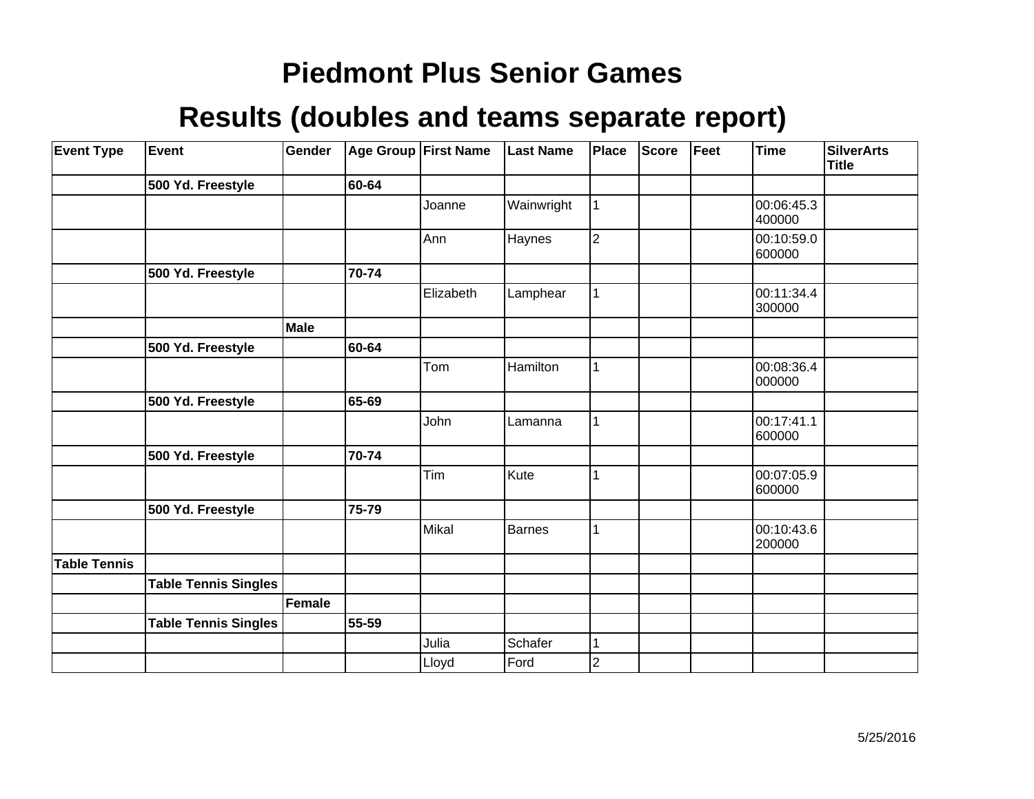# Piedmont Plus Senior Games

## Results (doubles and teams separate report)

| Event Type | Event | Gender | Age Group | First Name | Last Name | Place | Score | Feet | Time | SilverArts Title |
|---|---|---|---|---|---|---|---|---|---|---|
| | **500 Yd. Freestyle** | | **60-64** | | | | | | | |
| | | | | Joanne | Wainwright | 1 | | | 00:06:45.3400000 | |
| | | | | Ann | Haynes | 2 | | | 00:10:59.0600000 | |
| | **500 Yd. Freestyle** | | **70-74** | | | | | | | |
| | | | | Elizabeth | Lamphear | 1 | | | 00:11:34.4300000 | |
| | | **Male** | | | | | | | | |
| | **500 Yd. Freestyle** | | **60-64** | | | | | | | |
| | | | | Tom | Hamilton | 1 | | | 00:08:36.4000000 | |
| | **500 Yd. Freestyle** | | **65-69** | | | | | | | |
| | | | | John | Lamanna | 1 | | | 00:17:41.1600000 | |
| | **500 Yd. Freestyle** | | **70-74** | | | | | | | |
| | | | | Tim | Kute | 1 | | | 00:07:05.9600000 | |
| | **500 Yd. Freestyle** | | **75-79** | | | | | | | |
| | | | | Mikal | Barnes | 1 | | | 00:10:43.6200000 | |
| **Table Tennis** | | | | | | | | | | |
| | **Table Tennis Singles** | | | | | | | | | |
| | | **Female** | | | | | | | | |
| | **Table Tennis Singles** | | **55-59** | | | | | | | |
| | | | | Julia | Schafer | 1 | | | | |
| | | | | Lloyd | Ford | 2 | | | | |

5/25/2016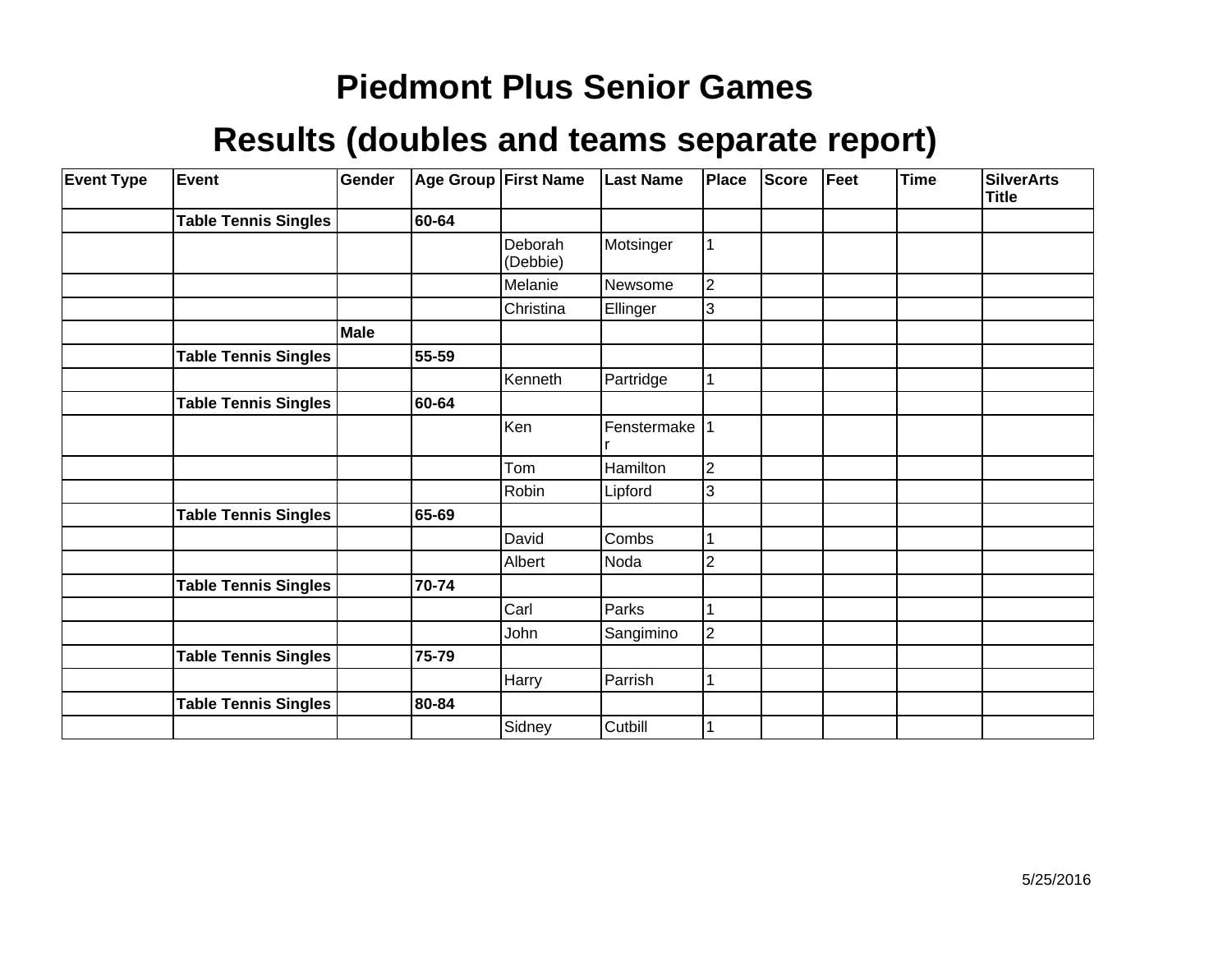# Piedmont Plus Senior Games

## Results (doubles and teams separate report)

| Event Type | Event | Gender | Age Group | First Name | Last Name | Place | Score | Feet | Time | SilverArts Title |
|---|---|---|---|---|---|---|---|---|---|---|
| | **Table Tennis Singles** | | **60-64** | | | | | | | |
| | | | | Deborah (Debbie) | Motsinger | 1 | | | | |
| | | | | Melanie | Newsome | 2 | | | | |
| | | | | Christina | Ellinger | 3 | | | | |
| | | **Male** | | | | | | | | |
| | **Table Tennis Singles** | | **55-59** | | | | | | | |
| | | | | Kenneth | Partridge | 1 | | | | |
| | **Table Tennis Singles** | | **60-64** | | | | | | | |
| | | | | Ken | Fenstermaker | 1 | | | | |
| | | | | Tom | Hamilton | 2 | | | | |
| | | | | Robin | Lipford | 3 | | | | |
| | **Table Tennis Singles** | | **65-69** | | | | | | | |
| | | | | David | Combs | 1 | | | | |
| | | | | Albert | Noda | 2 | | | | |
| | **Table Tennis Singles** | | **70-74** | | | | | | | |
| | | | | Carl | Parks | 1 | | | | |
| | | | | John | Sangimino | 2 | | | | |
| | **Table Tennis Singles** | | **75-79** | | | | | | | |
| | | | | Harry | Parrish | 1 | | | | |
| | **Table Tennis Singles** | | **80-84** | | | | | | | |
| | | | | Sidney | Cutbill | 1 | | | | |

5/25/2016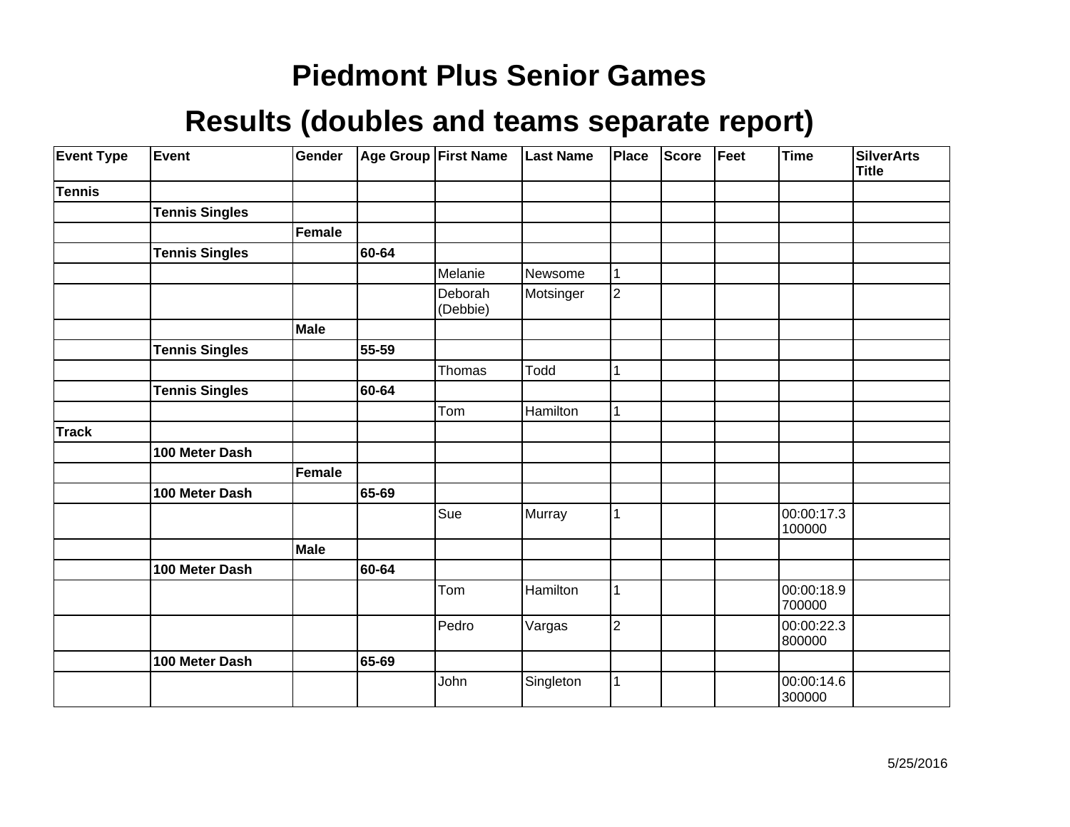# Piedmont Plus Senior Games

## Results (doubles and teams separate report)

| Event Type | Event | Gender | Age Group | First Name | Last Name | Place | Score | Feet | Time | SilverArts Title |
|---|---|---|---|---|---|---|---|---|---|---|
| **Tennis** | | | | | | | | | | |
| | **Tennis Singles** | | | | | | | | | |
| | | **Female** | | | | | | | | |
| | **Tennis Singles** | | **60-64** | | | | | | | |
| | | | | Melanie | Newsome | 1 | | | | |
| | | | | Deborah (Debbie) | Motsinger | 2 | | | | |
| | | **Male** | | | | | | | | |
| | **Tennis Singles** | | **55-59** | | | | | | | |
| | | | | Thomas | Todd | 1 | | | | |
| | **Tennis Singles** | | **60-64** | | | | | | | |
| | | | | Tom | Hamilton | 1 | | | | |
| **Track** | | | | | | | | | | |
| | **100 Meter Dash** | | | | | | | | | |
| | | **Female** | | | | | | | | |
| | **100 Meter Dash** | | **65-69** | | | | | | | |
| | | | | Sue | Murray | 1 | | | 00:00:17.3100000 | |
| | | **Male** | | | | | | | | |
| | **100 Meter Dash** | | **60-64** | | | | | | | |
| | | | | Tom | Hamilton | 1 | | | 00:00:18.9700000 | |
| | | | | Pedro | Vargas | 2 | | | 00:00:22.3800000 | |
| | **100 Meter Dash** | | **65-69** | | | | | | | |
| | | | | John | Singleton | 1 | | | 00:00:14.6300000 | |

5/25/2016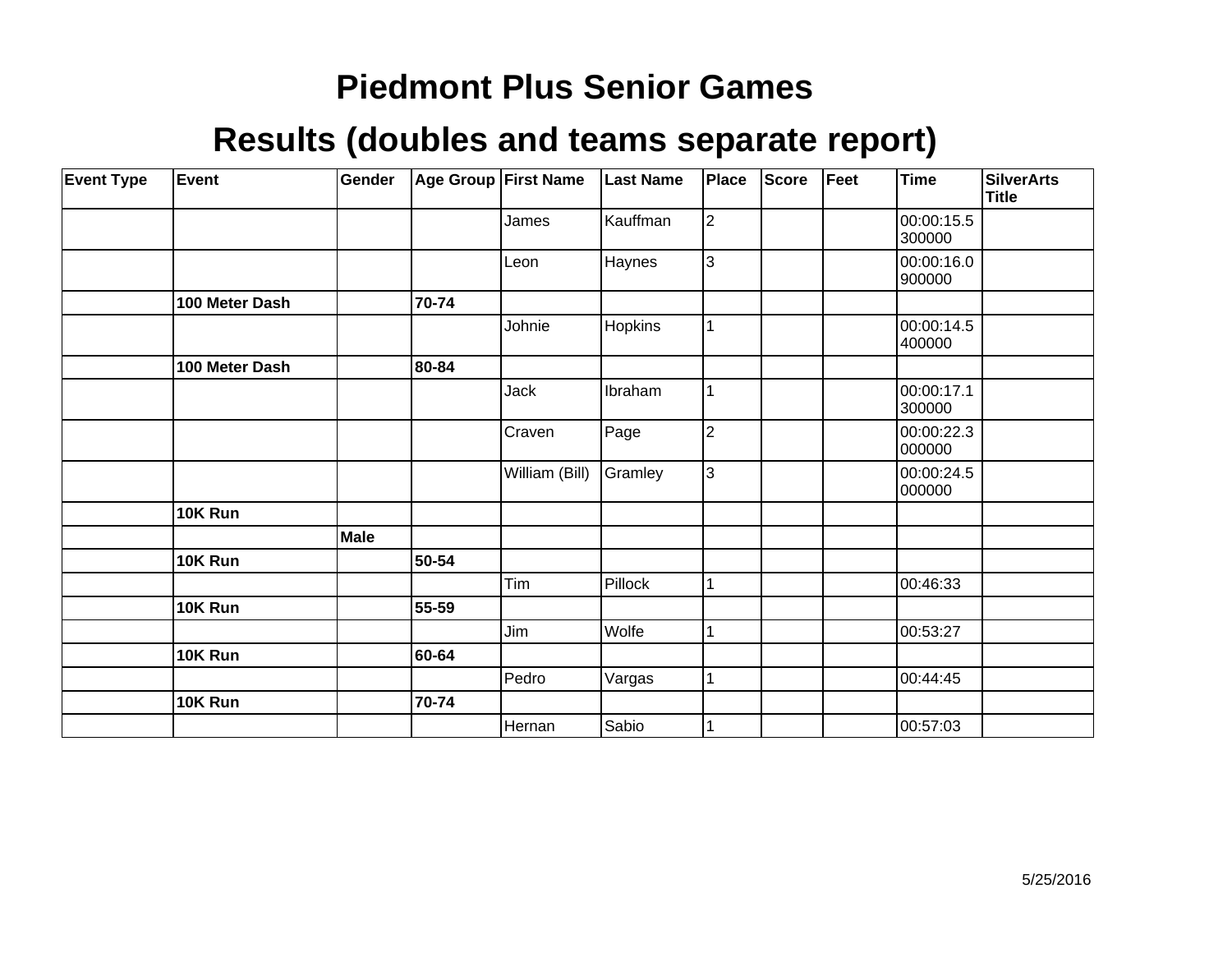# Piedmont Plus Senior Games

## Results (doubles and teams separate report)

| Event Type | Event | Gender | Age Group | First Name | Last Name | Place | Score | Feet | Time | SilverArts Title |
|---|---|---|---|---|---|---|---|---|---|---|
| | | | | James | Kauffman | 2 | | | 00:00:15.5300000 | |
| | | | | Leon | Haynes | 3 | | | 00:00:16.0900000 | |
| | **100 Meter Dash** | | **70-74** | | | | | | | |
| | | | | Johnie | Hopkins | 1 | | | 00:00:14.5400000 | |
| | **100 Meter Dash** | | **80-84** | | | | | | | |
| | | | | Jack | Ibraham | 1 | | | 00:00:17.1300000 | |
| | | | | Craven | Page | 2 | | | 00:00:22.3000000 | |
| | | | | William (Bill) | Gramley | 3 | | | 00:00:24.5000000 | |
| | **10K Run** | | | | | | | | | |
| | | **Male** | | | | | | | | |
| | **10K Run** | | **50-54** | | | | | | | |
| | | | | Tim | Pillock | 1 | | | 00:46:33 | |
| | **10K Run** | | **55-59** | | | | | | | |
| | | | | Jim | Wolfe | 1 | | | 00:53:27 | |
| | **10K Run** | | **60-64** | | | | | | | |
| | | | | Pedro | Vargas | 1 | | | 00:44:45 | |
| | **10K Run** | | **70-74** | | | | | | | |
| | | | | Hernan | Sabio | 1 | | | 00:57:03 | |

5/25/2016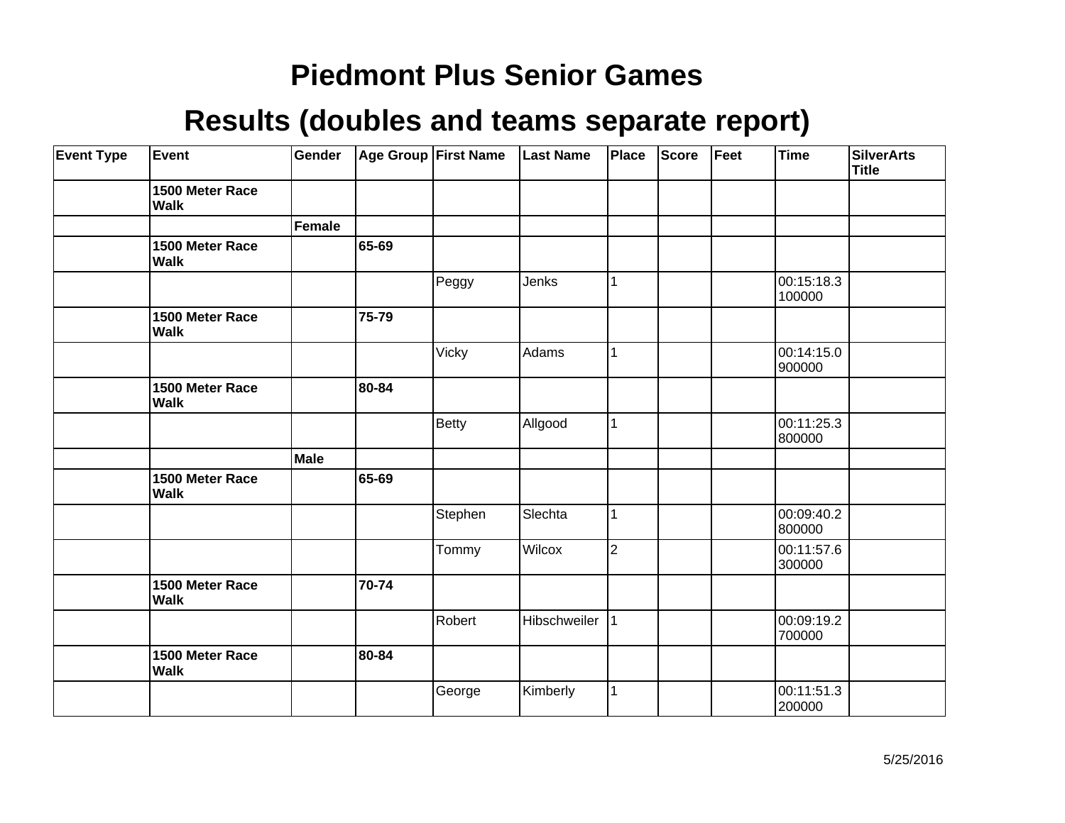# Piedmont Plus Senior Games

## Results (doubles and teams separate report)

| Event Type | Event | Gender | Age Group | First Name | Last Name | Place | Score | Feet | Time | SilverArts Title |
|---|---|---|---|---|---|---|---|---|---|---|
| | **1500 Meter Race Walk** | | | | | | | | | |
| | | **Female** | | | | | | | | |
| | **1500 Meter Race Walk** | | **65-69** | | | | | | | |
| | | | | Peggy | Jenks | 1 | | | 00:15:18.3100000 | |
| | **1500 Meter Race Walk** | | **75-79** | | | | | | | |
| | | | | Vicky | Adams | 1 | | | 00:14:15.0900000 | |
| | **1500 Meter Race Walk** | | **80-84** | | | | | | | |
| | | | | Betty | Allgood | 1 | | | 00:11:25.3800000 | |
| | | **Male** | | | | | | | | |
| | **1500 Meter Race Walk** | | **65-69** | | | | | | | |
| | | | | Stephen | Slechta | 1 | | | 00:09:40.2800000 | |
| | | | | Tommy | Wilcox | 2 | | | 00:11:57.6300000 | |
| | **1500 Meter Race Walk** | | **70-74** | | | | | | | |
| | | | | Robert | Hibschweiler | 1 | | | 00:09:19.2700000 | |
| | **1500 Meter Race Walk** | | **80-84** | | | | | | | |
| | | | | George | Kimberly | 1 | | | 00:11:51.3200000 | |

5/25/2016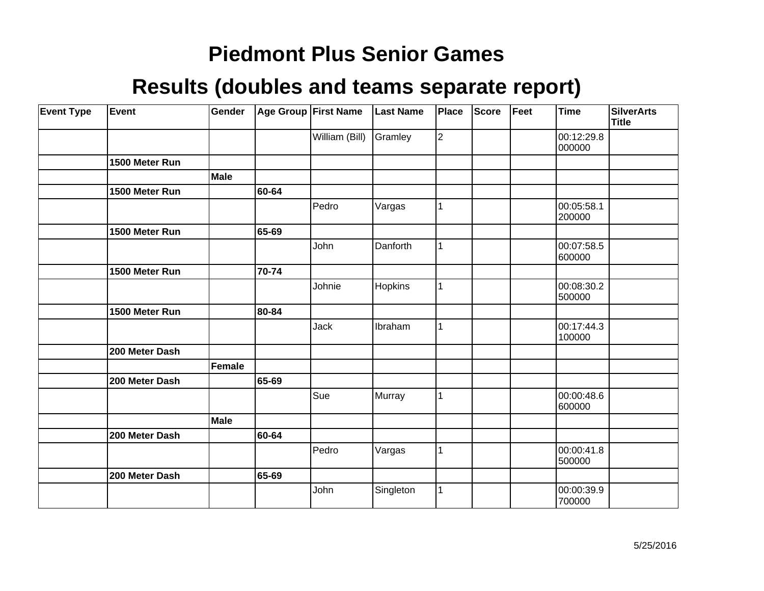# Piedmont Plus Senior Games

## Results (doubles and teams separate report)

| Event Type | Event | Gender | Age Group | First Name | Last Name | Place | Score | Feet | Time | SilverArts Title |
|---|---|---|---|---|---|---|---|---|---|---|
| | | | | William (Bill) | Gramley | 2 | | | 00:12:29.8000000 | |
| | **1500 Meter Run** | | | | | | | | | |
| | | **Male** | | | | | | | | |
| | **1500 Meter Run** | | **60-64** | | | | | | | |
| | | | | Pedro | Vargas | 1 | | | 00:05:58.1200000 | |
| | **1500 Meter Run** | | **65-69** | | | | | | | |
| | | | | John | Danforth | 1 | | | 00:07:58.5600000 | |
| | **1500 Meter Run** | | **70-74** | | | | | | | |
| | | | | Johnie | Hopkins | 1 | | | 00:08:30.2500000 | |
| | **1500 Meter Run** | | **80-84** | | | | | | | |
| | | | | Jack | Ibraham | 1 | | | 00:17:44.3100000 | |
| | **200 Meter Dash** | | | | | | | | | |
| | | **Female** | | | | | | | | |
| | **200 Meter Dash** | | **65-69** | | | | | | | |
| | | | | Sue | Murray | 1 | | | 00:00:48.6600000 | |
| | | **Male** | | | | | | | | |
| | **200 Meter Dash** | | **60-64** | | | | | | | |
| | | | | Pedro | Vargas | 1 | | | 00:00:41.8500000 | |
| | **200 Meter Dash** | | **65-69** | | | | | | | |
| | | | | John | Singleton | 1 | | | 00:00:39.9700000 | |

5/25/2016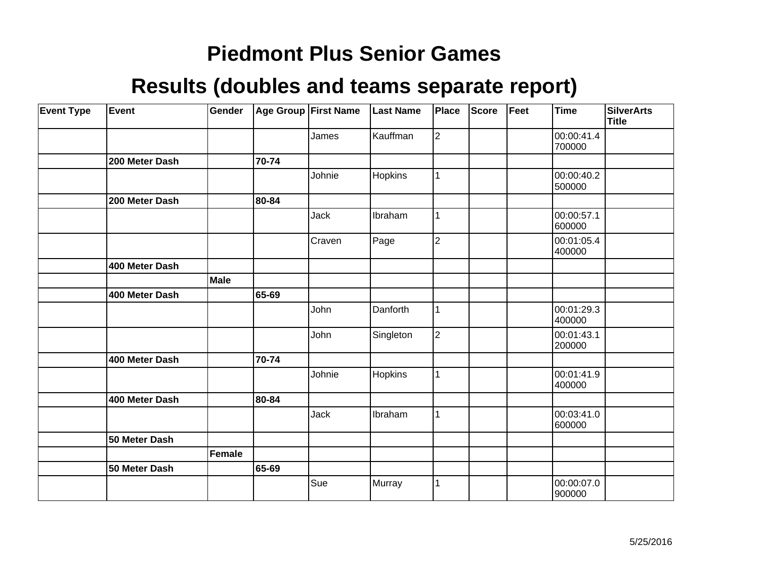# Piedmont Plus Senior Games

## Results (doubles and teams separate report)

| Event Type | Event | Gender | Age Group | First Name | Last Name | Place | Score | Feet | Time | SilverArts Title |
|---|---|---|---|---|---|---|---|---|---|---|
| | | | | James | Kauffman | 2 | | | 00:00:41.4700000 | |
| | **200 Meter Dash** | | **70-74** | | | | | | | |
| | | | | Johnie | Hopkins | 1 | | | 00:00:40.2500000 | |
| | **200 Meter Dash** | | **80-84** | | | | | | | |
| | | | | Jack | Ibraham | 1 | | | 00:00:57.1600000 | |
| | | | | Craven | Page | 2 | | | 00:01:05.4400000 | |
| | **400 Meter Dash** | | | | | | | | | |
| | | **Male** | | | | | | | | |
| | **400 Meter Dash** | | **65-69** | | | | | | | |
| | | | | John | Danforth | 1 | | | 00:01:29.3400000 | |
| | | | | John | Singleton | 2 | | | 00:01:43.1200000 | |
| | **400 Meter Dash** | | **70-74** | | | | | | | |
| | | | | Johnie | Hopkins | 1 | | | 00:01:41.9400000 | |
| | **400 Meter Dash** | | **80-84** | | | | | | | |
| | | | | Jack | Ibraham | 1 | | | 00:03:41.0600000 | |
| | **50 Meter Dash** | | | | | | | | | |
| | | **Female** | | | | | | | | |
| | **50 Meter Dash** | | **65-69** | | | | | | | |
| | | | | Sue | Murray | 1 | | | 00:00:07.0900000 | |

5/25/2016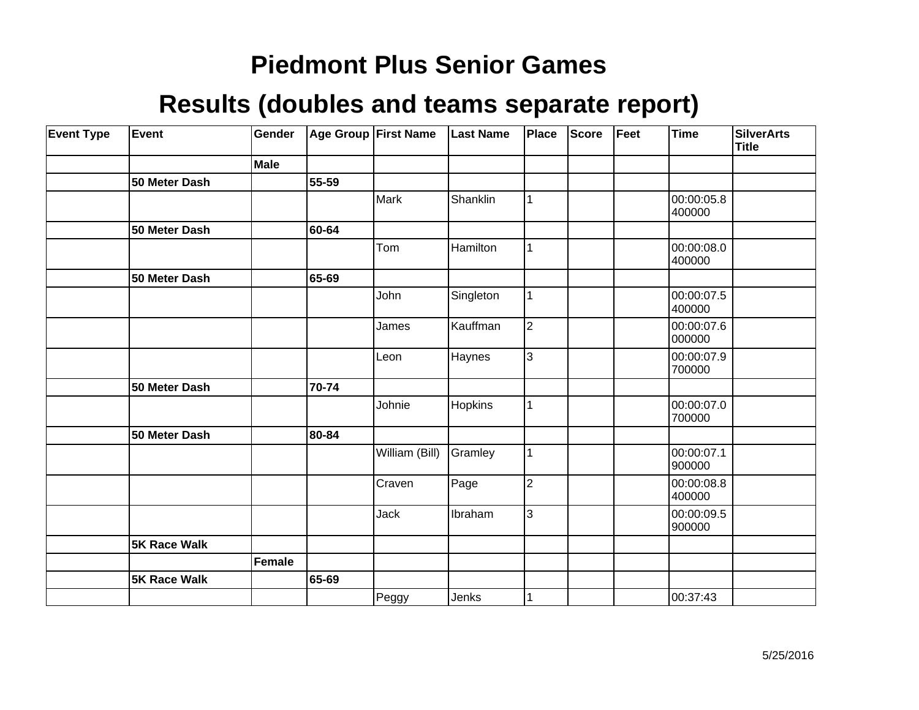# Piedmont Plus Senior Games

## Results (doubles and teams separate report)

| Event Type | Event | Gender | Age Group | First Name | Last Name | Place | Score | Feet | Time | SilverArts Title |
|---|---|---|---|---|---|---|---|---|---|---|
| | | **Male** | | | | | | | | |
| | **50 Meter Dash** | | **55-59** | | | | | | | |
| | | | | Mark | Shanklin | 1 | | | 00:00:05.8400000 | |
| | **50 Meter Dash** | | **60-64** | | | | | | | |
| | | | | Tom | Hamilton | 1 | | | 00:00:08.0400000 | |
| | **50 Meter Dash** | | **65-69** | | | | | | | |
| | | | | John | Singleton | 1 | | | 00:00:07.5400000 | |
| | | | | James | Kauffman | 2 | | | 00:00:07.6000000 | |
| | | | | Leon | Haynes | 3 | | | 00:00:07.9700000 | |
| | **50 Meter Dash** | | **70-74** | | | | | | | |
| | | | | Johnie | Hopkins | 1 | | | 00:00:07.0700000 | |
| | **50 Meter Dash** | | **80-84** | | | | | | | |
| | | | | William (Bill) | Gramley | 1 | | | 00:00:07.1900000 | |
| | | | | Craven | Page | 2 | | | 00:00:08.8400000 | |
| | | | | Jack | Ibraham | 3 | | | 00:00:09.5900000 | |
| | **5K Race Walk** | | | | | | | | | |
| | | **Female** | | | | | | | | |
| | **5K Race Walk** | | **65-69** | | | | | | | |
| | | | | Peggy | Jenks | 1 | | | 00:37:43 | |

5/25/2016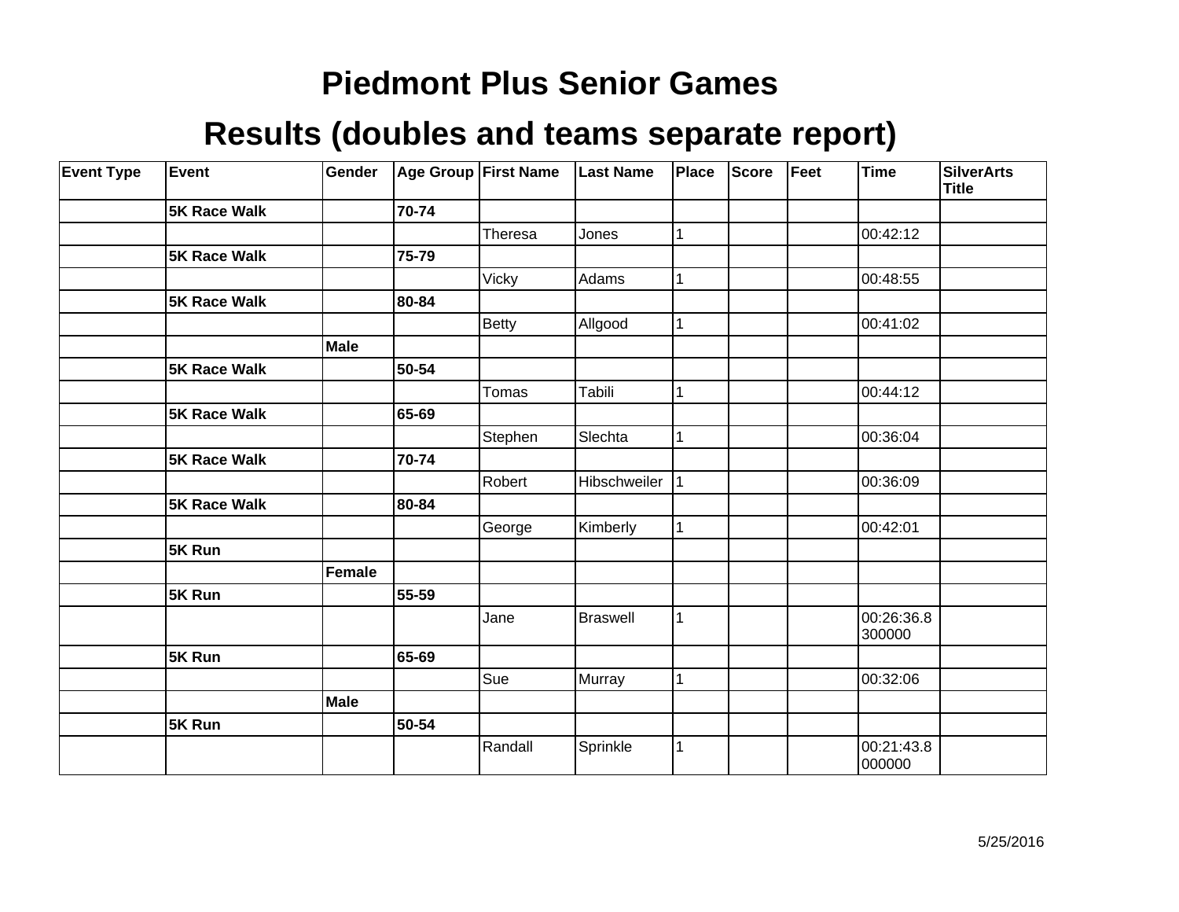# Piedmont Plus Senior Games

## Results (doubles and teams separate report)

| Event Type | Event | Gender | Age Group | First Name | Last Name | Place | Score | Feet | Time | SilverArts Title |
|---|---|---|---|---|---|---|---|---|---|---|
| | **5K Race Walk** | | **70-74** | | | | | | | |
| | | | | Theresa | Jones | 1 | | | 00:42:12 | |
| | **5K Race Walk** | | **75-79** | | | | | | | |
| | | | | Vicky | Adams | 1 | | | 00:48:55 | |
| | **5K Race Walk** | | **80-84** | | | | | | | |
| | | | | Betty | Allgood | 1 | | | 00:41:02 | |
| | | **Male** | | | | | | | | |
| | **5K Race Walk** | | **50-54** | | | | | | | |
| | | | | Tomas | Tabili | 1 | | | 00:44:12 | |
| | **5K Race Walk** | | **65-69** | | | | | | | |
| | | | | Stephen | Slechta | 1 | | | 00:36:04 | |
| | **5K Race Walk** | | **70-74** | | | | | | | |
| | | | | Robert | Hibschweiler | 1 | | | 00:36:09 | |
| | **5K Race Walk** | | **80-84** | | | | | | | |
| | | | | George | Kimberly | 1 | | | 00:42:01 | |
| | **5K Run** | | | | | | | | | |
| | | **Female** | | | | | | | | |
| | **5K Run** | | **55-59** | | | | | | | |
| | | | | Jane | Braswell | 1 | | | 00:26:36.8300000 | |
| | **5K Run** | | **65-69** | | | | | | | |
| | | | | Sue | Murray | 1 | | | 00:32:06 | |
| | | **Male** | | | | | | | | |
| | **5K Run** | | **50-54** | | | | | | | |
| | | | | Randall | Sprinkle | 1 | | | 00:21:43.8000000 | |

5/25/2016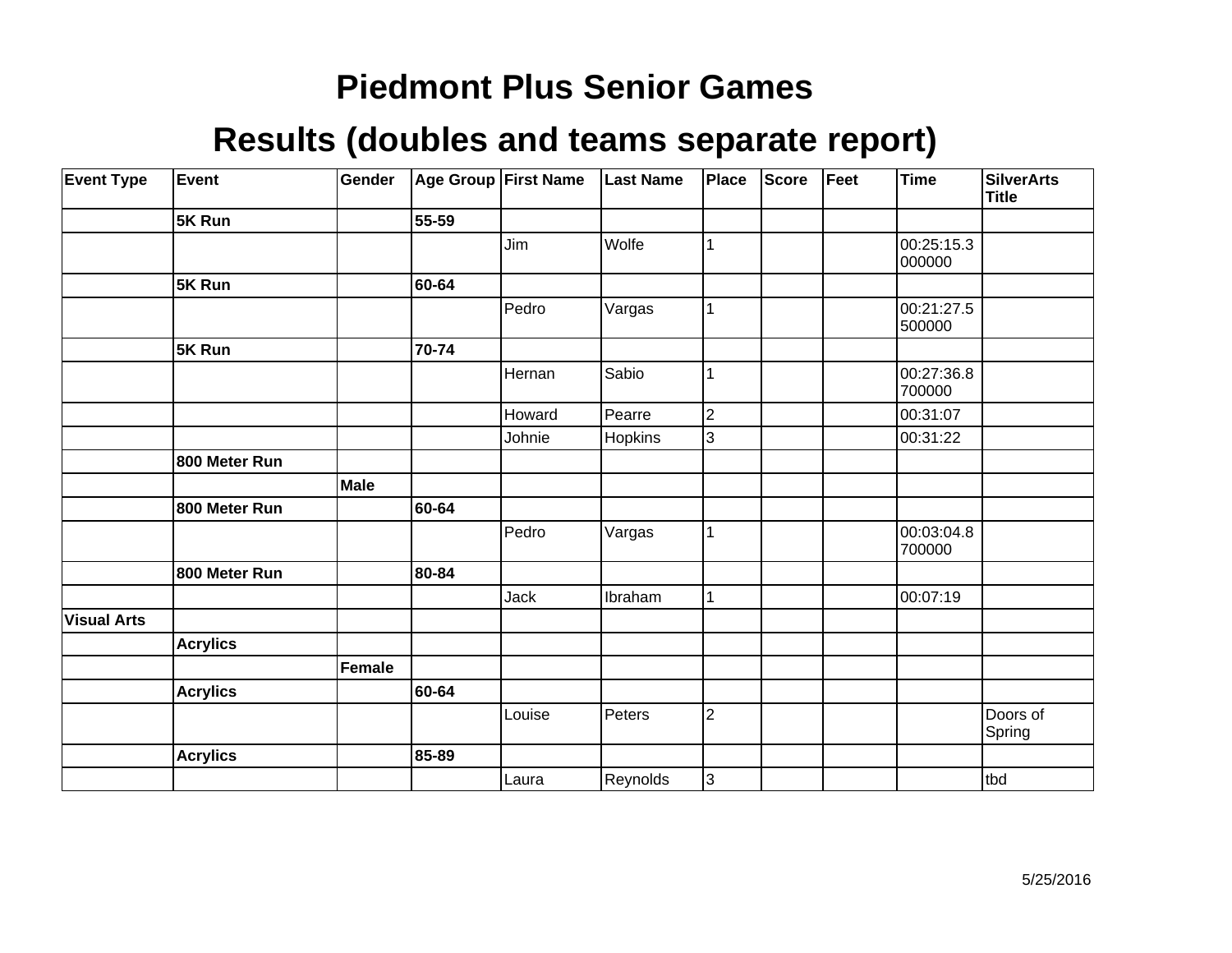# Piedmont Plus Senior Games

# Results (doubles and teams separate report)

| Event Type | Event | Gender | Age Group | First Name | Last Name | Place | Score | Feet | Time | SilverArts Title |
|---|---|---|---|---|---|---|---|---|---|---|
| | **5K Run** | | **55-59** | | | | | | | |
| | | | | Jim | Wolfe | 1 | | | 00:25:15.3000000 | |
| | **5K Run** | | **60-64** | | | | | | | |
| | | | | Pedro | Vargas | 1 | | | 00:21:27.5500000 | |
| | **5K Run** | | **70-74** | | | | | | | |
| | | | | Hernan | Sabio | 1 | | | 00:27:36.8700000 | |
| | | | | Howard | Pearre | 2 | | | 00:31:07 | |
| | | | | Johnie | Hopkins | 3 | | | 00:31:22 | |
| | **800 Meter Run** | | | | | | | | | |
| | | **Male** | | | | | | | | |
| | **800 Meter Run** | | **60-64** | | | | | | | |
| | | | | Pedro | Vargas | 1 | | | 00:03:04.8700000 | |
| | **800 Meter Run** | | **80-84** | | | | | | | |
| | | | | Jack | Ibraham | 1 | | | 00:07:19 | |
| **Visual Arts** | | | | | | | | | | |
| | **Acrylics** | | | | | | | | | |
| | | **Female** | | | | | | | | |
| | **Acrylics** | | **60-64** | | | | | | | |
| | | | | Louise | Peters | 2 | | | | Doors of Spring |
| | **Acrylics** | | **85-89** | | | | | | | |
| | | | | Laura | Reynolds | 3 | | | | tbd |

5/25/2016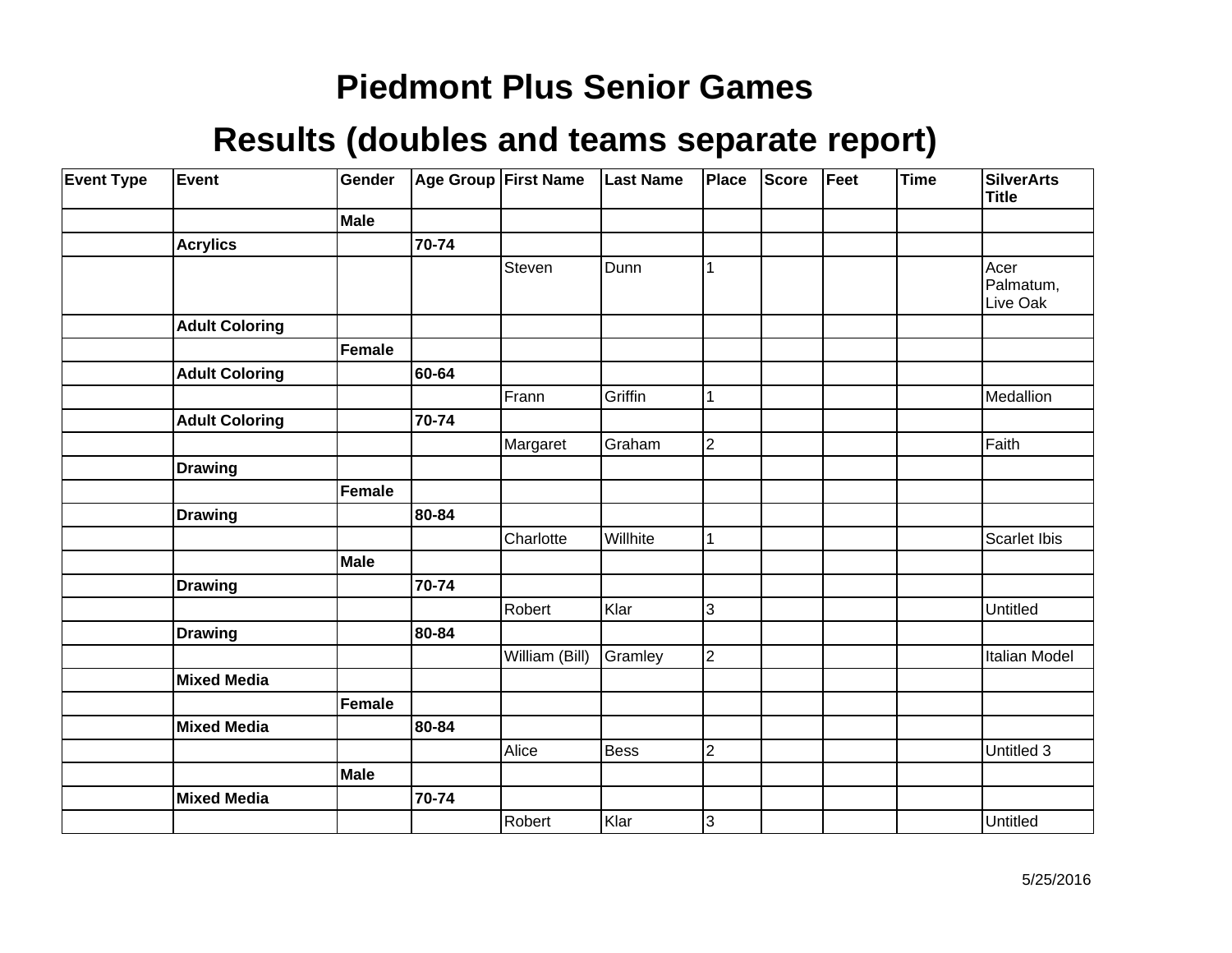# Piedmont Plus Senior Games

## Results (doubles and teams separate report)

| Event Type | Event | Gender | Age Group | First Name | Last Name | Place | Score | Feet | Time | SilverArts Title |
|---|---|---|---|---|---|---|---|---|---|---|
| | | **Male** | | | | | | | | |
| | **Acrylics** | | **70-74** | | | | | | | |
| | | | | Steven | Dunn | 1 | | | | Acer Palmatum, Live Oak |
| | **Adult Coloring** | | | | | | | | | |
| | | **Female** | | | | | | | | |
| | **Adult Coloring** | | **60-64** | | | | | | | |
| | | | | Frann | Griffin | 1 | | | | Medallion |
| | **Adult Coloring** | | **70-74** | | | | | | | |
| | | | | Margaret | Graham | 2 | | | | Faith |
| | **Drawing** | | | | | | | | | |
| | | **Female** | | | | | | | | |
| | **Drawing** | | **80-84** | | | | | | | |
| | | | | Charlotte | Willhite | 1 | | | | Scarlet Ibis |
| | | **Male** | | | | | | | | |
| | **Drawing** | | **70-74** | | | | | | | |
| | | | | Robert | Klar | 3 | | | | Untitled |
| | **Drawing** | | **80-84** | | | | | | | |
| | | | | William (Bill) | Gramley | 2 | | | | Italian Model |
| | **Mixed Media** | | | | | | | | | |
| | | **Female** | | | | | | | | |
| | **Mixed Media** | | **80-84** | | | | | | | |
| | | | | Alice | Bess | 2 | | | | Untitled 3 |
| | | **Male** | | | | | | | | |
| | **Mixed Media** | | **70-74** | | | | | | | |
| | | | | Robert | Klar | 3 | | | | Untitled |

5/25/2016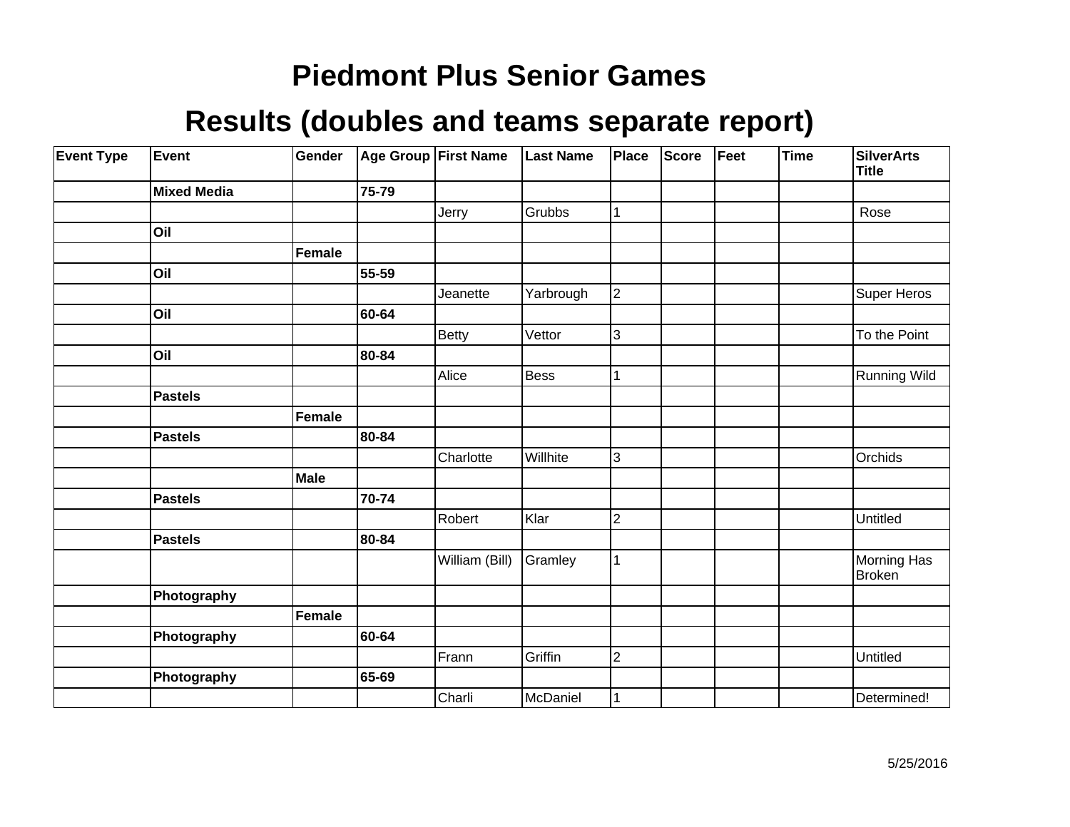# Piedmont Plus Senior Games

## Results (doubles and teams separate report)

| Event Type | Event | Gender | Age Group | First Name | Last Name | Place | Score | Feet | Time | SilverArts Title |
|---|---|---|---|---|---|---|---|---|---|---|
| | **Mixed Media** | | **75-79** | | | | | | | |
| | | | | Jerry | Grubbs | 1 | | | | Rose |
| | **Oil** | | | | | | | | | |
| | | **Female** | | | | | | | | |
| | **Oil** | | **55-59** | | | | | | | |
| | | | | Jeanette | Yarbrough | 2 | | | | Super Heros |
| | **Oil** | | **60-64** | | | | | | | |
| | | | | Betty | Vettor | 3 | | | | To the Point |
| | **Oil** | | **80-84** | | | | | | | |
| | | | | Alice | Bess | 1 | | | | Running Wild |
| | **Pastels** | | | | | | | | | |
| | | **Female** | | | | | | | | |
| | **Pastels** | | **80-84** | | | | | | | |
| | | | | Charlotte | Willhite | 3 | | | | Orchids |
| | | **Male** | | | | | | | | |
| | **Pastels** | | **70-74** | | | | | | | |
| | | | | Robert | Klar | 2 | | | | Untitled |
| | **Pastels** | | **80-84** | | | | | | | |
| | | | | William (Bill) | Gramley | 1 | | | | Morning Has Broken |
| | **Photography** | | | | | | | | | |
| | | **Female** | | | | | | | | |
| | **Photography** | | **60-64** | | | | | | | |
| | | | | Frann | Griffin | 2 | | | | Untitled |
| | **Photography** | | **65-69** | | | | | | | |
| | | | | Charli | McDaniel | 1 | | | | Determined! |

5/25/2016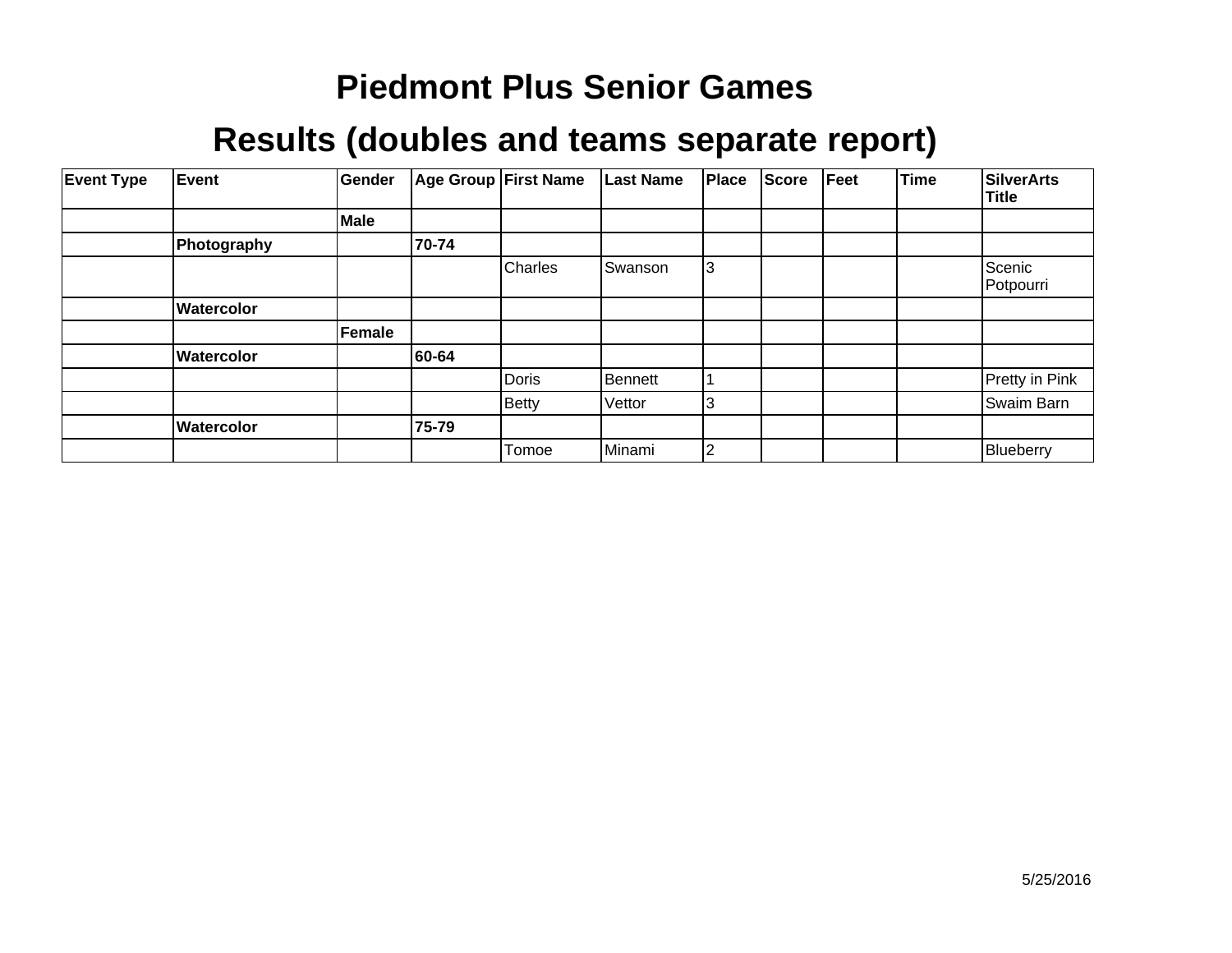# Piedmont Plus Senior Games

## Results (doubles and teams separate report)

| Event Type | Event | Gender | Age Group | First Name | Last Name | Place | Score | Feet | Time | SilverArts Title |
|---|---|---|---|---|---|---|---|---|---|---|
| | | **Male** | | | | | | | | |
| | **Photography** | | **70-74** | | | | | | | |
| | | | | Charles | Swanson | 3 | | | | Scenic Potpourri |
| | **Watercolor** | | | | | | | | | |
| | | **Female** | | | | | | | | |
| | **Watercolor** | | **60-64** | | | | | | | |
| | | | | Doris | Bennett | 1 | | | | Pretty in Pink |
| | | | | Betty | Vettor | 3 | | | | Swaim Barn |
| | **Watercolor** | | **75-79** | | | | | | | |
| | | | | Tomoe | Minami | 2 | | | | Blueberry |

5/25/2016